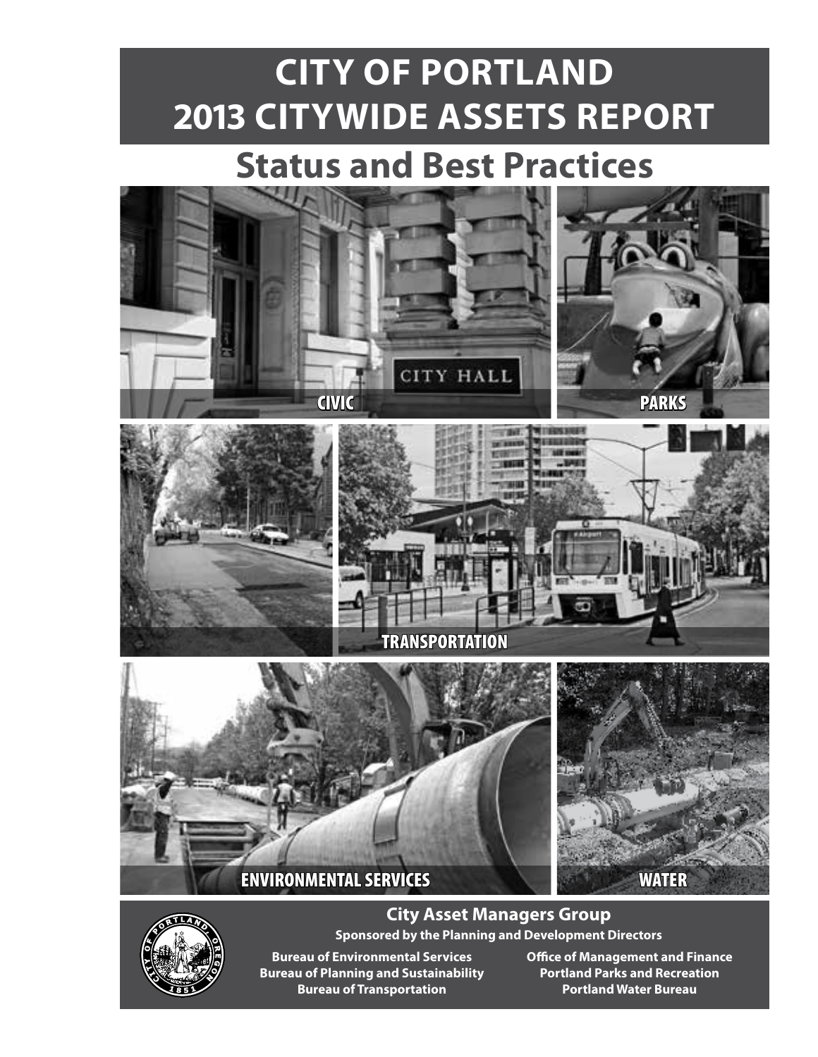# CITY OF PORTLAND 2013 CITYWIDE ASSETS REPORT

## Status and Best Practices

CIVIC

PARKS

TRANSPORTATION

ENVIRONMENTAL SERVICES

WATER

**City Asset Managers Group**

**Sponsored by the Planning and Development Directors**

**Bureau of Environmental Services**
**Bureau of Planning and Sustainability**
**Bureau of Transportation**

**Office of Management and Finance**
**Portland Parks and Recreation**
**Portland Water Bureau**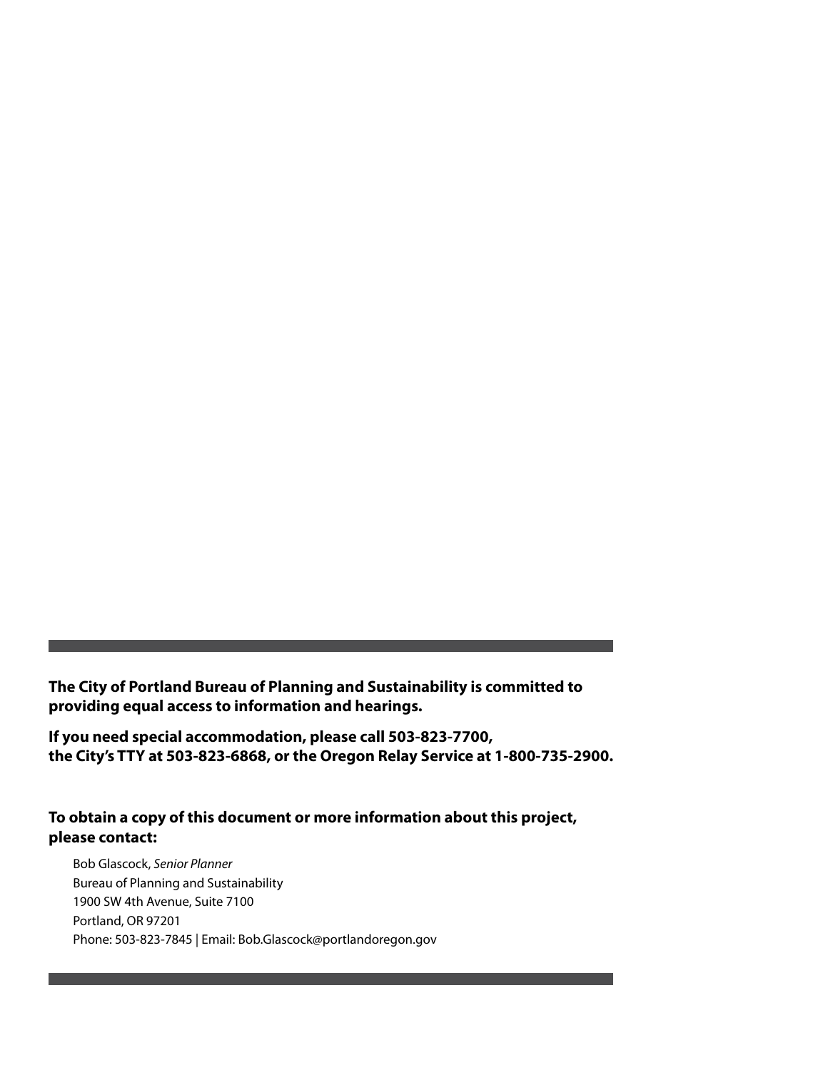**The City of Portland Bureau of Planning and Sustainability is committed to providing equal access to information and hearings.**

**If you need special accommodation, please call 503-823-7700, the City's TTY at 503-823-6868, or the Oregon Relay Service at 1-800-735-2900.**

**To obtain a copy of this document or more information about this project, please contact:**

Bob Glascock, *Senior Planner*
Bureau of Planning and Sustainability
1900 SW 4th Avenue, Suite 7100
Portland, OR 97201
Phone: 503-823-7845 | Email: Bob.Glascock@portlandoregon.gov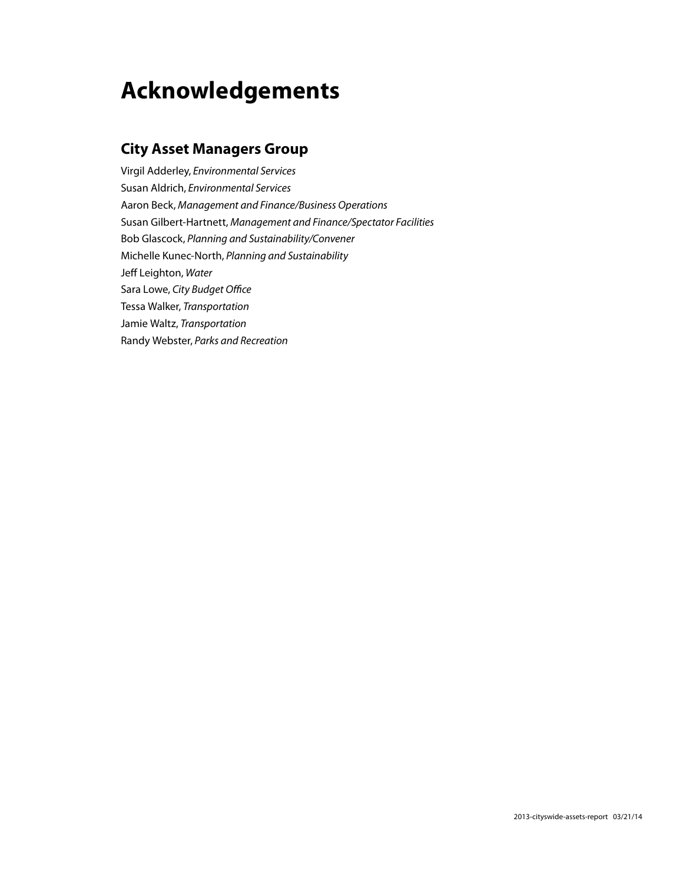# Acknowledgements

## City Asset Managers Group

Virgil Adderley, *Environmental Services*
Susan Aldrich, *Environmental Services*
Aaron Beck, *Management and Finance/Business Operations*
Susan Gilbert-Hartnett, *Management and Finance/Spectator Facilities*
Bob Glascock, *Planning and Sustainability/Convener*
Michelle Kunec-North, *Planning and Sustainability*
Jeff Leighton, *Water*
Sara Lowe, *City Budget Office*
Tessa Walker, *Transportation*
Jamie Waltz, *Transportation*
Randy Webster, *Parks and Recreation*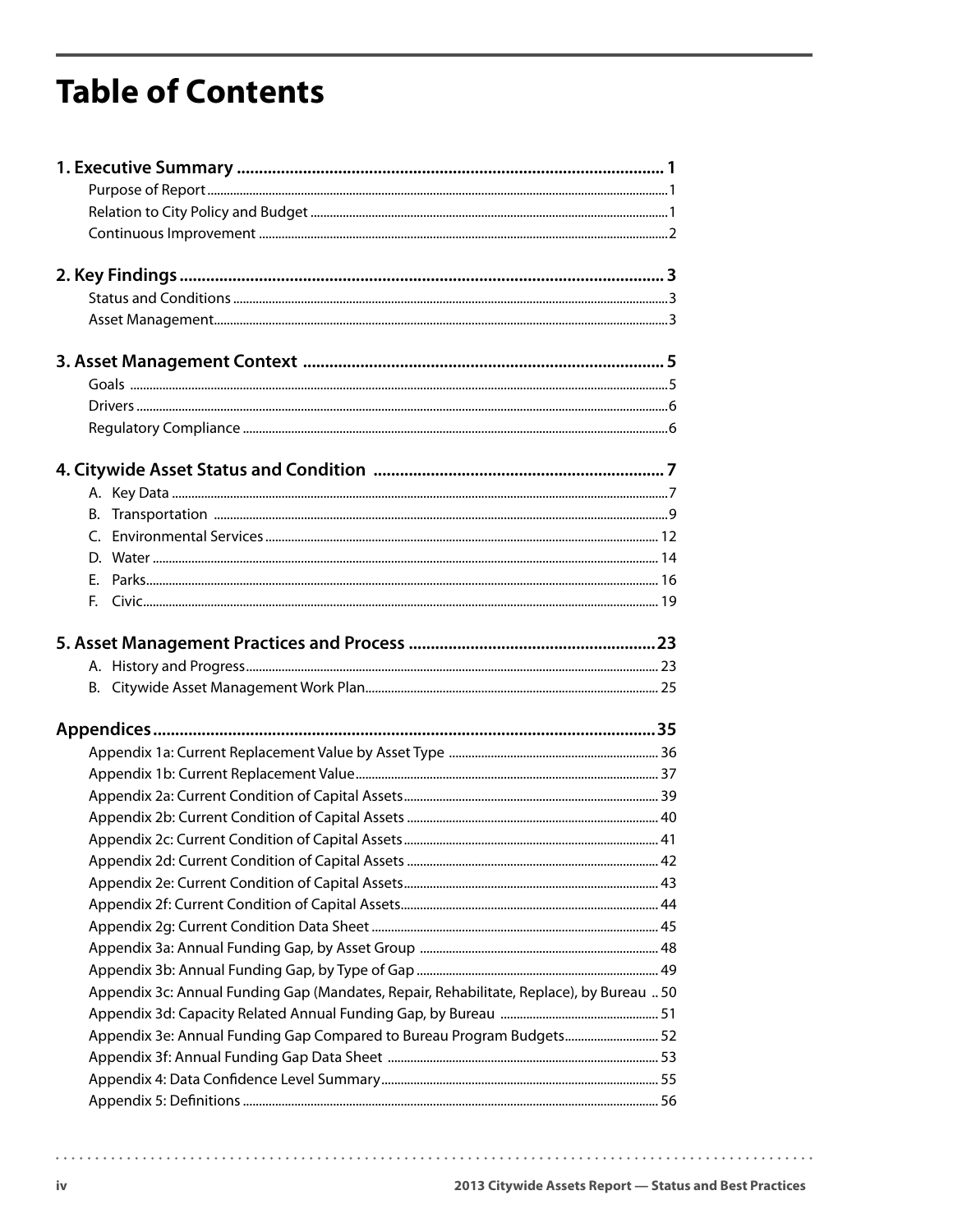# Table of Contents

**1. Executive Summary ..... 1**
- Purpose of Report ..... 1
- Relation to City Policy and Budget ..... 1
- Continuous Improvement ..... 2

**2. Key Findings ..... 3**
- Status and Conditions ..... 3
- Asset Management ..... 3

**3. Asset Management Context ..... 5**
- Goals ..... 5
- Drivers ..... 6
- Regulatory Compliance ..... 6

**4. Citywide Asset Status and Condition ..... 7**
- A. Key Data ..... 7
- B. Transportation ..... 9
- C. Environmental Services ..... 12
- D. Water ..... 14
- E. Parks ..... 16
- F. Civic ..... 19

**5. Asset Management Practices and Process ..... 23**
- A. History and Progress ..... 23
- B. Citywide Asset Management Work Plan ..... 25

**Appendices ..... 35**
- Appendix 1a: Current Replacement Value by Asset Type ..... 36
- Appendix 1b: Current Replacement Value ..... 37
- Appendix 2a: Current Condition of Capital Assets ..... 39
- Appendix 2b: Current Condition of Capital Assets ..... 40
- Appendix 2c: Current Condition of Capital Assets ..... 41
- Appendix 2d: Current Condition of Capital Assets ..... 42
- Appendix 2e: Current Condition of Capital Assets ..... 43
- Appendix 2f: Current Condition of Capital Assets ..... 44
- Appendix 2g: Current Condition Data Sheet ..... 45
- Appendix 3a: Annual Funding Gap, by Asset Group ..... 48
- Appendix 3b: Annual Funding Gap, by Type of Gap ..... 49
- Appendix 3c: Annual Funding Gap (Mandates, Repair, Rehabilitate, Replace), by Bureau ..... 50
- Appendix 3d: Capacity Related Annual Funding Gap, by Bureau ..... 51
- Appendix 3e: Annual Funding Gap Compared to Bureau Program Budgets ..... 52
- Appendix 3f: Annual Funding Gap Data Sheet ..... 53
- Appendix 4: Data Confidence Level Summary ..... 55
- Appendix 5: Definitions ..... 56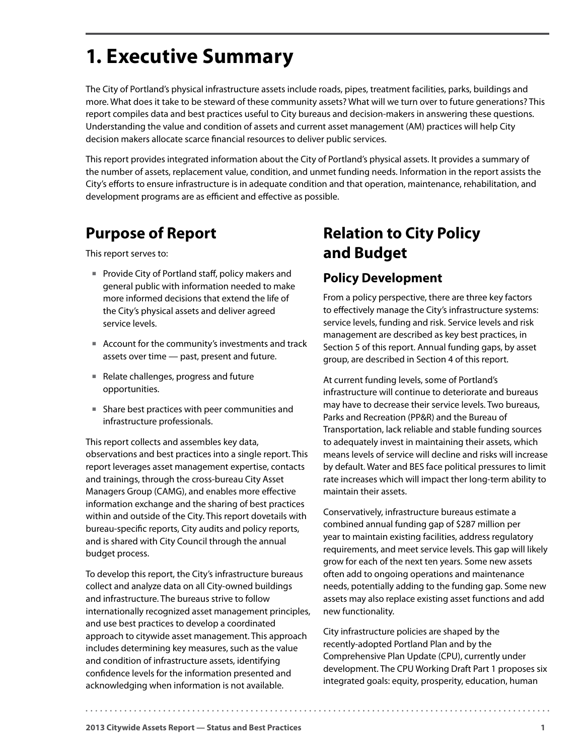# 1. Executive Summary

The City of Portland's physical infrastructure assets include roads, pipes, treatment facilities, parks, buildings and more. What does it take to be steward of these community assets? What will we turn over to future generations? This report compiles data and best practices useful to City bureaus and decision-makers in answering these questions. Understanding the value and condition of assets and current asset management (AM) practices will help City decision makers allocate scarce financial resources to deliver public services.

This report provides integrated information about the City of Portland's physical assets. It provides a summary of the number of assets, replacement value, condition, and unmet funding needs. Information in the report assists the City's efforts to ensure infrastructure is in adequate condition and that operation, maintenance, rehabilitation, and development programs are as efficient and effective as possible.

## Purpose of Report

This report serves to:

- Provide City of Portland staff, policy makers and general public with information needed to make more informed decisions that extend the life of the City's physical assets and deliver agreed service levels.
- Account for the community's investments and track assets over time — past, present and future.
- Relate challenges, progress and future opportunities.
- Share best practices with peer communities and infrastructure professionals.

This report collects and assembles key data, observations and best practices into a single report. This report leverages asset management expertise, contacts and trainings, through the cross-bureau City Asset Managers Group (CAMG), and enables more effective information exchange and the sharing of best practices within and outside of the City. This report dovetails with bureau-specific reports, City audits and policy reports, and is shared with City Council through the annual budget process.

To develop this report, the City's infrastructure bureaus collect and analyze data on all City-owned buildings and infrastructure. The bureaus strive to follow internationally recognized asset management principles, and use best practices to develop a coordinated approach to citywide asset management. This approach includes determining key measures, such as the value and condition of infrastructure assets, identifying confidence levels for the information presented and acknowledging when information is not available.

## Relation to City Policy and Budget

### Policy Development

From a policy perspective, there are three key factors to effectively manage the City's infrastructure systems: service levels, funding and risk. Service levels and risk management are described as key best practices, in Section 5 of this report. Annual funding gaps, by asset group, are described in Section 4 of this report.

At current funding levels, some of Portland's infrastructure will continue to deteriorate and bureaus may have to decrease their service levels. Two bureaus, Parks and Recreation (PP&R) and the Bureau of Transportation, lack reliable and stable funding sources to adequately invest in maintaining their assets, which means levels of service will decline and risks will increase by default. Water and BES face political pressures to limit rate increases which will impact ther long-term ability to maintain their assets.

Conservatively, infrastructure bureaus estimate a combined annual funding gap of $287 million per year to maintain existing facilities, address regulatory requirements, and meet service levels. This gap will likely grow for each of the next ten years. Some new assets often add to ongoing operations and maintenance needs, potentially adding to the funding gap. Some new assets may also replace existing asset functions and add new functionality.

City infrastructure policies are shaped by the recently-adopted Portland Plan and by the Comprehensive Plan Update (CPU), currently under development. The CPU Working Draft Part 1 proposes six integrated goals: equity, prosperity, education, human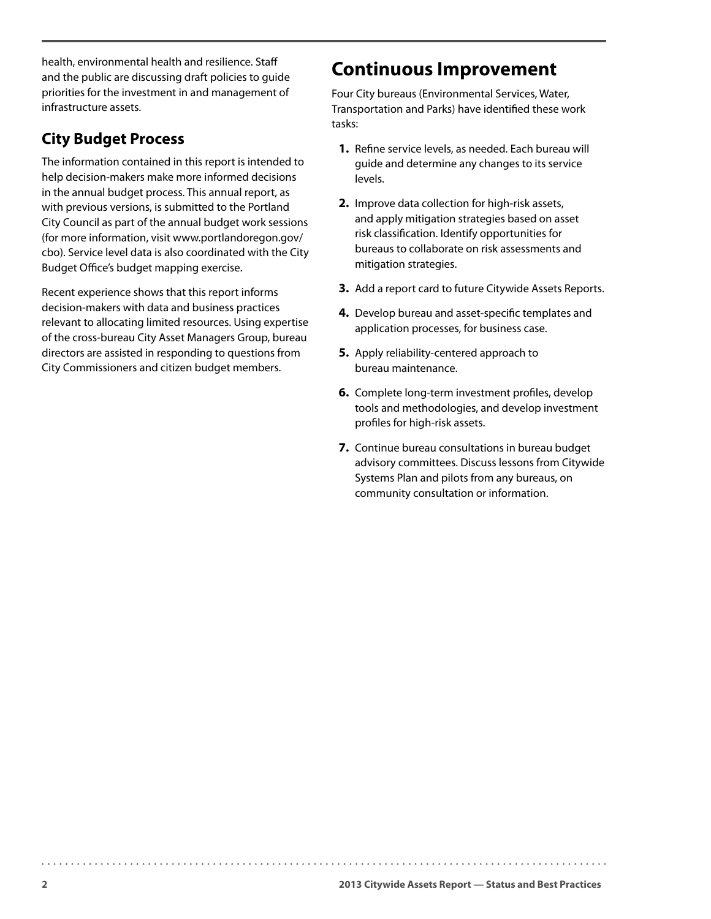health, environmental health and resilience. Staff and the public are discussing draft policies to guide priorities for the investment in and management of infrastructure assets.

## City Budget Process

The information contained in this report is intended to help decision-makers make more informed decisions in the annual budget process. This annual report, as with previous versions, is submitted to the Portland City Council as part of the annual budget work sessions (for more information, visit www.portlandoregon.gov/cbo). Service level data is also coordinated with the City Budget Office's budget mapping exercise.

Recent experience shows that this report informs decision-makers with data and business practices relevant to allocating limited resources. Using expertise of the cross-bureau City Asset Managers Group, bureau directors are assisted in responding to questions from City Commissioners and citizen budget members.

# Continuous Improvement

Four City bureaus (Environmental Services, Water, Transportation and Parks) have identified these work tasks:

1. Refine service levels, as needed. Each bureau will guide and determine any changes to its service levels.
2. Improve data collection for high-risk assets, and apply mitigation strategies based on asset risk classification. Identify opportunities for bureaus to collaborate on risk assessments and mitigation strategies.
3. Add a report card to future Citywide Assets Reports.
4. Develop bureau and asset-specific templates and application processes, for business case.
5. Apply reliability-centered approach to bureau maintenance.
6. Complete long-term investment profiles, develop tools and methodologies, and develop investment profiles for high-risk assets.
7. Continue bureau consultations in bureau budget advisory committees. Discuss lessons from Citywide Systems Plan and pilots from any bureaus, on community consultation or information.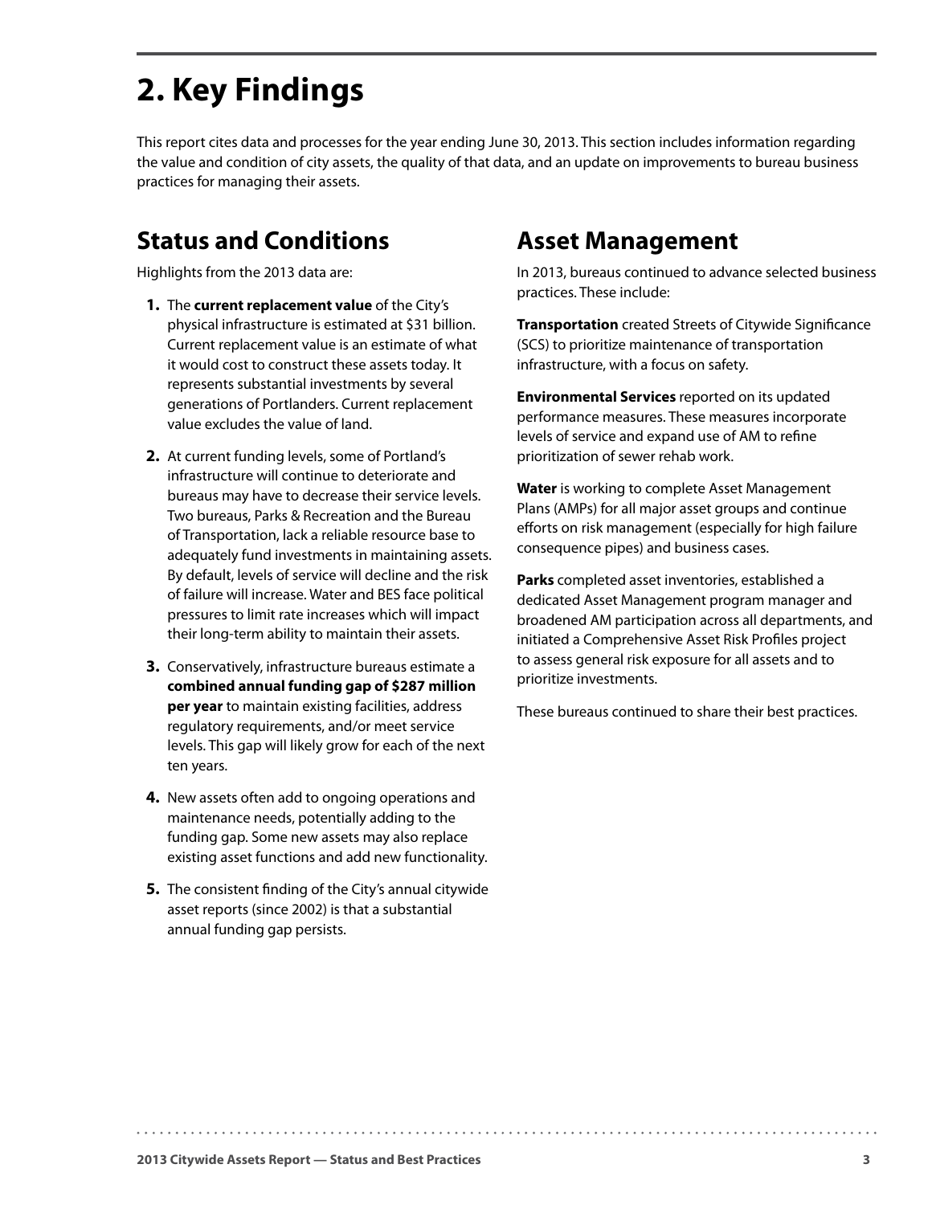# 2. Key Findings

This report cites data and processes for the year ending June 30, 2013. This section includes information regarding the value and condition of city assets, the quality of that data, and an update on improvements to bureau business practices for managing their assets.

## Status and Conditions

Highlights from the 2013 data are:

1. The **current replacement value** of the City's physical infrastructure is estimated at $31 billion. Current replacement value is an estimate of what it would cost to construct these assets today. It represents substantial investments by several generations of Portlanders. Current replacement value excludes the value of land.
2. At current funding levels, some of Portland's infrastructure will continue to deteriorate and bureaus may have to decrease their service levels. Two bureaus, Parks & Recreation and the Bureau of Transportation, lack a reliable resource base to adequately fund investments in maintaining assets. By default, levels of service will decline and the risk of failure will increase. Water and BES face political pressures to limit rate increases which will impact their long-term ability to maintain their assets.
3. Conservatively, infrastructure bureaus estimate a **combined annual funding gap of $287 million per year** to maintain existing facilities, address regulatory requirements, and/or meet service levels. This gap will likely grow for each of the next ten years.
4. New assets often add to ongoing operations and maintenance needs, potentially adding to the funding gap. Some new assets may also replace existing asset functions and add new functionality.
5. The consistent finding of the City's annual citywide asset reports (since 2002) is that a substantial annual funding gap persists.

## Asset Management

In 2013, bureaus continued to advance selected business practices. These include:

**Transportation** created Streets of Citywide Significance (SCS) to prioritize maintenance of transportation infrastructure, with a focus on safety.

**Environmental Services** reported on its updated performance measures. These measures incorporate levels of service and expand use of AM to refine prioritization of sewer rehab work.

**Water** is working to complete Asset Management Plans (AMPs) for all major asset groups and continue efforts on risk management (especially for high failure consequence pipes) and business cases.

**Parks** completed asset inventories, established a dedicated Asset Management program manager and broadened AM participation across all departments, and initiated a Comprehensive Asset Risk Profiles project to assess general risk exposure for all assets and to prioritize investments.

These bureaus continued to share their best practices.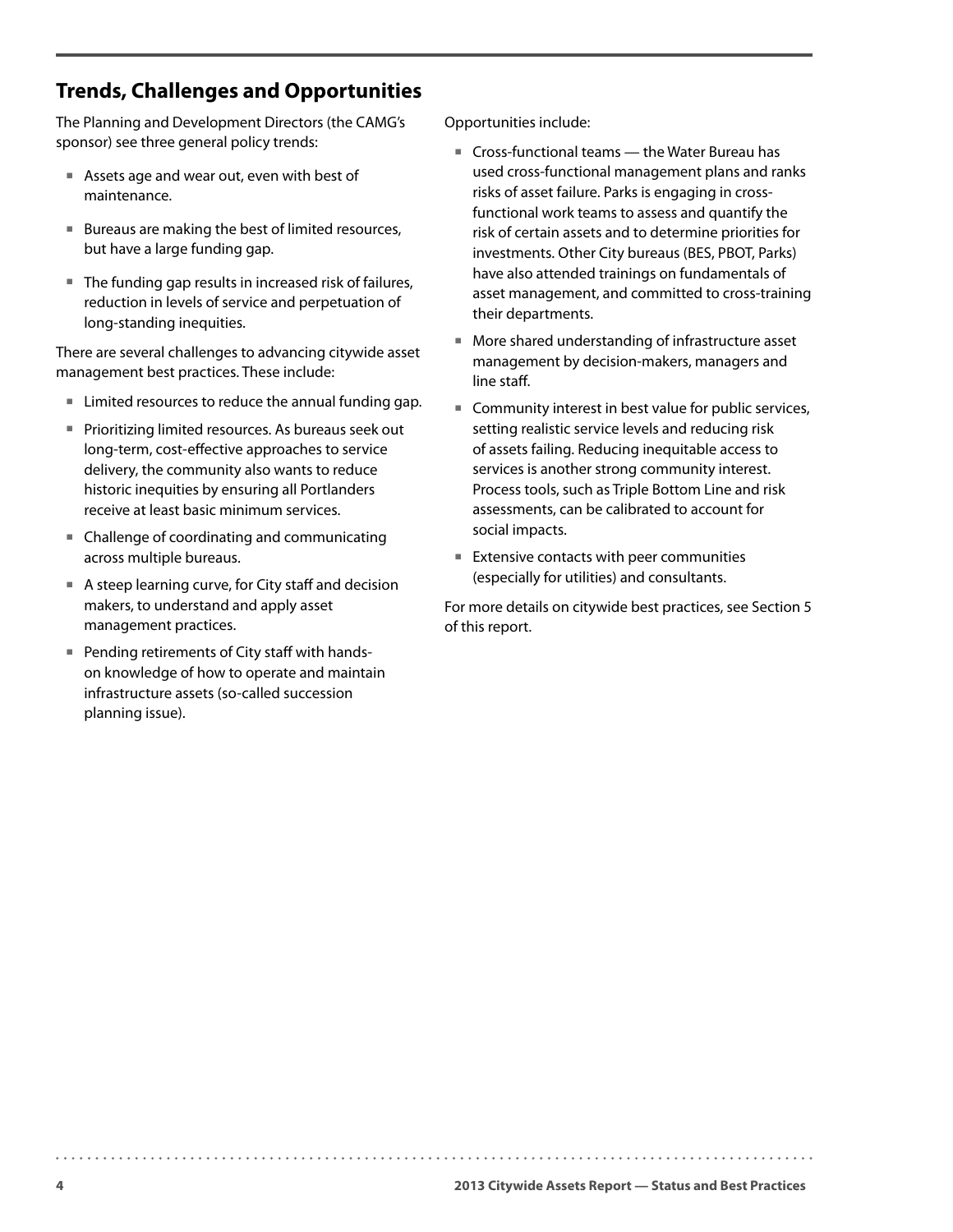## Trends, Challenges and Opportunities

The Planning and Development Directors (the CAMG's sponsor) see three general policy trends:

- Assets age and wear out, even with best of maintenance.
- Bureaus are making the best of limited resources, but have a large funding gap.
- The funding gap results in increased risk of failures, reduction in levels of service and perpetuation of long-standing inequities.

There are several challenges to advancing citywide asset management best practices. These include:

- Limited resources to reduce the annual funding gap.
- Prioritizing limited resources. As bureaus seek out long-term, cost-effective approaches to service delivery, the community also wants to reduce historic inequities by ensuring all Portlanders receive at least basic minimum services.
- Challenge of coordinating and communicating across multiple bureaus.
- A steep learning curve, for City staff and decision makers, to understand and apply asset management practices.
- Pending retirements of City staff with hands-on knowledge of how to operate and maintain infrastructure assets (so-called succession planning issue).

Opportunities include:

- Cross-functional teams — the Water Bureau has used cross-functional management plans and ranks risks of asset failure. Parks is engaging in cross-functional work teams to assess and quantify the risk of certain assets and to determine priorities for investments. Other City bureaus (BES, PBOT, Parks) have also attended trainings on fundamentals of asset management, and committed to cross-training their departments.
- More shared understanding of infrastructure asset management by decision-makers, managers and line staff.
- Community interest in best value for public services, setting realistic service levels and reducing risk of assets failing. Reducing inequitable access to services is another strong community interest. Process tools, such as Triple Bottom Line and risk assessments, can be calibrated to account for social impacts.
- Extensive contacts with peer communities (especially for utilities) and consultants.

For more details on citywide best practices, see Section 5 of this report.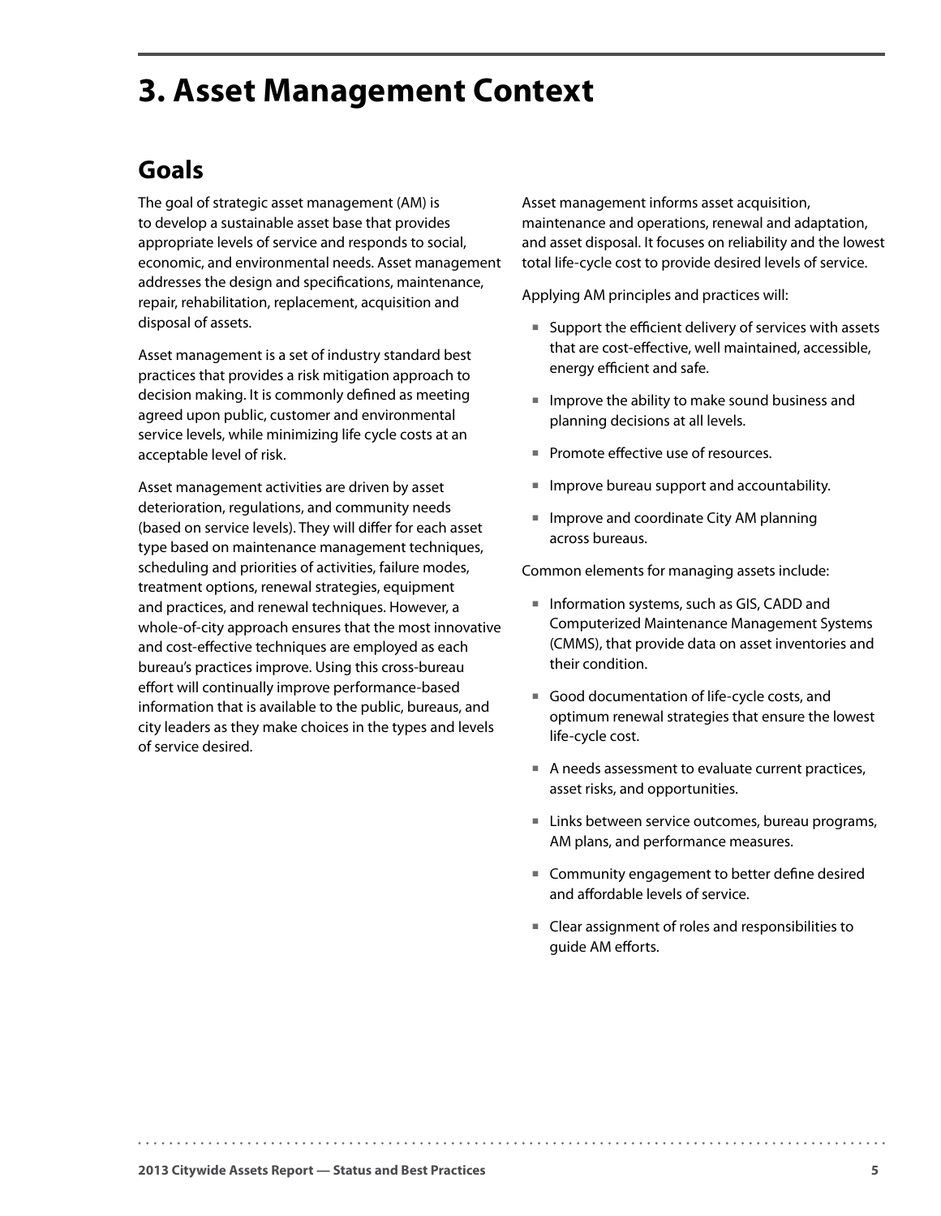# 3. Asset Management Context

## Goals

The goal of strategic asset management (AM) is to develop a sustainable asset base that provides appropriate levels of service and responds to social, economic, and environmental needs. Asset management addresses the design and specifications, maintenance, repair, rehabilitation, replacement, acquisition and disposal of assets.

Asset management is a set of industry standard best practices that provides a risk mitigation approach to decision making. It is commonly defined as meeting agreed upon public, customer and environmental service levels, while minimizing life cycle costs at an acceptable level of risk.

Asset management activities are driven by asset deterioration, regulations, and community needs (based on service levels). They will differ for each asset type based on maintenance management techniques, scheduling and priorities of activities, failure modes, treatment options, renewal strategies, equipment and practices, and renewal techniques. However, a whole-of-city approach ensures that the most innovative and cost-effective techniques are employed as each bureau's practices improve. Using this cross-bureau effort will continually improve performance-based information that is available to the public, bureaus, and city leaders as they make choices in the types and levels of service desired.

Asset management informs asset acquisition, maintenance and operations, renewal and adaptation, and asset disposal. It focuses on reliability and the lowest total life-cycle cost to provide desired levels of service.

Applying AM principles and practices will:

- Support the efficient delivery of services with assets that are cost-effective, well maintained, accessible, energy efficient and safe.
- Improve the ability to make sound business and planning decisions at all levels.
- Promote effective use of resources.
- Improve bureau support and accountability.
- Improve and coordinate City AM planning across bureaus.

Common elements for managing assets include:

- Information systems, such as GIS, CADD and Computerized Maintenance Management Systems (CMMS), that provide data on asset inventories and their condition.
- Good documentation of life-cycle costs, and optimum renewal strategies that ensure the lowest life-cycle cost.
- A needs assessment to evaluate current practices, asset risks, and opportunities.
- Links between service outcomes, bureau programs, AM plans, and performance measures.
- Community engagement to better define desired and affordable levels of service.
- Clear assignment of roles and responsibilities to guide AM efforts.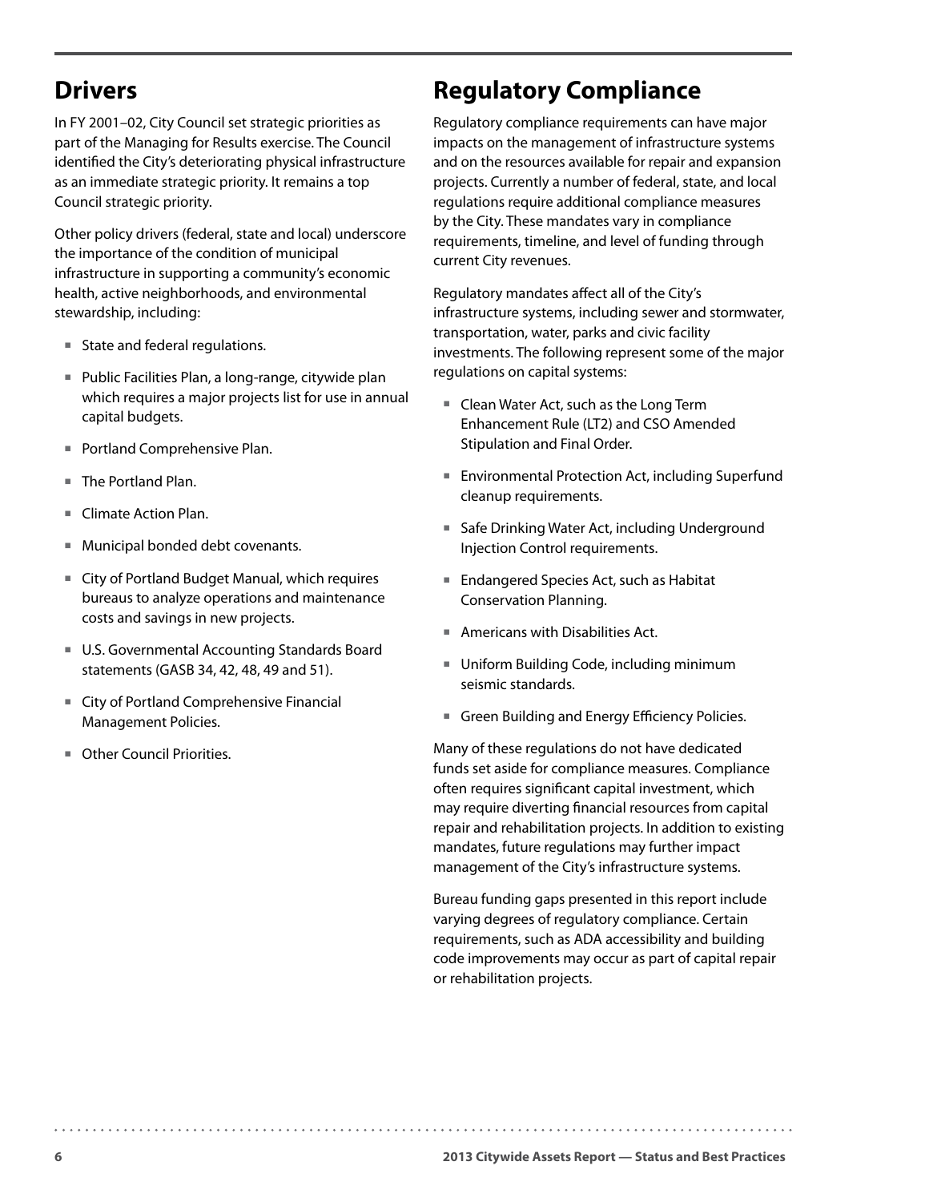## Drivers

In FY 2001–02, City Council set strategic priorities as part of the Managing for Results exercise. The Council identified the City's deteriorating physical infrastructure as an immediate strategic priority. It remains a top Council strategic priority.

Other policy drivers (federal, state and local) underscore the importance of the condition of municipal infrastructure in supporting a community's economic health, active neighborhoods, and environmental stewardship, including:

- State and federal regulations.
- Public Facilities Plan, a long-range, citywide plan which requires a major projects list for use in annual capital budgets.
- Portland Comprehensive Plan.
- The Portland Plan.
- Climate Action Plan.
- Municipal bonded debt covenants.
- City of Portland Budget Manual, which requires bureaus to analyze operations and maintenance costs and savings in new projects.
- U.S. Governmental Accounting Standards Board statements (GASB 34, 42, 48, 49 and 51).
- City of Portland Comprehensive Financial Management Policies.
- Other Council Priorities.

## Regulatory Compliance

Regulatory compliance requirements can have major impacts on the management of infrastructure systems and on the resources available for repair and expansion projects. Currently a number of federal, state, and local regulations require additional compliance measures by the City. These mandates vary in compliance requirements, timeline, and level of funding through current City revenues.

Regulatory mandates affect all of the City's infrastructure systems, including sewer and stormwater, transportation, water, parks and civic facility investments. The following represent some of the major regulations on capital systems:

- Clean Water Act, such as the Long Term Enhancement Rule (LT2) and CSO Amended Stipulation and Final Order.
- Environmental Protection Act, including Superfund cleanup requirements.
- Safe Drinking Water Act, including Underground Injection Control requirements.
- Endangered Species Act, such as Habitat Conservation Planning.
- Americans with Disabilities Act.
- Uniform Building Code, including minimum seismic standards.
- Green Building and Energy Efficiency Policies.

Many of these regulations do not have dedicated funds set aside for compliance measures. Compliance often requires significant capital investment, which may require diverting financial resources from capital repair and rehabilitation projects. In addition to existing mandates, future regulations may further impact management of the City's infrastructure systems.

Bureau funding gaps presented in this report include varying degrees of regulatory compliance. Certain requirements, such as ADA accessibility and building code improvements may occur as part of capital repair or rehabilitation projects.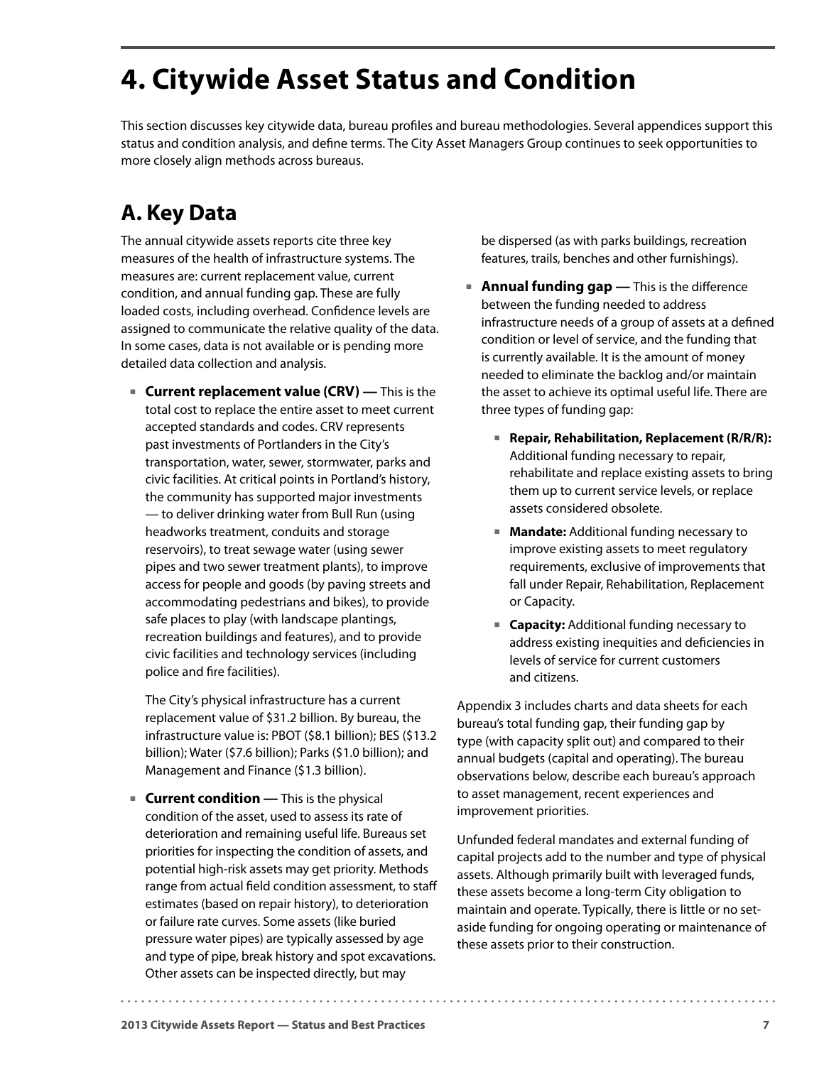# 4. Citywide Asset Status and Condition

This section discusses key citywide data, bureau profiles and bureau methodologies. Several appendices support this status and condition analysis, and define terms. The City Asset Managers Group continues to seek opportunities to more closely align methods across bureaus.

## A. Key Data

The annual citywide assets reports cite three key measures of the health of infrastructure systems. The measures are: current replacement value, current condition, and annual funding gap. These are fully loaded costs, including overhead. Confidence levels are assigned to communicate the relative quality of the data. In some cases, data is not available or is pending more detailed data collection and analysis.

- **Current replacement value (CRV) —** This is the total cost to replace the entire asset to meet current accepted standards and codes. CRV represents past investments of Portlanders in the City's transportation, water, sewer, stormwater, parks and civic facilities. At critical points in Portland's history, the community has supported major investments — to deliver drinking water from Bull Run (using headworks treatment, conduits and storage reservoirs), to treat sewage water (using sewer pipes and two sewer treatment plants), to improve access for people and goods (by paving streets and accommodating pedestrians and bikes), to provide safe places to play (with landscape plantings, recreation buildings and features), and to provide civic facilities and technology services (including police and fire facilities).

  The City's physical infrastructure has a current replacement value of $31.2 billion. By bureau, the infrastructure value is: PBOT ($8.1 billion); BES ($13.2 billion); Water ($7.6 billion); Parks ($1.0 billion); and Management and Finance ($1.3 billion).

- **Current condition —** This is the physical condition of the asset, used to assess its rate of deterioration and remaining useful life. Bureaus set priorities for inspecting the condition of assets, and potential high-risk assets may get priority. Methods range from actual field condition assessment, to staff estimates (based on repair history), to deterioration or failure rate curves. Some assets (like buried pressure water pipes) are typically assessed by age and type of pipe, break history and spot excavations. Other assets can be inspected directly, but may be dispersed (as with parks buildings, recreation features, trails, benches and other furnishings).

- **Annual funding gap —** This is the difference between the funding needed to address infrastructure needs of a group of assets at a defined condition or level of service, and the funding that is currently available. It is the amount of money needed to eliminate the backlog and/or maintain the asset to achieve its optimal useful life. There are three types of funding gap:

  - **Repair, Rehabilitation, Replacement (R/R/R):** Additional funding necessary to repair, rehabilitate and replace existing assets to bring them up to current service levels, or replace assets considered obsolete.
  - **Mandate:** Additional funding necessary to improve existing assets to meet regulatory requirements, exclusive of improvements that fall under Repair, Rehabilitation, Replacement or Capacity.
  - **Capacity:** Additional funding necessary to address existing inequities and deficiencies in levels of service for current customers and citizens.

Appendix 3 includes charts and data sheets for each bureau's total funding gap, their funding gap by type (with capacity split out) and compared to their annual budgets (capital and operating). The bureau observations below, describe each bureau's approach to asset management, recent experiences and improvement priorities.

Unfunded federal mandates and external funding of capital projects add to the number and type of physical assets. Although primarily built with leveraged funds, these assets become a long-term City obligation to maintain and operate. Typically, there is little or no set-aside funding for ongoing operating or maintenance of these assets prior to their construction.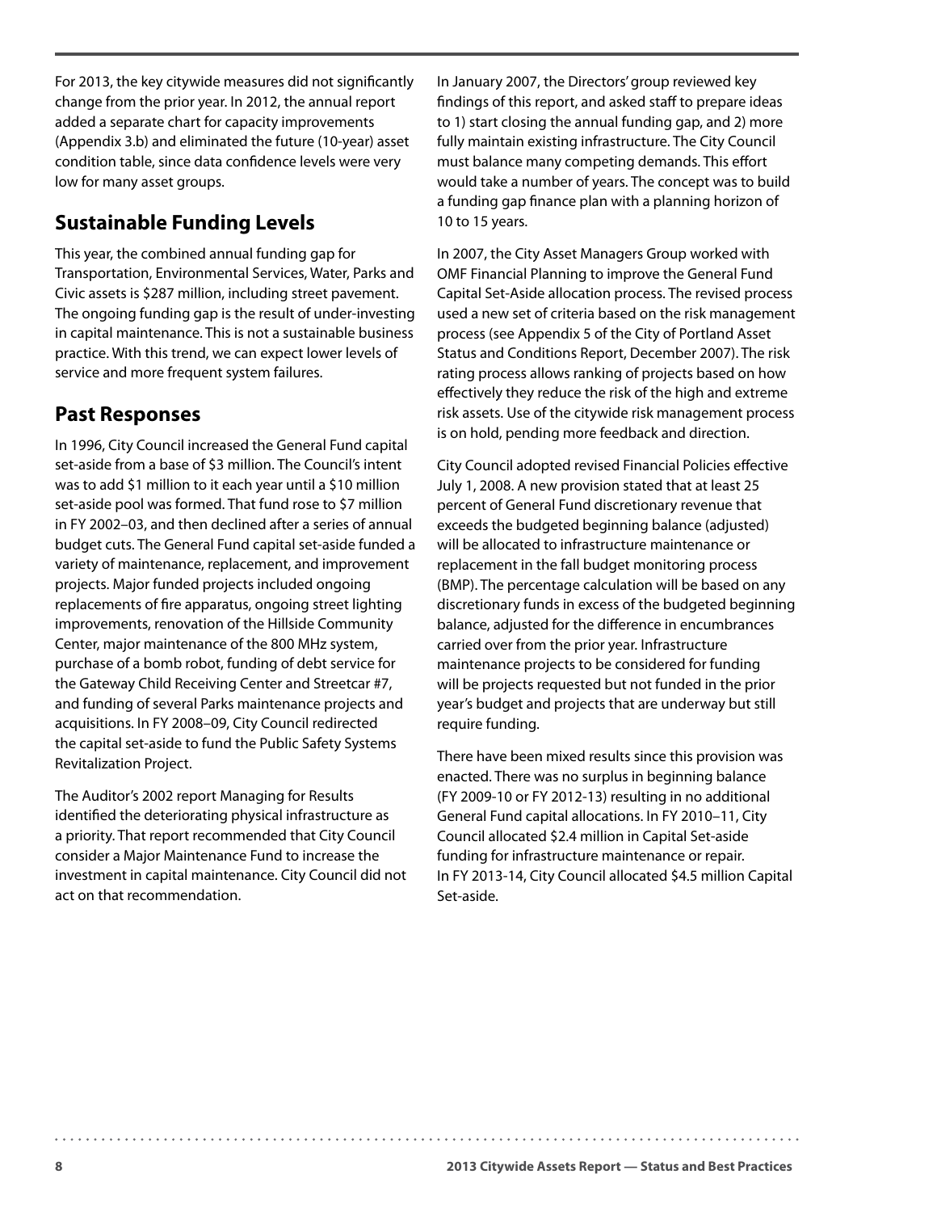For 2013, the key citywide measures did not significantly change from the prior year. In 2012, the annual report added a separate chart for capacity improvements (Appendix 3.b) and eliminated the future (10-year) asset condition table, since data confidence levels were very low for many asset groups.

## Sustainable Funding Levels

This year, the combined annual funding gap for Transportation, Environmental Services, Water, Parks and Civic assets is $287 million, including street pavement. The ongoing funding gap is the result of under-investing in capital maintenance. This is not a sustainable business practice. With this trend, we can expect lower levels of service and more frequent system failures.

## Past Responses

In 1996, City Council increased the General Fund capital set-aside from a base of $3 million. The Council's intent was to add $1 million to it each year until a $10 million set-aside pool was formed. That fund rose to $7 million in FY 2002–03, and then declined after a series of annual budget cuts. The General Fund capital set-aside funded a variety of maintenance, replacement, and improvement projects. Major funded projects included ongoing replacements of fire apparatus, ongoing street lighting improvements, renovation of the Hillside Community Center, major maintenance of the 800 MHz system, purchase of a bomb robot, funding of debt service for the Gateway Child Receiving Center and Streetcar #7, and funding of several Parks maintenance projects and acquisitions. In FY 2008–09, City Council redirected the capital set-aside to fund the Public Safety Systems Revitalization Project.

The Auditor's 2002 report Managing for Results identified the deteriorating physical infrastructure as a priority. That report recommended that City Council consider a Major Maintenance Fund to increase the investment in capital maintenance. City Council did not act on that recommendation.

In January 2007, the Directors' group reviewed key findings of this report, and asked staff to prepare ideas to 1) start closing the annual funding gap, and 2) more fully maintain existing infrastructure. The City Council must balance many competing demands. This effort would take a number of years. The concept was to build a funding gap finance plan with a planning horizon of 10 to 15 years.

In 2007, the City Asset Managers Group worked with OMF Financial Planning to improve the General Fund Capital Set-Aside allocation process. The revised process used a new set of criteria based on the risk management process (see Appendix 5 of the City of Portland Asset Status and Conditions Report, December 2007). The risk rating process allows ranking of projects based on how effectively they reduce the risk of the high and extreme risk assets. Use of the citywide risk management process is on hold, pending more feedback and direction.

City Council adopted revised Financial Policies effective July 1, 2008. A new provision stated that at least 25 percent of General Fund discretionary revenue that exceeds the budgeted beginning balance (adjusted) will be allocated to infrastructure maintenance or replacement in the fall budget monitoring process (BMP). The percentage calculation will be based on any discretionary funds in excess of the budgeted beginning balance, adjusted for the difference in encumbrances carried over from the prior year. Infrastructure maintenance projects to be considered for funding will be projects requested but not funded in the prior year's budget and projects that are underway but still require funding.

There have been mixed results since this provision was enacted. There was no surplus in beginning balance (FY 2009-10 or FY 2012-13) resulting in no additional General Fund capital allocations. In FY 2010–11, City Council allocated $2.4 million in Capital Set-aside funding for infrastructure maintenance or repair. In FY 2013-14, City Council allocated $4.5 million Capital Set-aside.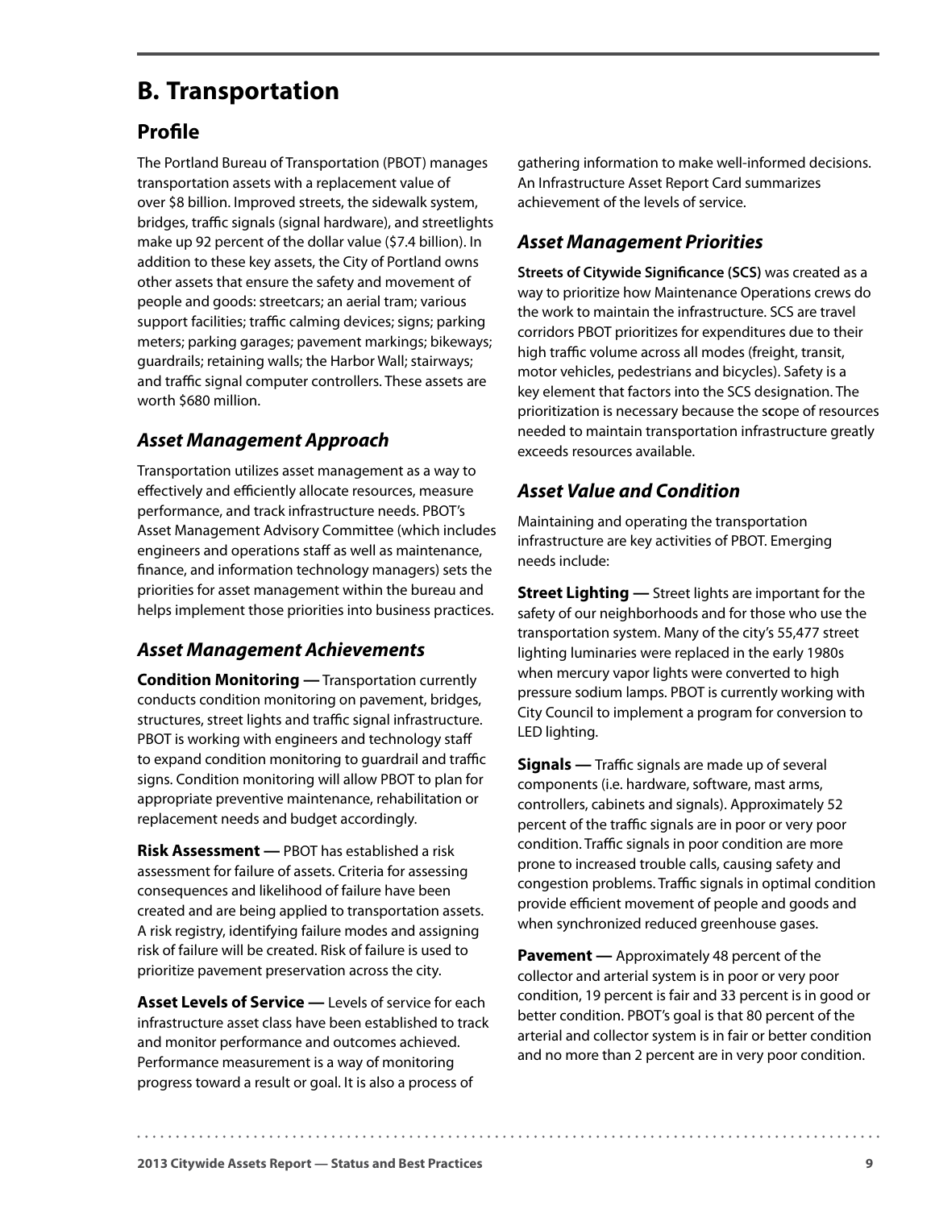## B. Transportation

### Profile

The Portland Bureau of Transportation (PBOT) manages transportation assets with a replacement value of over $8 billion. Improved streets, the sidewalk system, bridges, traffic signals (signal hardware), and streetlights make up 92 percent of the dollar value ($7.4 billion). In addition to these key assets, the City of Portland owns other assets that ensure the safety and movement of people and goods: streetcars; an aerial tram; various support facilities; traffic calming devices; signs; parking meters; parking garages; pavement markings; bikeways; guardrails; retaining walls; the Harbor Wall; stairways; and traffic signal computer controllers. These assets are worth $680 million.

### *Asset Management Approach*

Transportation utilizes asset management as a way to effectively and efficiently allocate resources, measure performance, and track infrastructure needs. PBOT's Asset Management Advisory Committee (which includes engineers and operations staff as well as maintenance, finance, and information technology managers) sets the priorities for asset management within the bureau and helps implement those priorities into business practices.

### *Asset Management Achievements*

**Condition Monitoring —** Transportation currently conducts condition monitoring on pavement, bridges, structures, street lights and traffic signal infrastructure. PBOT is working with engineers and technology staff to expand condition monitoring to guardrail and traffic signs. Condition monitoring will allow PBOT to plan for appropriate preventive maintenance, rehabilitation or replacement needs and budget accordingly.

**Risk Assessment —** PBOT has established a risk assessment for failure of assets. Criteria for assessing consequences and likelihood of failure have been created and are being applied to transportation assets. A risk registry, identifying failure modes and assigning risk of failure will be created. Risk of failure is used to prioritize pavement preservation across the city.

**Asset Levels of Service —** Levels of service for each infrastructure asset class have been established to track and monitor performance and outcomes achieved. Performance measurement is a way of monitoring progress toward a result or goal. It is also a process of gathering information to make well-informed decisions. An Infrastructure Asset Report Card summarizes achievement of the levels of service.

### *Asset Management Priorities*

**Streets of Citywide Significance (SCS)** was created as a way to prioritize how Maintenance Operations crews do the work to maintain the infrastructure. SCS are travel corridors PBOT prioritizes for expenditures due to their high traffic volume across all modes (freight, transit, motor vehicles, pedestrians and bicycles). Safety is a key element that factors into the SCS designation. The prioritization is necessary because the scope of resources needed to maintain transportation infrastructure greatly exceeds resources available.

### *Asset Value and Condition*

Maintaining and operating the transportation infrastructure are key activities of PBOT. Emerging needs include:

**Street Lighting —** Street lights are important for the safety of our neighborhoods and for those who use the transportation system. Many of the city's 55,477 street lighting luminaries were replaced in the early 1980s when mercury vapor lights were converted to high pressure sodium lamps. PBOT is currently working with City Council to implement a program for conversion to LED lighting.

**Signals —** Traffic signals are made up of several components (i.e. hardware, software, mast arms, controllers, cabinets and signals). Approximately 52 percent of the traffic signals are in poor or very poor condition. Traffic signals in poor condition are more prone to increased trouble calls, causing safety and congestion problems. Traffic signals in optimal condition provide efficient movement of people and goods and when synchronized reduced greenhouse gases.

**Pavement —** Approximately 48 percent of the collector and arterial system is in poor or very poor condition, 19 percent is fair and 33 percent is in good or better condition. PBOT's goal is that 80 percent of the arterial and collector system is in fair or better condition and no more than 2 percent are in very poor condition.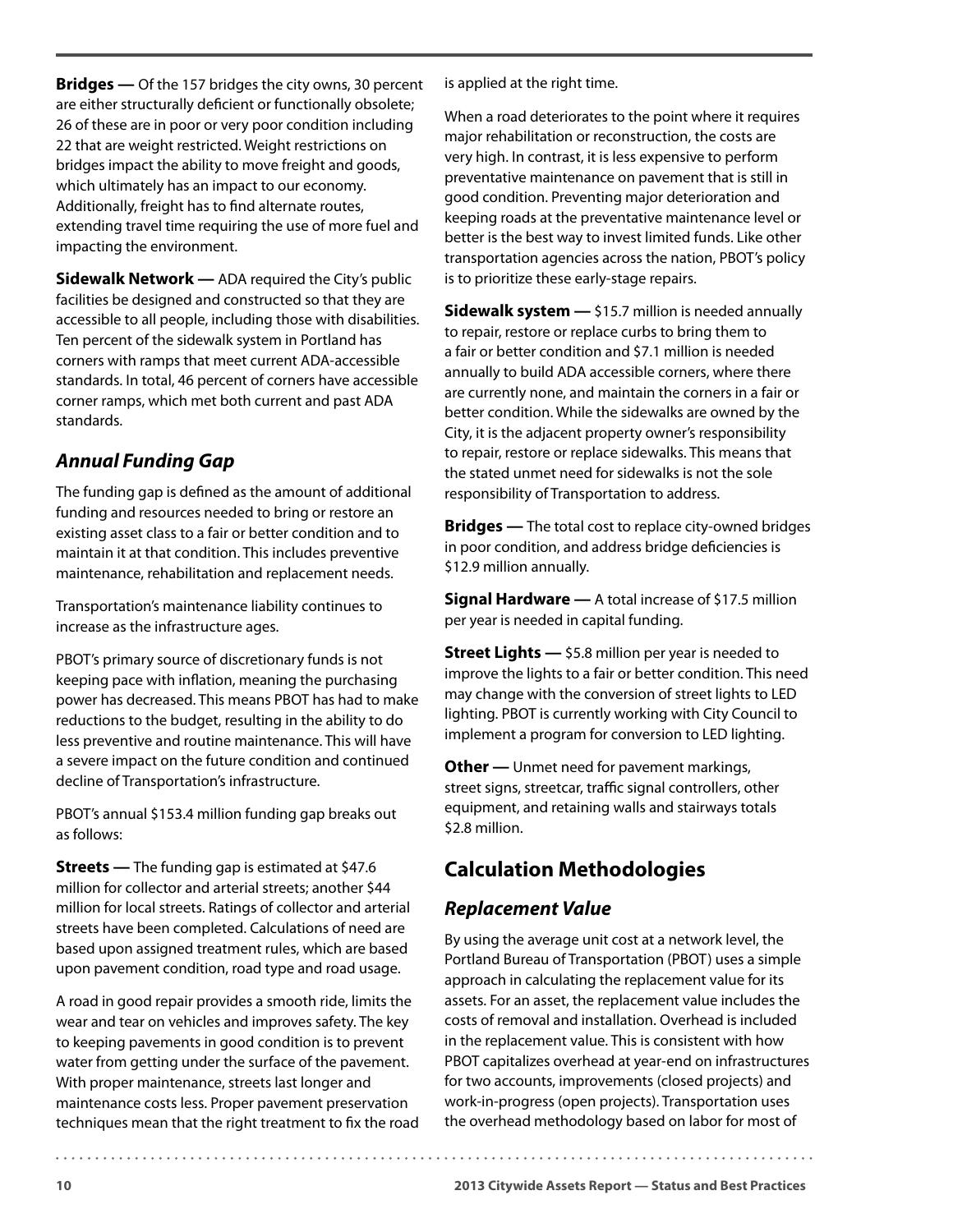**Bridges —** Of the 157 bridges the city owns, 30 percent are either structurally deficient or functionally obsolete; 26 of these are in poor or very poor condition including 22 that are weight restricted. Weight restrictions on bridges impact the ability to move freight and goods, which ultimately has an impact to our economy. Additionally, freight has to find alternate routes, extending travel time requiring the use of more fuel and impacting the environment.

**Sidewalk Network —** ADA required the City's public facilities be designed and constructed so that they are accessible to all people, including those with disabilities. Ten percent of the sidewalk system in Portland has corners with ramps that meet current ADA-accessible standards. In total, 46 percent of corners have accessible corner ramps, which met both current and past ADA standards.

## *Annual Funding Gap*

The funding gap is defined as the amount of additional funding and resources needed to bring or restore an existing asset class to a fair or better condition and to maintain it at that condition. This includes preventive maintenance, rehabilitation and replacement needs.

Transportation's maintenance liability continues to increase as the infrastructure ages.

PBOT's primary source of discretionary funds is not keeping pace with inflation, meaning the purchasing power has decreased. This means PBOT has had to make reductions to the budget, resulting in the ability to do less preventive and routine maintenance. This will have a severe impact on the future condition and continued decline of Transportation's infrastructure.

PBOT's annual $153.4 million funding gap breaks out as follows:

**Streets —** The funding gap is estimated at $47.6 million for collector and arterial streets; another $44 million for local streets. Ratings of collector and arterial streets have been completed. Calculations of need are based upon assigned treatment rules, which are based upon pavement condition, road type and road usage.

A road in good repair provides a smooth ride, limits the wear and tear on vehicles and improves safety. The key to keeping pavements in good condition is to prevent water from getting under the surface of the pavement. With proper maintenance, streets last longer and maintenance costs less. Proper pavement preservation techniques mean that the right treatment to fix the road is applied at the right time.

When a road deteriorates to the point where it requires major rehabilitation or reconstruction, the costs are very high. In contrast, it is less expensive to perform preventative maintenance on pavement that is still in good condition. Preventing major deterioration and keeping roads at the preventative maintenance level or better is the best way to invest limited funds. Like other transportation agencies across the nation, PBOT's policy is to prioritize these early-stage repairs.

**Sidewalk system —** $15.7 million is needed annually to repair, restore or replace curbs to bring them to a fair or better condition and $7.1 million is needed annually to build ADA accessible corners, where there are currently none, and maintain the corners in a fair or better condition. While the sidewalks are owned by the City, it is the adjacent property owner's responsibility to repair, restore or replace sidewalks. This means that the stated unmet need for sidewalks is not the sole responsibility of Transportation to address.

**Bridges —** The total cost to replace city-owned bridges in poor condition, and address bridge deficiencies is $12.9 million annually.

**Signal Hardware —** A total increase of $17.5 million per year is needed in capital funding.

**Street Lights —** $5.8 million per year is needed to improve the lights to a fair or better condition. This need may change with the conversion of street lights to LED lighting. PBOT is currently working with City Council to implement a program for conversion to LED lighting.

**Other —** Unmet need for pavement markings, street signs, streetcar, traffic signal controllers, other equipment, and retaining walls and stairways totals $2.8 million.

# Calculation Methodologies

## *Replacement Value*

By using the average unit cost at a network level, the Portland Bureau of Transportation (PBOT) uses a simple approach in calculating the replacement value for its assets. For an asset, the replacement value includes the costs of removal and installation. Overhead is included in the replacement value. This is consistent with how PBOT capitalizes overhead at year-end on infrastructures for two accounts, improvements (closed projects) and work-in-progress (open projects). Transportation uses the overhead methodology based on labor for most of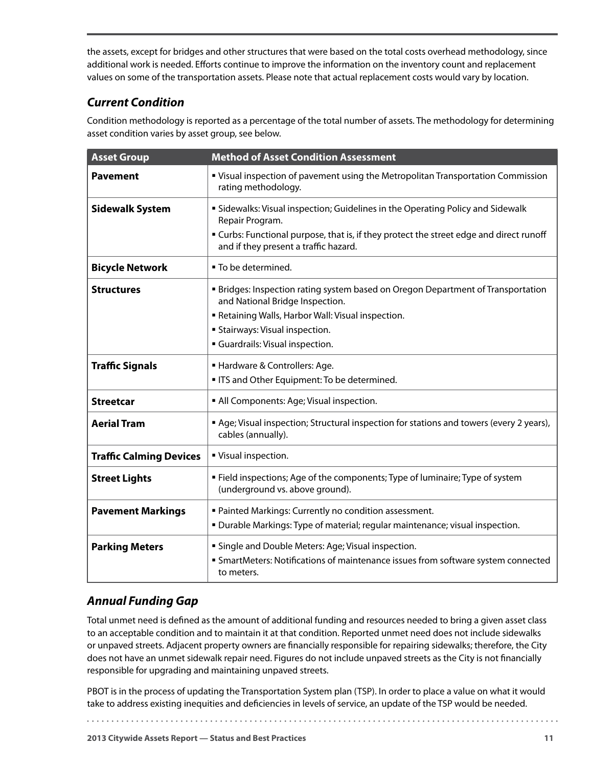the assets, except for bridges and other structures that were based on the total costs overhead methodology, since additional work is needed. Efforts continue to improve the information on the inventory count and replacement values on some of the transportation assets. Please note that actual replacement costs would vary by location.

### *Current Condition*

Condition methodology is reported as a percentage of the total number of assets. The methodology for determining asset condition varies by asset group, see below.

| Asset Group | Method of Asset Condition Assessment |
|---|---|
| **Pavement** | ▪ Visual inspection of pavement using the Metropolitan Transportation Commission rating methodology. |
| **Sidewalk System** | ▪ Sidewalks: Visual inspection; Guidelines in the Operating Policy and Sidewalk Repair Program.<br>▪ Curbs: Functional purpose, that is, if they protect the street edge and direct runoff and if they present a traffic hazard. |
| **Bicycle Network** | ▪ To be determined. |
| **Structures** | ▪ Bridges: Inspection rating system based on Oregon Department of Transportation and National Bridge Inspection.<br>▪ Retaining Walls, Harbor Wall: Visual inspection.<br>▪ Stairways: Visual inspection.<br>▪ Guardrails: Visual inspection. |
| **Traffic Signals** | ▪ Hardware & Controllers: Age.<br>▪ ITS and Other Equipment: To be determined. |
| **Streetcar** | ▪ All Components: Age; Visual inspection. |
| **Aerial Tram** | ▪ Age; Visual inspection; Structural inspection for stations and towers (every 2 years), cables (annually). |
| **Traffic Calming Devices** | ▪ Visual inspection. |
| **Street Lights** | ▪ Field inspections; Age of the components; Type of luminaire; Type of system (underground vs. above ground). |
| **Pavement Markings** | ▪ Painted Markings: Currently no condition assessment.<br>▪ Durable Markings: Type of material; regular maintenance; visual inspection. |
| **Parking Meters** | ▪ Single and Double Meters: Age; Visual inspection.<br>▪ SmartMeters: Notifications of maintenance issues from software system connected to meters. |

### *Annual Funding Gap*

Total unmet need is defined as the amount of additional funding and resources needed to bring a given asset class to an acceptable condition and to maintain it at that condition. Reported unmet need does not include sidewalks or unpaved streets. Adjacent property owners are financially responsible for repairing sidewalks; therefore, the City does not have an unmet sidewalk repair need. Figures do not include unpaved streets as the City is not financially responsible for upgrading and maintaining unpaved streets.

PBOT is in the process of updating the Transportation System plan (TSP). In order to place a value on what it would take to address existing inequities and deficiencies in levels of service, an update of the TSP would be needed.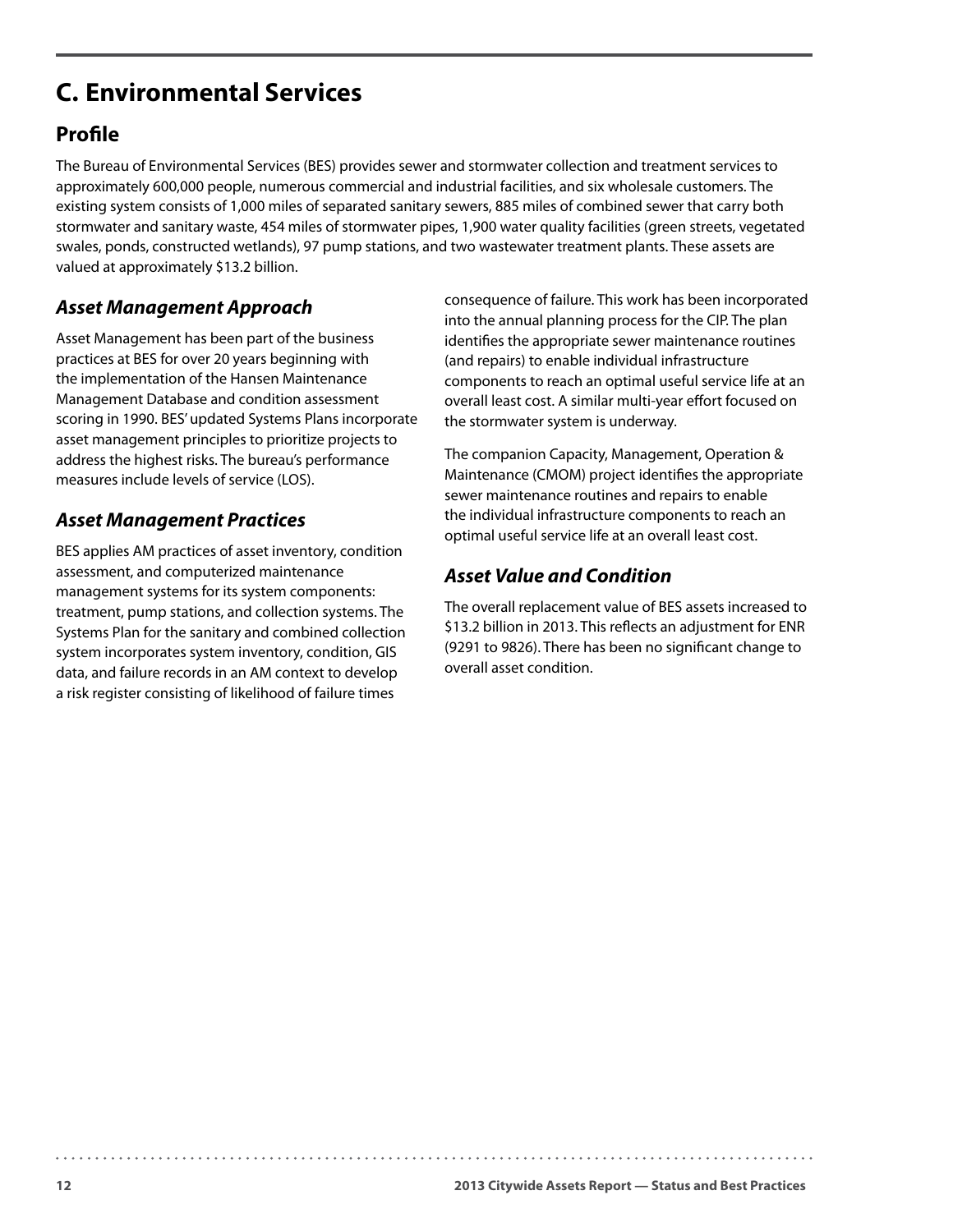## C. Environmental Services

### Profile

The Bureau of Environmental Services (BES) provides sewer and stormwater collection and treatment services to approximately 600,000 people, numerous commercial and industrial facilities, and six wholesale customers. The existing system consists of 1,000 miles of separated sanitary sewers, 885 miles of combined sewer that carry both stormwater and sanitary waste, 454 miles of stormwater pipes, 1,900 water quality facilities (green streets, vegetated swales, ponds, constructed wetlands), 97 pump stations, and two wastewater treatment plants. These assets are valued at approximately $13.2 billion.

### *Asset Management Approach*

Asset Management has been part of the business practices at BES for over 20 years beginning with the implementation of the Hansen Maintenance Management Database and condition assessment scoring in 1990. BES' updated Systems Plans incorporate asset management principles to prioritize projects to address the highest risks. The bureau's performance measures include levels of service (LOS).

### *Asset Management Practices*

BES applies AM practices of asset inventory, condition assessment, and computerized maintenance management systems for its system components: treatment, pump stations, and collection systems. The Systems Plan for the sanitary and combined collection system incorporates system inventory, condition, GIS data, and failure records in an AM context to develop a risk register consisting of likelihood of failure times consequence of failure. This work has been incorporated into the annual planning process for the CIP. The plan identifies the appropriate sewer maintenance routines (and repairs) to enable individual infrastructure components to reach an optimal useful service life at an overall least cost. A similar multi-year effort focused on the stormwater system is underway.

The companion Capacity, Management, Operation & Maintenance (CMOM) project identifies the appropriate sewer maintenance routines and repairs to enable the individual infrastructure components to reach an optimal useful service life at an overall least cost.

### *Asset Value and Condition*

The overall replacement value of BES assets increased to $13.2 billion in 2013. This reflects an adjustment for ENR (9291 to 9826). There has been no significant change to overall asset condition.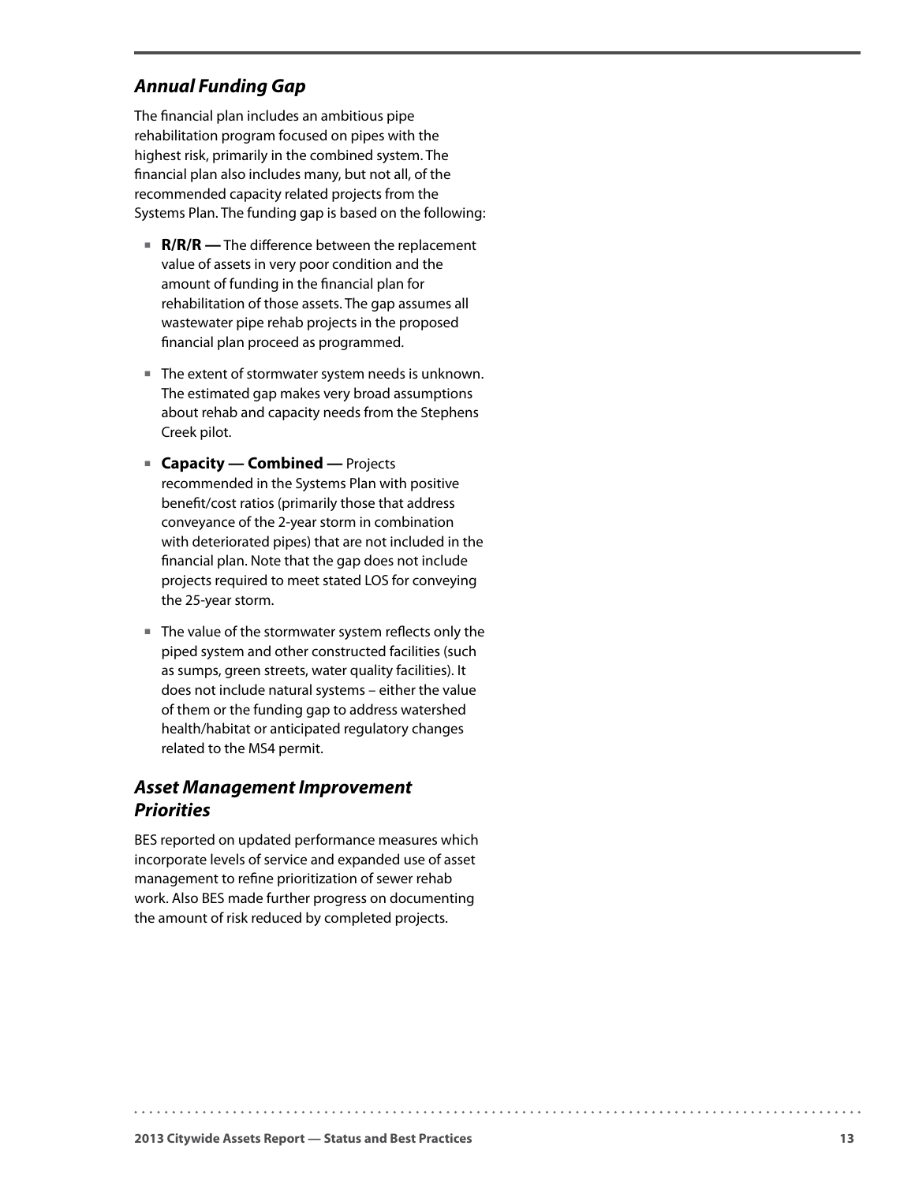## *Annual Funding Gap*

The financial plan includes an ambitious pipe rehabilitation program focused on pipes with the highest risk, primarily in the combined system. The financial plan also includes many, but not all, of the recommended capacity related projects from the Systems Plan. The funding gap is based on the following:

- **R/R/R —** The difference between the replacement value of assets in very poor condition and the amount of funding in the financial plan for rehabilitation of those assets. The gap assumes all wastewater pipe rehab projects in the proposed financial plan proceed as programmed.
- The extent of stormwater system needs is unknown. The estimated gap makes very broad assumptions about rehab and capacity needs from the Stephens Creek pilot.
- **Capacity — Combined —** Projects recommended in the Systems Plan with positive benefit/cost ratios (primarily those that address conveyance of the 2-year storm in combination with deteriorated pipes) that are not included in the financial plan. Note that the gap does not include projects required to meet stated LOS for conveying the 25-year storm.
- The value of the stormwater system reflects only the piped system and other constructed facilities (such as sumps, green streets, water quality facilities). It does not include natural systems – either the value of them or the funding gap to address watershed health/habitat or anticipated regulatory changes related to the MS4 permit.

## *Asset Management Improvement Priorities*

BES reported on updated performance measures which incorporate levels of service and expanded use of asset management to refine prioritization of sewer rehab work. Also BES made further progress on documenting the amount of risk reduced by completed projects.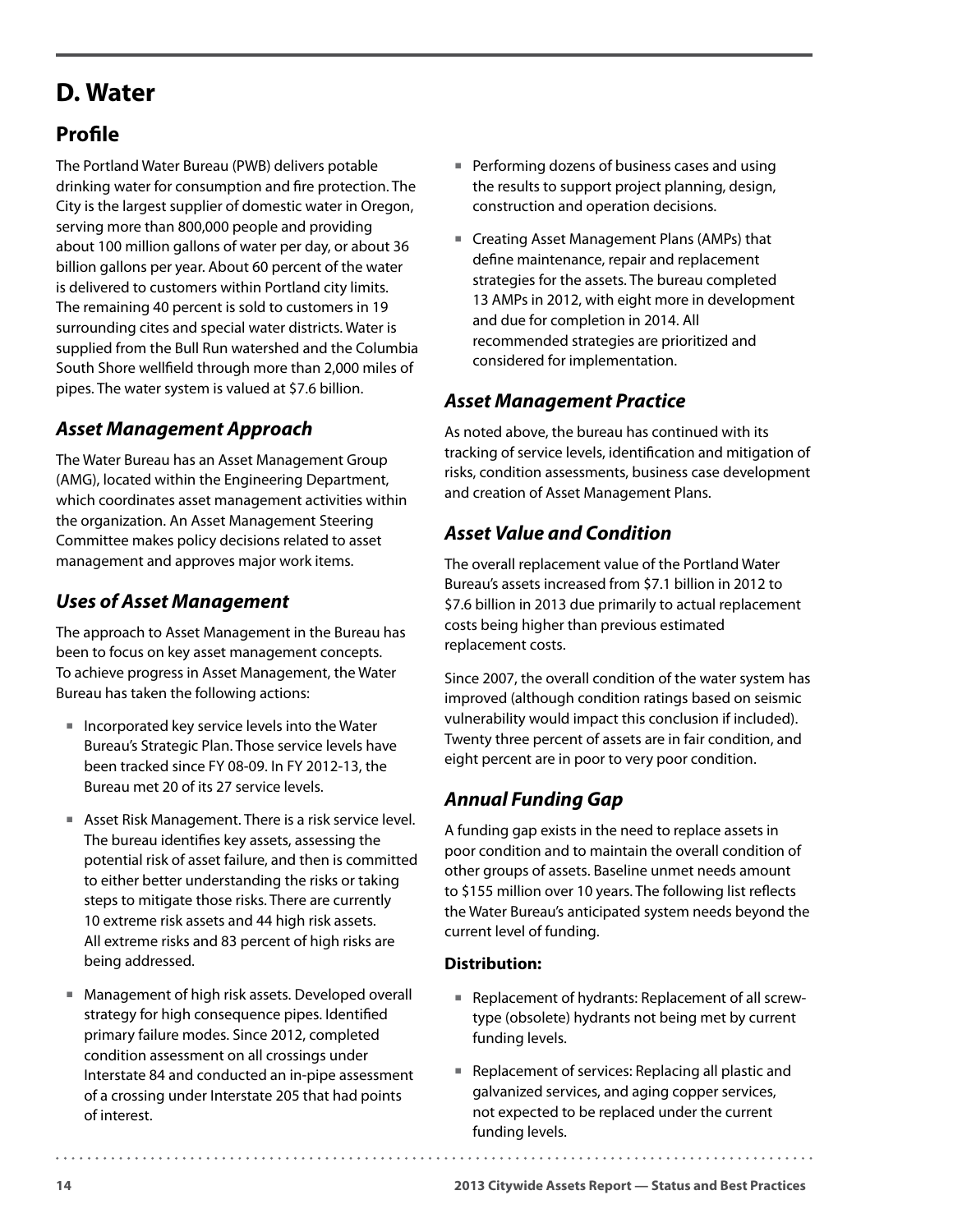# D. Water

## Profile

The Portland Water Bureau (PWB) delivers potable drinking water for consumption and fire protection. The City is the largest supplier of domestic water in Oregon, serving more than 800,000 people and providing about 100 million gallons of water per day, or about 36 billion gallons per year. About 60 percent of the water is delivered to customers within Portland city limits. The remaining 40 percent is sold to customers in 19 surrounding cites and special water districts. Water is supplied from the Bull Run watershed and the Columbia South Shore wellfield through more than 2,000 miles of pipes. The water system is valued at $7.6 billion.

### *Asset Management Approach*

The Water Bureau has an Asset Management Group (AMG), located within the Engineering Department, which coordinates asset management activities within the organization. An Asset Management Steering Committee makes policy decisions related to asset management and approves major work items.

### *Uses of Asset Management*

The approach to Asset Management in the Bureau has been to focus on key asset management concepts. To achieve progress in Asset Management, the Water Bureau has taken the following actions:

- Incorporated key service levels into the Water Bureau's Strategic Plan. Those service levels have been tracked since FY 08-09. In FY 2012-13, the Bureau met 20 of its 27 service levels.
- Asset Risk Management. There is a risk service level. The bureau identifies key assets, assessing the potential risk of asset failure, and then is committed to either better understanding the risks or taking steps to mitigate those risks. There are currently 10 extreme risk assets and 44 high risk assets. All extreme risks and 83 percent of high risks are being addressed.
- Management of high risk assets. Developed overall strategy for high consequence pipes. Identified primary failure modes. Since 2012, completed condition assessment on all crossings under Interstate 84 and conducted an in-pipe assessment of a crossing under Interstate 205 that had points of interest.
- Performing dozens of business cases and using the results to support project planning, design, construction and operation decisions.
- Creating Asset Management Plans (AMPs) that define maintenance, repair and replacement strategies for the assets. The bureau completed 13 AMPs in 2012, with eight more in development and due for completion in 2014. All recommended strategies are prioritized and considered for implementation.

### *Asset Management Practice*

As noted above, the bureau has continued with its tracking of service levels, identification and mitigation of risks, condition assessments, business case development and creation of Asset Management Plans.

### *Asset Value and Condition*

The overall replacement value of the Portland Water Bureau's assets increased from $7.1 billion in 2012 to $7.6 billion in 2013 due primarily to actual replacement costs being higher than previous estimated replacement costs.

Since 2007, the overall condition of the water system has improved (although condition ratings based on seismic vulnerability would impact this conclusion if included). Twenty three percent of assets are in fair condition, and eight percent are in poor to very poor condition.

### *Annual Funding Gap*

A funding gap exists in the need to replace assets in poor condition and to maintain the overall condition of other groups of assets. Baseline unmet needs amount to $155 million over 10 years. The following list reflects the Water Bureau's anticipated system needs beyond the current level of funding.

**Distribution:**

- Replacement of hydrants: Replacement of all screw-type (obsolete) hydrants not being met by current funding levels.
- Replacement of services: Replacing all plastic and galvanized services, and aging copper services, not expected to be replaced under the current funding levels.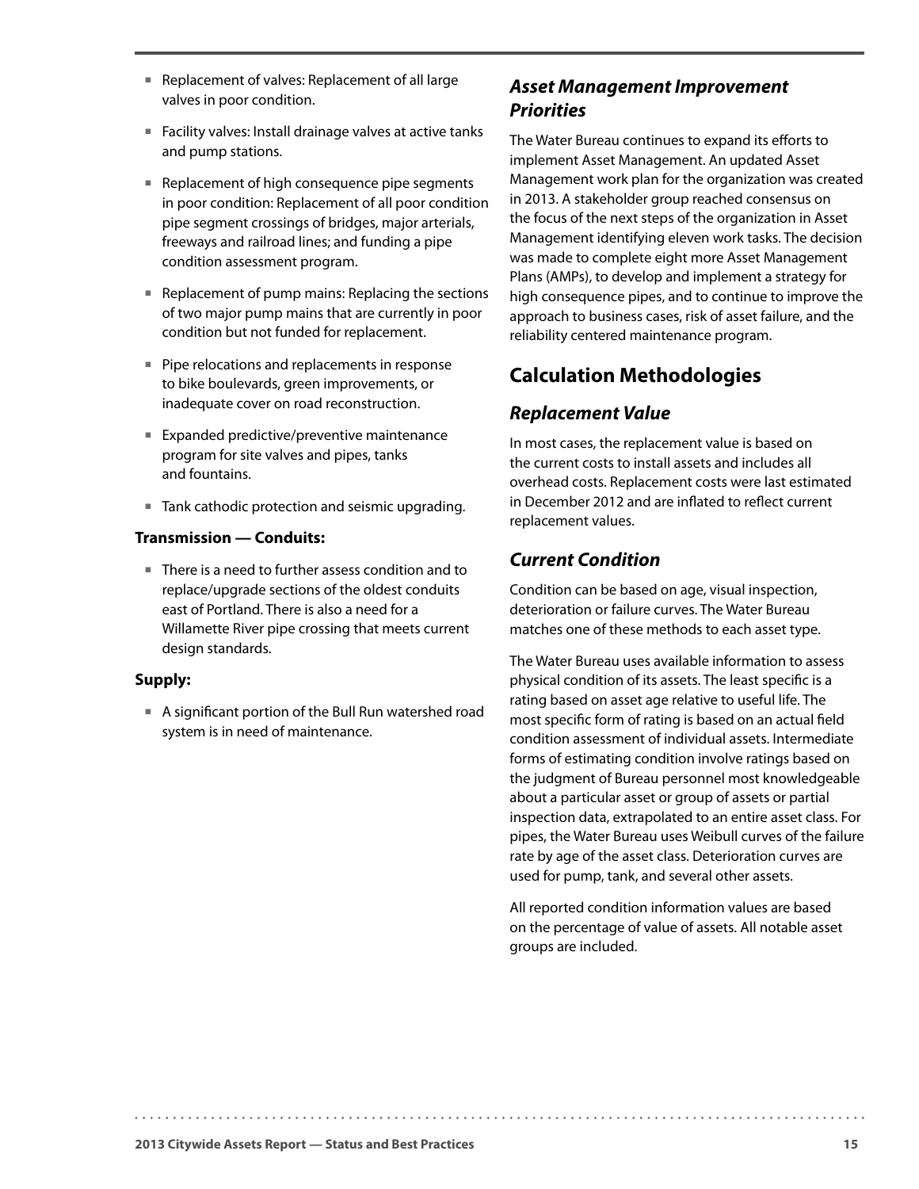- Replacement of valves: Replacement of all large valves in poor condition.
- Facility valves: Install drainage valves at active tanks and pump stations.
- Replacement of high consequence pipe segments in poor condition: Replacement of all poor condition pipe segment crossings of bridges, major arterials, freeways and railroad lines; and funding a pipe condition assessment program.
- Replacement of pump mains: Replacing the sections of two major pump mains that are currently in poor condition but not funded for replacement.
- Pipe relocations and replacements in response to bike boulevards, green improvements, or inadequate cover on road reconstruction.
- Expanded predictive/preventive maintenance program for site valves and pipes, tanks and fountains.
- Tank cathodic protection and seismic upgrading.

**Transmission — Conduits:**

- There is a need to further assess condition and to replace/upgrade sections of the oldest conduits east of Portland. There is also a need for a Willamette River pipe crossing that meets current design standards.

**Supply:**

- A significant portion of the Bull Run watershed road system is in need of maintenance.

### *Asset Management Improvement Priorities*

The Water Bureau continues to expand its efforts to implement Asset Management. An updated Asset Management work plan for the organization was created in 2013. A stakeholder group reached consensus on the focus of the next steps of the organization in Asset Management identifying eleven work tasks. The decision was made to complete eight more Asset Management Plans (AMPs), to develop and implement a strategy for high consequence pipes, and to continue to improve the approach to business cases, risk of asset failure, and the reliability centered maintenance program.

## Calculation Methodologies

### *Replacement Value*

In most cases, the replacement value is based on the current costs to install assets and includes all overhead costs. Replacement costs were last estimated in December 2012 and are inflated to reflect current replacement values.

### *Current Condition*

Condition can be based on age, visual inspection, deterioration or failure curves. The Water Bureau matches one of these methods to each asset type.

The Water Bureau uses available information to assess physical condition of its assets. The least specific is a rating based on asset age relative to useful life. The most specific form of rating is based on an actual field condition assessment of individual assets. Intermediate forms of estimating condition involve ratings based on the judgment of Bureau personnel most knowledgeable about a particular asset or group of assets or partial inspection data, extrapolated to an entire asset class. For pipes, the Water Bureau uses Weibull curves of the failure rate by age of the asset class. Deterioration curves are used for pump, tank, and several other assets.

All reported condition information values are based on the percentage of value of assets. All notable asset groups are included.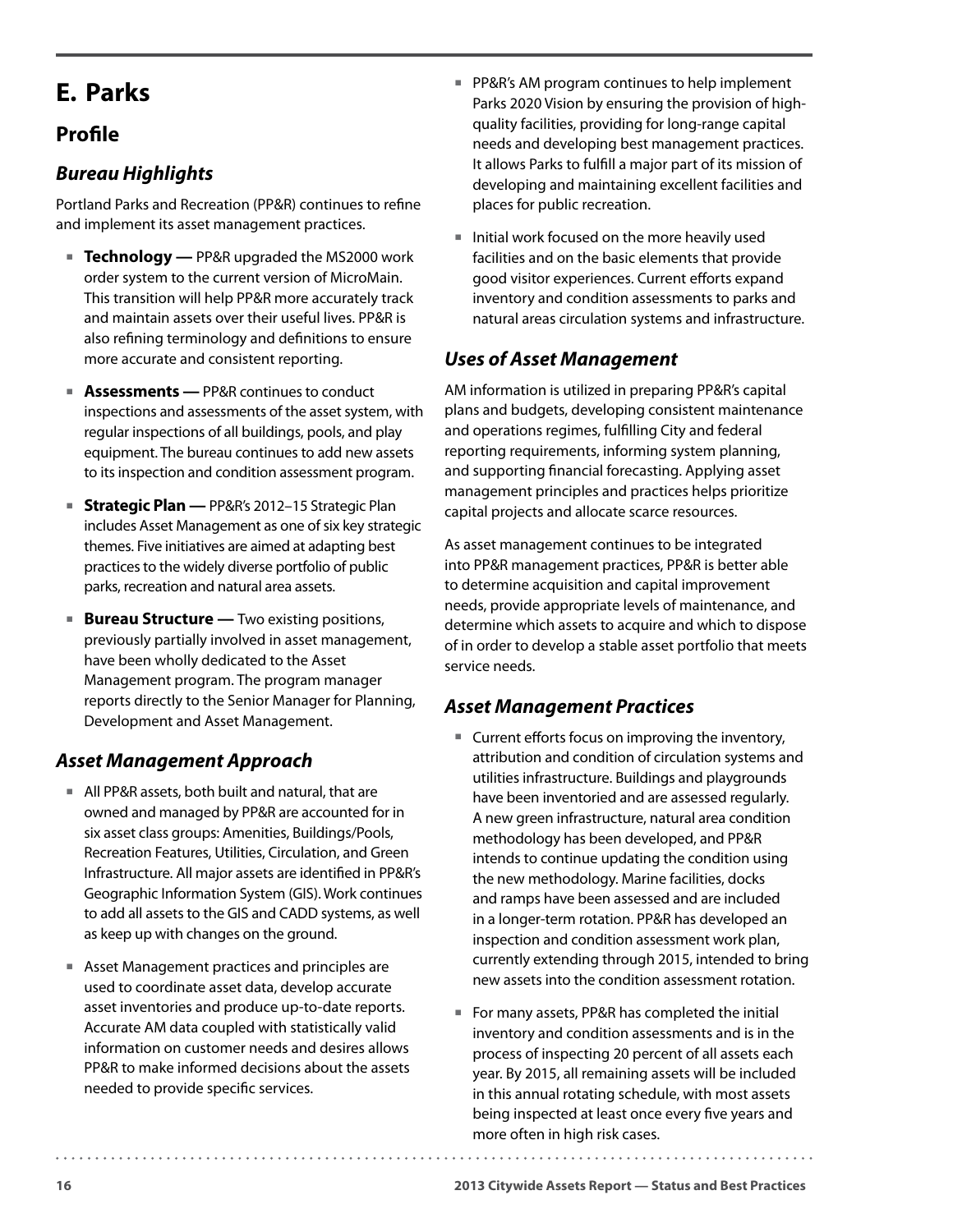# E. Parks

## Profile

### *Bureau Highlights*

Portland Parks and Recreation (PP&R) continues to refine and implement its asset management practices.

- **Technology —** PP&R upgraded the MS2000 work order system to the current version of MicroMain. This transition will help PP&R more accurately track and maintain assets over their useful lives. PP&R is also refining terminology and definitions to ensure more accurate and consistent reporting.
- **Assessments —** PP&R continues to conduct inspections and assessments of the asset system, with regular inspections of all buildings, pools, and play equipment. The bureau continues to add new assets to its inspection and condition assessment program.
- **Strategic Plan —** PP&R's 2012–15 Strategic Plan includes Asset Management as one of six key strategic themes. Five initiatives are aimed at adapting best practices to the widely diverse portfolio of public parks, recreation and natural area assets.
- **Bureau Structure —** Two existing positions, previously partially involved in asset management, have been wholly dedicated to the Asset Management program. The program manager reports directly to the Senior Manager for Planning, Development and Asset Management.

### *Asset Management Approach*

- All PP&R assets, both built and natural, that are owned and managed by PP&R are accounted for in six asset class groups: Amenities, Buildings/Pools, Recreation Features, Utilities, Circulation, and Green Infrastructure. All major assets are identified in PP&R's Geographic Information System (GIS). Work continues to add all assets to the GIS and CADD systems, as well as keep up with changes on the ground.
- Asset Management practices and principles are used to coordinate asset data, develop accurate asset inventories and produce up-to-date reports. Accurate AM data coupled with statistically valid information on customer needs and desires allows PP&R to make informed decisions about the assets needed to provide specific services.
- PP&R's AM program continues to help implement Parks 2020 Vision by ensuring the provision of high-quality facilities, providing for long-range capital needs and developing best management practices. It allows Parks to fulfill a major part of its mission of developing and maintaining excellent facilities and places for public recreation.
- Initial work focused on the more heavily used facilities and on the basic elements that provide good visitor experiences. Current efforts expand inventory and condition assessments to parks and natural areas circulation systems and infrastructure.

### *Uses of Asset Management*

AM information is utilized in preparing PP&R's capital plans and budgets, developing consistent maintenance and operations regimes, fulfilling City and federal reporting requirements, informing system planning, and supporting financial forecasting. Applying asset management principles and practices helps prioritize capital projects and allocate scarce resources.

As asset management continues to be integrated into PP&R management practices, PP&R is better able to determine acquisition and capital improvement needs, provide appropriate levels of maintenance, and determine which assets to acquire and which to dispose of in order to develop a stable asset portfolio that meets service needs.

### *Asset Management Practices*

- Current efforts focus on improving the inventory, attribution and condition of circulation systems and utilities infrastructure. Buildings and playgrounds have been inventoried and are assessed regularly. A new green infrastructure, natural area condition methodology has been developed, and PP&R intends to continue updating the condition using the new methodology. Marine facilities, docks and ramps have been assessed and are included in a longer-term rotation. PP&R has developed an inspection and condition assessment work plan, currently extending through 2015, intended to bring new assets into the condition assessment rotation.
- For many assets, PP&R has completed the initial inventory and condition assessments and is in the process of inspecting 20 percent of all assets each year. By 2015, all remaining assets will be included in this annual rotating schedule, with most assets being inspected at least once every five years and more often in high risk cases.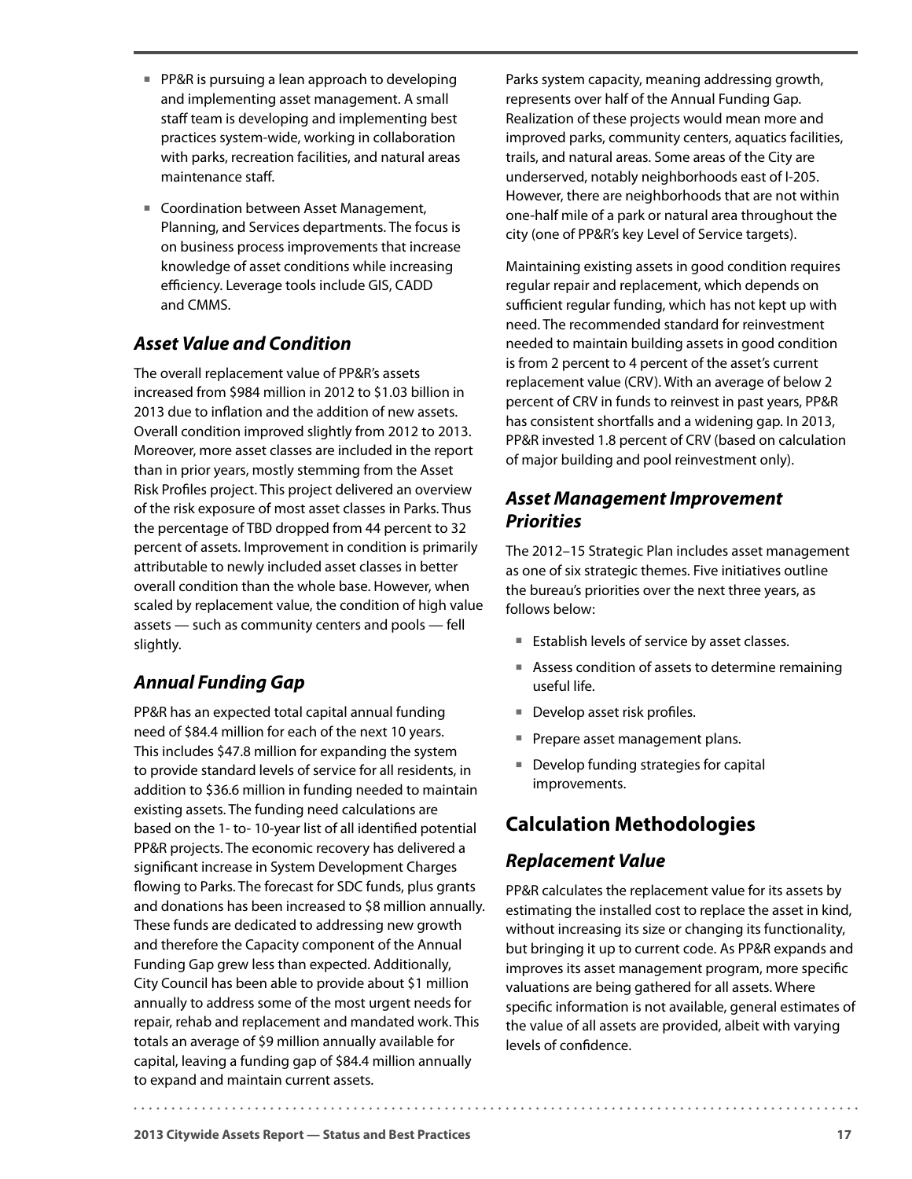- PP&R is pursuing a lean approach to developing and implementing asset management. A small staff team is developing and implementing best practices system-wide, working in collaboration with parks, recreation facilities, and natural areas maintenance staff.
- Coordination between Asset Management, Planning, and Services departments. The focus is on business process improvements that increase knowledge of asset conditions while increasing efficiency. Leverage tools include GIS, CADD and CMMS.

### *Asset Value and Condition*

The overall replacement value of PP&R's assets increased from $984 million in 2012 to $1.03 billion in 2013 due to inflation and the addition of new assets. Overall condition improved slightly from 2012 to 2013. Moreover, more asset classes are included in the report than in prior years, mostly stemming from the Asset Risk Profiles project. This project delivered an overview of the risk exposure of most asset classes in Parks. Thus the percentage of TBD dropped from 44 percent to 32 percent of assets. Improvement in condition is primarily attributable to newly included asset classes in better overall condition than the whole base. However, when scaled by replacement value, the condition of high value assets — such as community centers and pools — fell slightly.

### *Annual Funding Gap*

PP&R has an expected total capital annual funding need of $84.4 million for each of the next 10 years. This includes $47.8 million for expanding the system to provide standard levels of service for all residents, in addition to $36.6 million in funding needed to maintain existing assets. The funding need calculations are based on the 1- to- 10-year list of all identified potential PP&R projects. The economic recovery has delivered a significant increase in System Development Charges flowing to Parks. The forecast for SDC funds, plus grants and donations has been increased to $8 million annually. These funds are dedicated to addressing new growth and therefore the Capacity component of the Annual Funding Gap grew less than expected. Additionally, City Council has been able to provide about $1 million annually to address some of the most urgent needs for repair, rehab and replacement and mandated work. This totals an average of $9 million annually available for capital, leaving a funding gap of $84.4 million annually to expand and maintain current assets.

Parks system capacity, meaning addressing growth, represents over half of the Annual Funding Gap. Realization of these projects would mean more and improved parks, community centers, aquatics facilities, trails, and natural areas. Some areas of the City are underserved, notably neighborhoods east of I-205. However, there are neighborhoods that are not within one-half mile of a park or natural area throughout the city (one of PP&R's key Level of Service targets).

Maintaining existing assets in good condition requires regular repair and replacement, which depends on sufficient regular funding, which has not kept up with need. The recommended standard for reinvestment needed to maintain building assets in good condition is from 2 percent to 4 percent of the asset's current replacement value (CRV). With an average of below 2 percent of CRV in funds to reinvest in past years, PP&R has consistent shortfalls and a widening gap. In 2013, PP&R invested 1.8 percent of CRV (based on calculation of major building and pool reinvestment only).

### *Asset Management Improvement Priorities*

The 2012–15 Strategic Plan includes asset management as one of six strategic themes. Five initiatives outline the bureau's priorities over the next three years, as follows below:

- Establish levels of service by asset classes.
- Assess condition of assets to determine remaining useful life.
- Develop asset risk profiles.
- Prepare asset management plans.
- Develop funding strategies for capital improvements.

## Calculation Methodologies

### *Replacement Value*

PP&R calculates the replacement value for its assets by estimating the installed cost to replace the asset in kind, without increasing its size or changing its functionality, but bringing it up to current code. As PP&R expands and improves its asset management program, more specific valuations are being gathered for all assets. Where specific information is not available, general estimates of the value of all assets are provided, albeit with varying levels of confidence.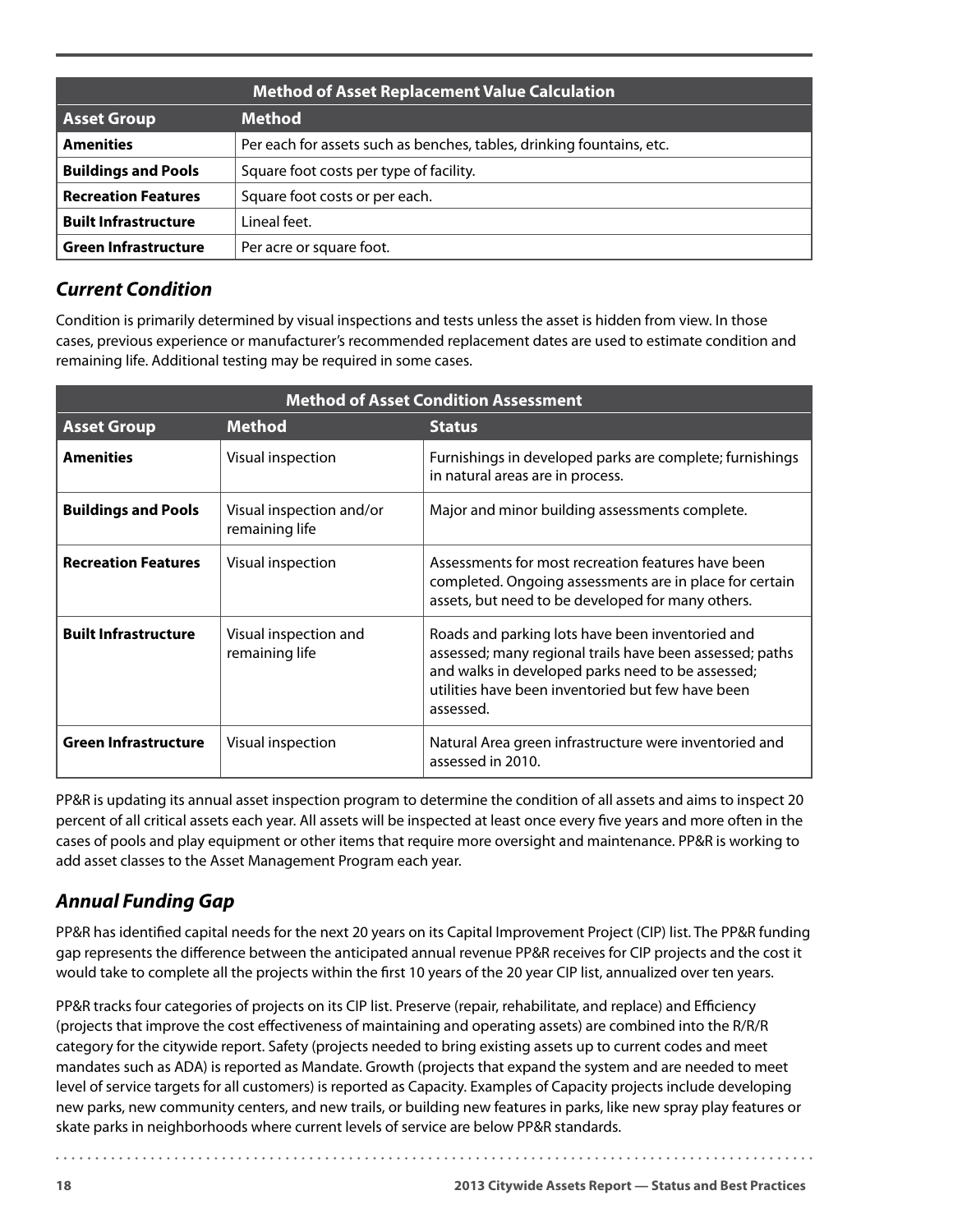| Method of Asset Replacement Value Calculation | |
|---|---|
| **Asset Group** | **Method** |
| **Amenities** | Per each for assets such as benches, tables, drinking fountains, etc. |
| **Buildings and Pools** | Square foot costs per type of facility. |
| **Recreation Features** | Square foot costs or per each. |
| **Built Infrastructure** | Lineal feet. |
| **Green Infrastructure** | Per acre or square foot. |

## *Current Condition*

Condition is primarily determined by visual inspections and tests unless the asset is hidden from view. In those cases, previous experience or manufacturer's recommended replacement dates are used to estimate condition and remaining life. Additional testing may be required in some cases.

| Method of Asset Condition Assessment | | |
|---|---|---|
| **Asset Group** | **Method** | **Status** |
| **Amenities** | Visual inspection | Furnishings in developed parks are complete; furnishings in natural areas are in process. |
| **Buildings and Pools** | Visual inspection and/or remaining life | Major and minor building assessments complete. |
| **Recreation Features** | Visual inspection | Assessments for most recreation features have been completed. Ongoing assessments are in place for certain assets, but need to be developed for many others. |
| **Built Infrastructure** | Visual inspection and remaining life | Roads and parking lots have been inventoried and assessed; many regional trails have been assessed; paths and walks in developed parks need to be assessed; utilities have been inventoried but few have been assessed. |
| **Green Infrastructure** | Visual inspection | Natural Area green infrastructure were inventoried and assessed in 2010. |

PP&R is updating its annual asset inspection program to determine the condition of all assets and aims to inspect 20 percent of all critical assets each year. All assets will be inspected at least once every five years and more often in the cases of pools and play equipment or other items that require more oversight and maintenance. PP&R is working to add asset classes to the Asset Management Program each year.

## *Annual Funding Gap*

PP&R has identified capital needs for the next 20 years on its Capital Improvement Project (CIP) list. The PP&R funding gap represents the difference between the anticipated annual revenue PP&R receives for CIP projects and the cost it would take to complete all the projects within the first 10 years of the 20 year CIP list, annualized over ten years.

PP&R tracks four categories of projects on its CIP list. Preserve (repair, rehabilitate, and replace) and Efficiency (projects that improve the cost effectiveness of maintaining and operating assets) are combined into the R/R/R category for the citywide report. Safety (projects needed to bring existing assets up to current codes and meet mandates such as ADA) is reported as Mandate. Growth (projects that expand the system and are needed to meet level of service targets for all customers) is reported as Capacity. Examples of Capacity projects include developing new parks, new community centers, and new trails, or building new features in parks, like new spray play features or skate parks in neighborhoods where current levels of service are below PP&R standards.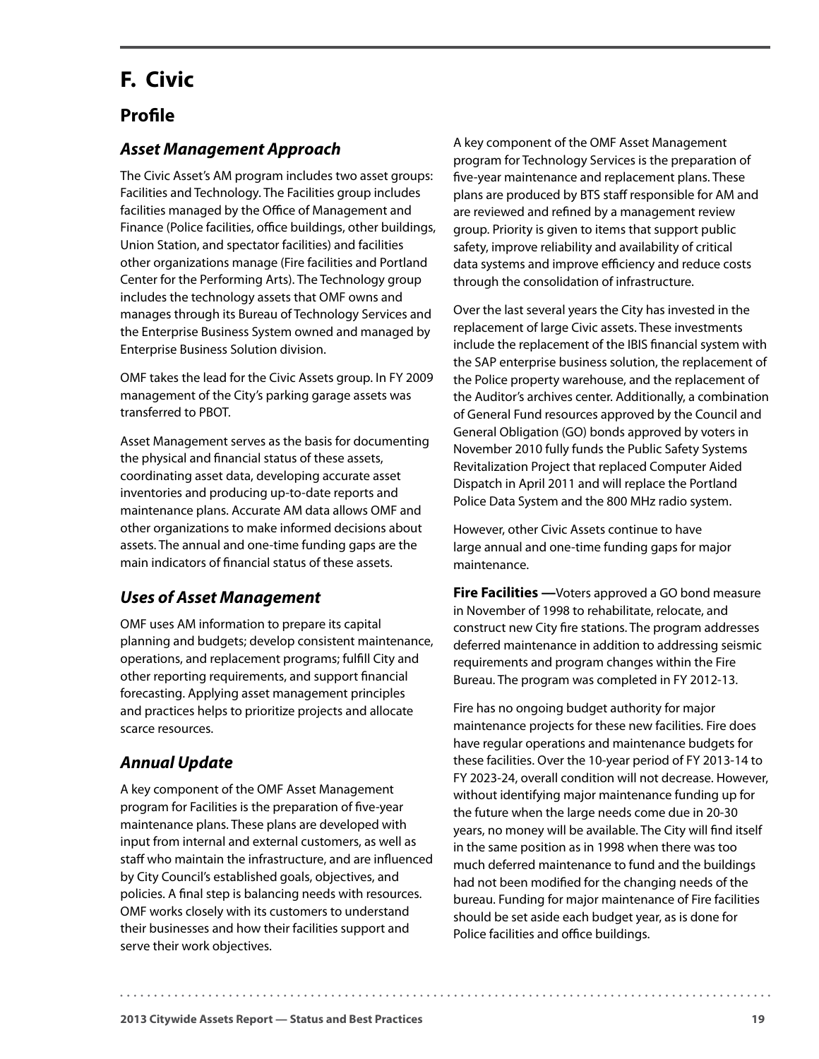# F. Civic

## Profile

### *Asset Management Approach*

The Civic Asset's AM program includes two asset groups: Facilities and Technology. The Facilities group includes facilities managed by the Office of Management and Finance (Police facilities, office buildings, other buildings, Union Station, and spectator facilities) and facilities other organizations manage (Fire facilities and Portland Center for the Performing Arts). The Technology group includes the technology assets that OMF owns and manages through its Bureau of Technology Services and the Enterprise Business System owned and managed by Enterprise Business Solution division.

OMF takes the lead for the Civic Assets group. In FY 2009 management of the City's parking garage assets was transferred to PBOT.

Asset Management serves as the basis for documenting the physical and financial status of these assets, coordinating asset data, developing accurate asset inventories and producing up-to-date reports and maintenance plans. Accurate AM data allows OMF and other organizations to make informed decisions about assets. The annual and one-time funding gaps are the main indicators of financial status of these assets.

### *Uses of Asset Management*

OMF uses AM information to prepare its capital planning and budgets; develop consistent maintenance, operations, and replacement programs; fulfill City and other reporting requirements, and support financial forecasting. Applying asset management principles and practices helps to prioritize projects and allocate scarce resources.

### *Annual Update*

A key component of the OMF Asset Management program for Facilities is the preparation of five-year maintenance plans. These plans are developed with input from internal and external customers, as well as staff who maintain the infrastructure, and are influenced by City Council's established goals, objectives, and policies. A final step is balancing needs with resources. OMF works closely with its customers to understand their businesses and how their facilities support and serve their work objectives.

A key component of the OMF Asset Management program for Technology Services is the preparation of five-year maintenance and replacement plans. These plans are produced by BTS staff responsible for AM and are reviewed and refined by a management review group. Priority is given to items that support public safety, improve reliability and availability of critical data systems and improve efficiency and reduce costs through the consolidation of infrastructure.

Over the last several years the City has invested in the replacement of large Civic assets. These investments include the replacement of the IBIS financial system with the SAP enterprise business solution, the replacement of the Police property warehouse, and the replacement of the Auditor's archives center. Additionally, a combination of General Fund resources approved by the Council and General Obligation (GO) bonds approved by voters in November 2010 fully funds the Public Safety Systems Revitalization Project that replaced Computer Aided Dispatch in April 2011 and will replace the Portland Police Data System and the 800 MHz radio system.

However, other Civic Assets continue to have large annual and one-time funding gaps for major maintenance.

**Fire Facilities —**Voters approved a GO bond measure in November of 1998 to rehabilitate, relocate, and construct new City fire stations. The program addresses deferred maintenance in addition to addressing seismic requirements and program changes within the Fire Bureau. The program was completed in FY 2012-13.

Fire has no ongoing budget authority for major maintenance projects for these new facilities. Fire does have regular operations and maintenance budgets for these facilities. Over the 10-year period of FY 2013-14 to FY 2023-24, overall condition will not decrease. However, without identifying major maintenance funding up for the future when the large needs come due in 20-30 years, no money will be available. The City will find itself in the same position as in 1998 when there was too much deferred maintenance to fund and the buildings had not been modified for the changing needs of the bureau. Funding for major maintenance of Fire facilities should be set aside each budget year, as is done for Police facilities and office buildings.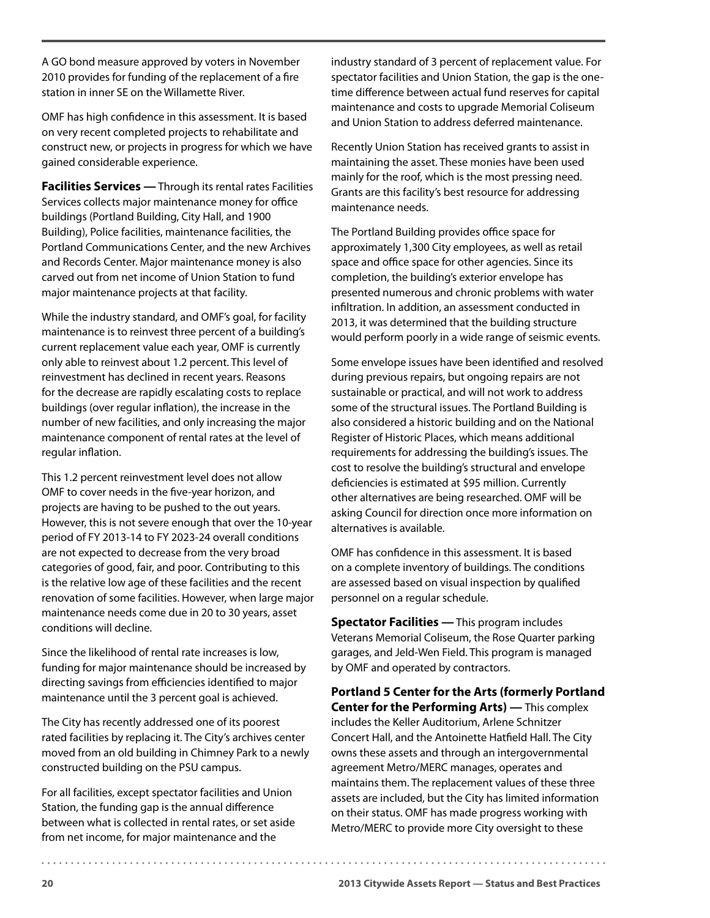A GO bond measure approved by voters in November 2010 provides for funding of the replacement of a fire station in inner SE on the Willamette River.

OMF has high confidence in this assessment. It is based on very recent completed projects to rehabilitate and construct new, or projects in progress for which we have gained considerable experience.

**Facilities Services —** Through its rental rates Facilities Services collects major maintenance money for office buildings (Portland Building, City Hall, and 1900 Building), Police facilities, maintenance facilities, the Portland Communications Center, and the new Archives and Records Center. Major maintenance money is also carved out from net income of Union Station to fund major maintenance projects at that facility.

While the industry standard, and OMF's goal, for facility maintenance is to reinvest three percent of a building's current replacement value each year, OMF is currently only able to reinvest about 1.2 percent. This level of reinvestment has declined in recent years. Reasons for the decrease are rapidly escalating costs to replace buildings (over regular inflation), the increase in the number of new facilities, and only increasing the major maintenance component of rental rates at the level of regular inflation.

This 1.2 percent reinvestment level does not allow OMF to cover needs in the five-year horizon, and projects are having to be pushed to the out years. However, this is not severe enough that over the 10-year period of FY 2013-14 to FY 2023-24 overall conditions are not expected to decrease from the very broad categories of good, fair, and poor. Contributing to this is the relative low age of these facilities and the recent renovation of some facilities. However, when large major maintenance needs come due in 20 to 30 years, asset conditions will decline.

Since the likelihood of rental rate increases is low, funding for major maintenance should be increased by directing savings from efficiencies identified to major maintenance until the 3 percent goal is achieved.

The City has recently addressed one of its poorest rated facilities by replacing it. The City's archives center moved from an old building in Chimney Park to a newly constructed building on the PSU campus.

For all facilities, except spectator facilities and Union Station, the funding gap is the annual difference between what is collected in rental rates, or set aside from net income, for major maintenance and the industry standard of 3 percent of replacement value. For spectator facilities and Union Station, the gap is the one-time difference between actual fund reserves for capital maintenance and costs to upgrade Memorial Coliseum and Union Station to address deferred maintenance.

Recently Union Station has received grants to assist in maintaining the asset. These monies have been used mainly for the roof, which is the most pressing need. Grants are this facility's best resource for addressing maintenance needs.

The Portland Building provides office space for approximately 1,300 City employees, as well as retail space and office space for other agencies. Since its completion, the building's exterior envelope has presented numerous and chronic problems with water infiltration. In addition, an assessment conducted in 2013, it was determined that the building structure would perform poorly in a wide range of seismic events.

Some envelope issues have been identified and resolved during previous repairs, but ongoing repairs are not sustainable or practical, and will not work to address some of the structural issues. The Portland Building is also considered a historic building and on the National Register of Historic Places, which means additional requirements for addressing the building's issues. The cost to resolve the building's structural and envelope deficiencies is estimated at $95 million. Currently other alternatives are being researched. OMF will be asking Council for direction once more information on alternatives is available.

OMF has confidence in this assessment. It is based on a complete inventory of buildings. The conditions are assessed based on visual inspection by qualified personnel on a regular schedule.

**Spectator Facilities —** This program includes Veterans Memorial Coliseum, the Rose Quarter parking garages, and Jeld-Wen Field. This program is managed by OMF and operated by contractors.

**Portland 5 Center for the Arts (formerly Portland Center for the Performing Arts) —** This complex includes the Keller Auditorium, Arlene Schnitzer Concert Hall, and the Antoinette Hatfield Hall. The City owns these assets and through an intergovernmental agreement Metro/MERC manages, operates and maintains them. The replacement values of these three assets are included, but the City has limited information on their status. OMF has made progress working with Metro/MERC to provide more City oversight to these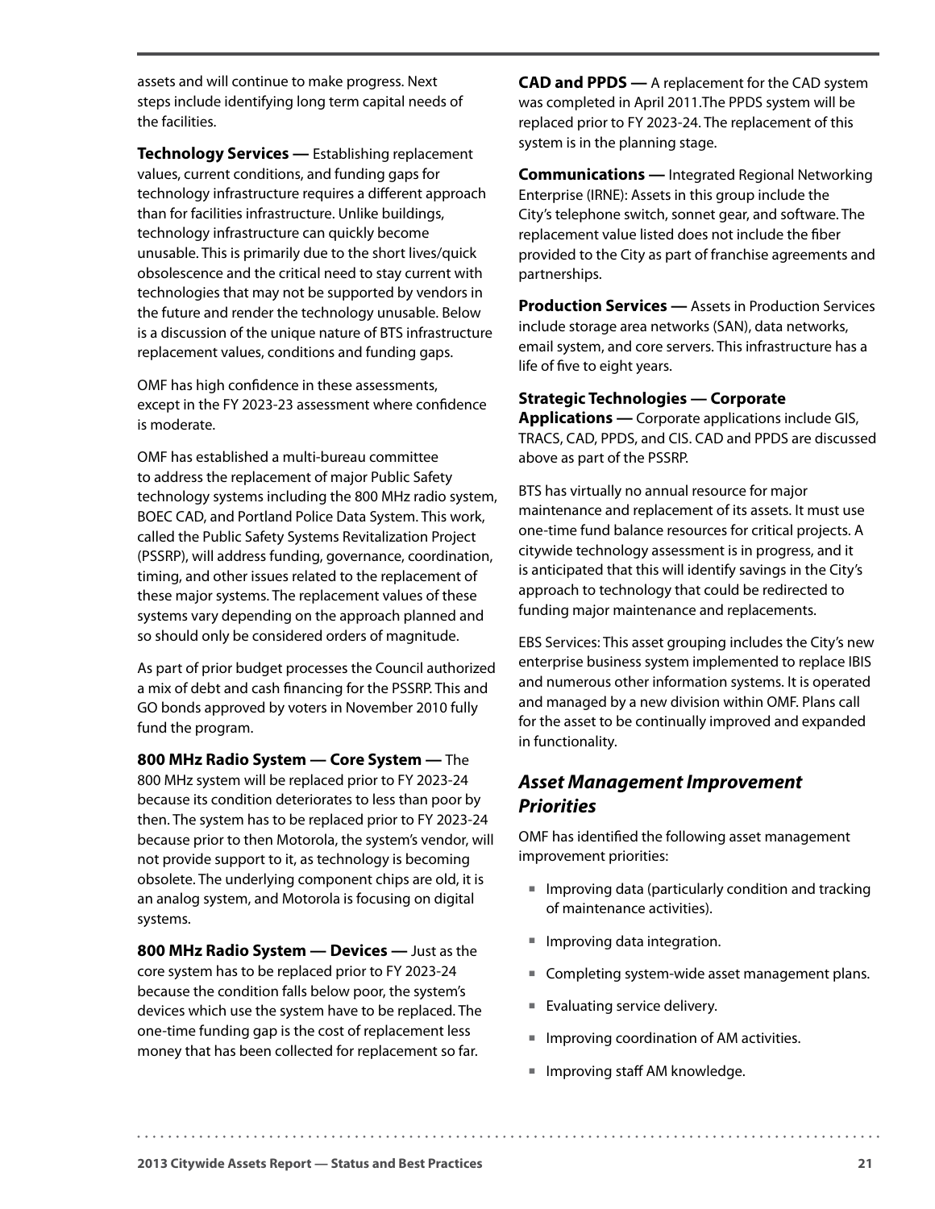assets and will continue to make progress. Next steps include identifying long term capital needs of the facilities.

**Technology Services —** Establishing replacement values, current conditions, and funding gaps for technology infrastructure requires a different approach than for facilities infrastructure. Unlike buildings, technology infrastructure can quickly become unusable. This is primarily due to the short lives/quick obsolescence and the critical need to stay current with technologies that may not be supported by vendors in the future and render the technology unusable. Below is a discussion of the unique nature of BTS infrastructure replacement values, conditions and funding gaps.

OMF has high confidence in these assessments, except in the FY 2023-23 assessment where confidence is moderate.

OMF has established a multi-bureau committee to address the replacement of major Public Safety technology systems including the 800 MHz radio system, BOEC CAD, and Portland Police Data System. This work, called the Public Safety Systems Revitalization Project (PSSRP), will address funding, governance, coordination, timing, and other issues related to the replacement of these major systems. The replacement values of these systems vary depending on the approach planned and so should only be considered orders of magnitude.

As part of prior budget processes the Council authorized a mix of debt and cash financing for the PSSRP. This and GO bonds approved by voters in November 2010 fully fund the program.

**800 MHz Radio System — Core System —** The 800 MHz system will be replaced prior to FY 2023-24 because its condition deteriorates to less than poor by then. The system has to be replaced prior to FY 2023-24 because prior to then Motorola, the system's vendor, will not provide support to it, as technology is becoming obsolete. The underlying component chips are old, it is an analog system, and Motorola is focusing on digital systems.

**800 MHz Radio System — Devices —** Just as the core system has to be replaced prior to FY 2023-24 because the condition falls below poor, the system's devices which use the system have to be replaced. The one-time funding gap is the cost of replacement less money that has been collected for replacement so far.

**CAD and PPDS —** A replacement for the CAD system was completed in April 2011.The PPDS system will be replaced prior to FY 2023-24. The replacement of this system is in the planning stage.

**Communications —** Integrated Regional Networking Enterprise (IRNE): Assets in this group include the City's telephone switch, sonnet gear, and software. The replacement value listed does not include the fiber provided to the City as part of franchise agreements and partnerships.

**Production Services —** Assets in Production Services include storage area networks (SAN), data networks, email system, and core servers. This infrastructure has a life of five to eight years.

**Strategic Technologies — Corporate Applications —** Corporate applications include GIS, TRACS, CAD, PPDS, and CIS. CAD and PPDS are discussed above as part of the PSSRP.

BTS has virtually no annual resource for major maintenance and replacement of its assets. It must use one-time fund balance resources for critical projects. A citywide technology assessment is in progress, and it is anticipated that this will identify savings in the City's approach to technology that could be redirected to funding major maintenance and replacements.

EBS Services: This asset grouping includes the City's new enterprise business system implemented to replace IBIS and numerous other information systems. It is operated and managed by a new division within OMF. Plans call for the asset to be continually improved and expanded in functionality.

## *Asset Management Improvement Priorities*

OMF has identified the following asset management improvement priorities:

- Improving data (particularly condition and tracking of maintenance activities).
- Improving data integration.
- Completing system-wide asset management plans.
- Evaluating service delivery.
- Improving coordination of AM activities.
- Improving staff AM knowledge.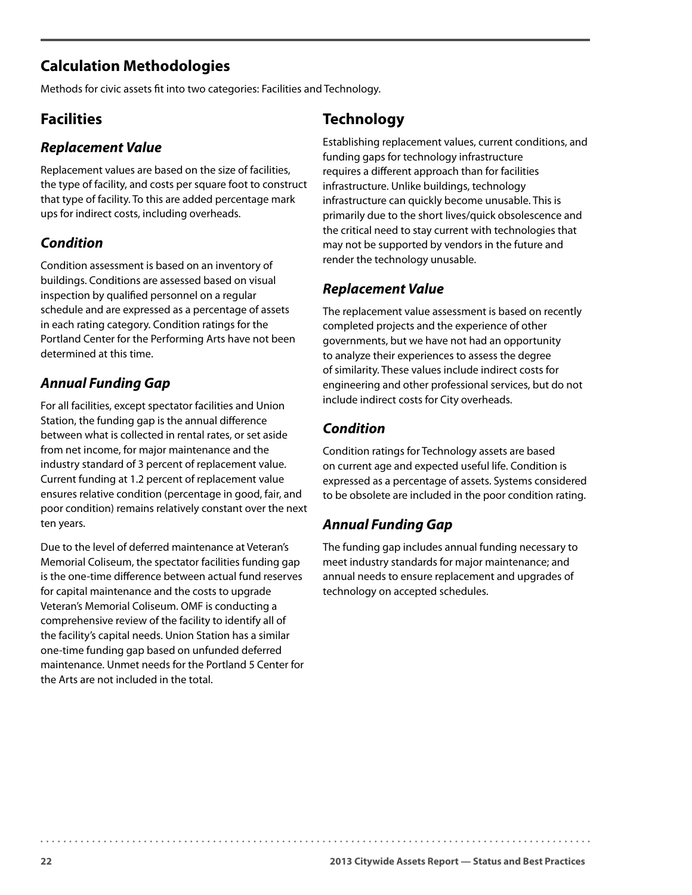## Calculation Methodologies

Methods for civic assets fit into two categories: Facilities and Technology.

## Facilities

### *Replacement Value*

Replacement values are based on the size of facilities, the type of facility, and costs per square foot to construct that type of facility. To this are added percentage mark ups for indirect costs, including overheads.

### *Condition*

Condition assessment is based on an inventory of buildings. Conditions are assessed based on visual inspection by qualified personnel on a regular schedule and are expressed as a percentage of assets in each rating category. Condition ratings for the Portland Center for the Performing Arts have not been determined at this time.

### *Annual Funding Gap*

For all facilities, except spectator facilities and Union Station, the funding gap is the annual difference between what is collected in rental rates, or set aside from net income, for major maintenance and the industry standard of 3 percent of replacement value. Current funding at 1.2 percent of replacement value ensures relative condition (percentage in good, fair, and poor condition) remains relatively constant over the next ten years.

Due to the level of deferred maintenance at Veteran's Memorial Coliseum, the spectator facilities funding gap is the one-time difference between actual fund reserves for capital maintenance and the costs to upgrade Veteran's Memorial Coliseum. OMF is conducting a comprehensive review of the facility to identify all of the facility's capital needs. Union Station has a similar one-time funding gap based on unfunded deferred maintenance. Unmet needs for the Portland 5 Center for the Arts are not included in the total.

## Technology

Establishing replacement values, current conditions, and funding gaps for technology infrastructure requires a different approach than for facilities infrastructure. Unlike buildings, technology infrastructure can quickly become unusable. This is primarily due to the short lives/quick obsolescence and the critical need to stay current with technologies that may not be supported by vendors in the future and render the technology unusable.

### *Replacement Value*

The replacement value assessment is based on recently completed projects and the experience of other governments, but we have not had an opportunity to analyze their experiences to assess the degree of similarity. These values include indirect costs for engineering and other professional services, but do not include indirect costs for City overheads.

### *Condition*

Condition ratings for Technology assets are based on current age and expected useful life. Condition is expressed as a percentage of assets. Systems considered to be obsolete are included in the poor condition rating.

### *Annual Funding Gap*

The funding gap includes annual funding necessary to meet industry standards for major maintenance; and annual needs to ensure replacement and upgrades of technology on accepted schedules.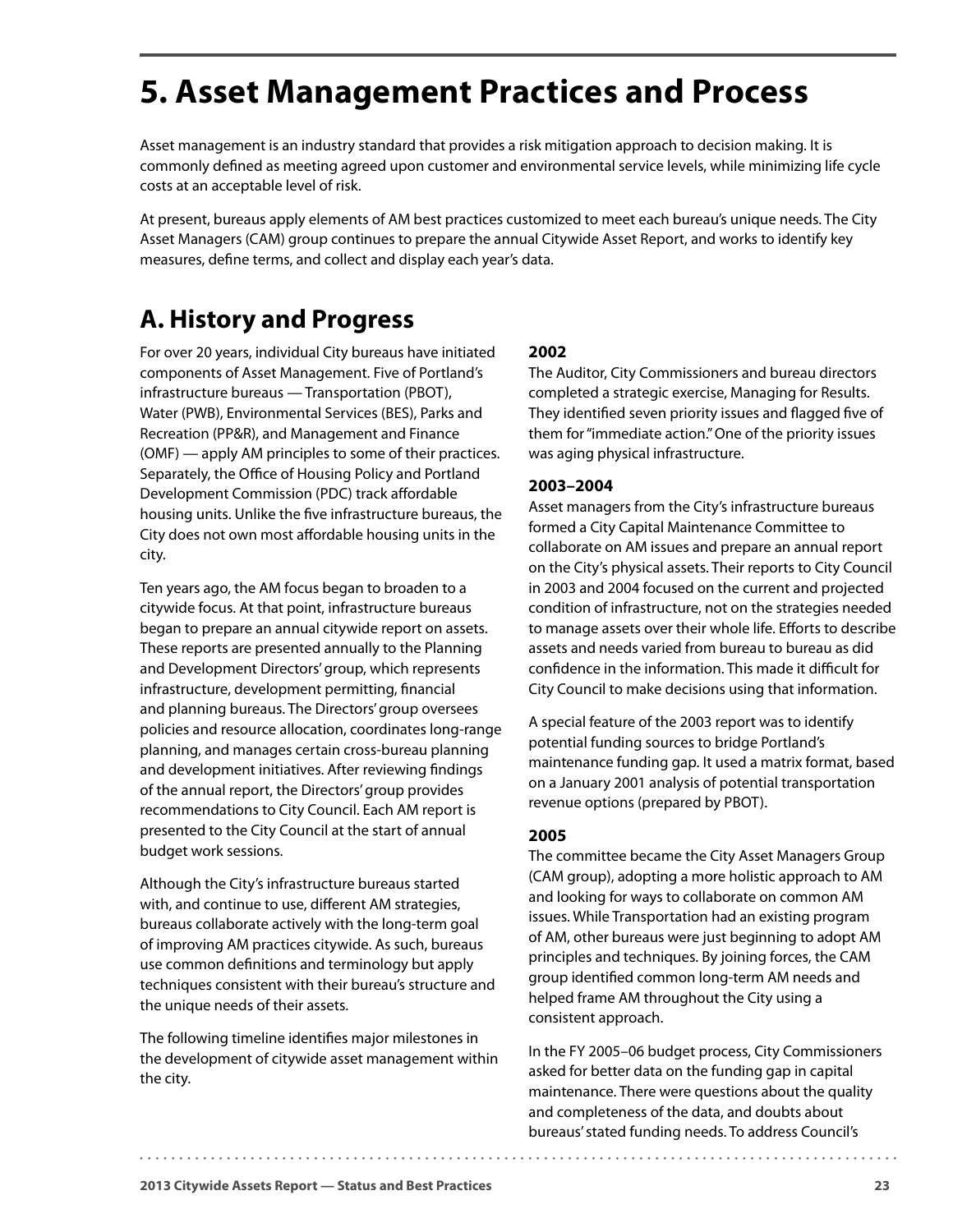# 5. Asset Management Practices and Process

Asset management is an industry standard that provides a risk mitigation approach to decision making. It is commonly defined as meeting agreed upon customer and environmental service levels, while minimizing life cycle costs at an acceptable level of risk.

At present, bureaus apply elements of AM best practices customized to meet each bureau's unique needs. The City Asset Managers (CAM) group continues to prepare the annual Citywide Asset Report, and works to identify key measures, define terms, and collect and display each year's data.

## A. History and Progress

For over 20 years, individual City bureaus have initiated components of Asset Management. Five of Portland's infrastructure bureaus — Transportation (PBOT), Water (PWB), Environmental Services (BES), Parks and Recreation (PP&R), and Management and Finance (OMF) — apply AM principles to some of their practices. Separately, the Office of Housing Policy and Portland Development Commission (PDC) track affordable housing units. Unlike the five infrastructure bureaus, the City does not own most affordable housing units in the city.

Ten years ago, the AM focus began to broaden to a citywide focus. At that point, infrastructure bureaus began to prepare an annual citywide report on assets. These reports are presented annually to the Planning and Development Directors' group, which represents infrastructure, development permitting, financial and planning bureaus. The Directors' group oversees policies and resource allocation, coordinates long-range planning, and manages certain cross-bureau planning and development initiatives. After reviewing findings of the annual report, the Directors' group provides recommendations to City Council. Each AM report is presented to the City Council at the start of annual budget work sessions.

Although the City's infrastructure bureaus started with, and continue to use, different AM strategies, bureaus collaborate actively with the long-term goal of improving AM practices citywide. As such, bureaus use common definitions and terminology but apply techniques consistent with their bureau's structure and the unique needs of their assets.

The following timeline identifies major milestones in the development of citywide asset management within the city.

**2002**

The Auditor, City Commissioners and bureau directors completed a strategic exercise, Managing for Results. They identified seven priority issues and flagged five of them for "immediate action." One of the priority issues was aging physical infrastructure.

**2003–2004**

Asset managers from the City's infrastructure bureaus formed a City Capital Maintenance Committee to collaborate on AM issues and prepare an annual report on the City's physical assets. Their reports to City Council in 2003 and 2004 focused on the current and projected condition of infrastructure, not on the strategies needed to manage assets over their whole life. Efforts to describe assets and needs varied from bureau to bureau as did confidence in the information. This made it difficult for City Council to make decisions using that information.

A special feature of the 2003 report was to identify potential funding sources to bridge Portland's maintenance funding gap. It used a matrix format, based on a January 2001 analysis of potential transportation revenue options (prepared by PBOT).

**2005**

The committee became the City Asset Managers Group (CAM group), adopting a more holistic approach to AM and looking for ways to collaborate on common AM issues. While Transportation had an existing program of AM, other bureaus were just beginning to adopt AM principles and techniques. By joining forces, the CAM group identified common long-term AM needs and helped frame AM throughout the City using a consistent approach.

In the FY 2005–06 budget process, City Commissioners asked for better data on the funding gap in capital maintenance. There were questions about the quality and completeness of the data, and doubts about bureaus' stated funding needs. To address Council's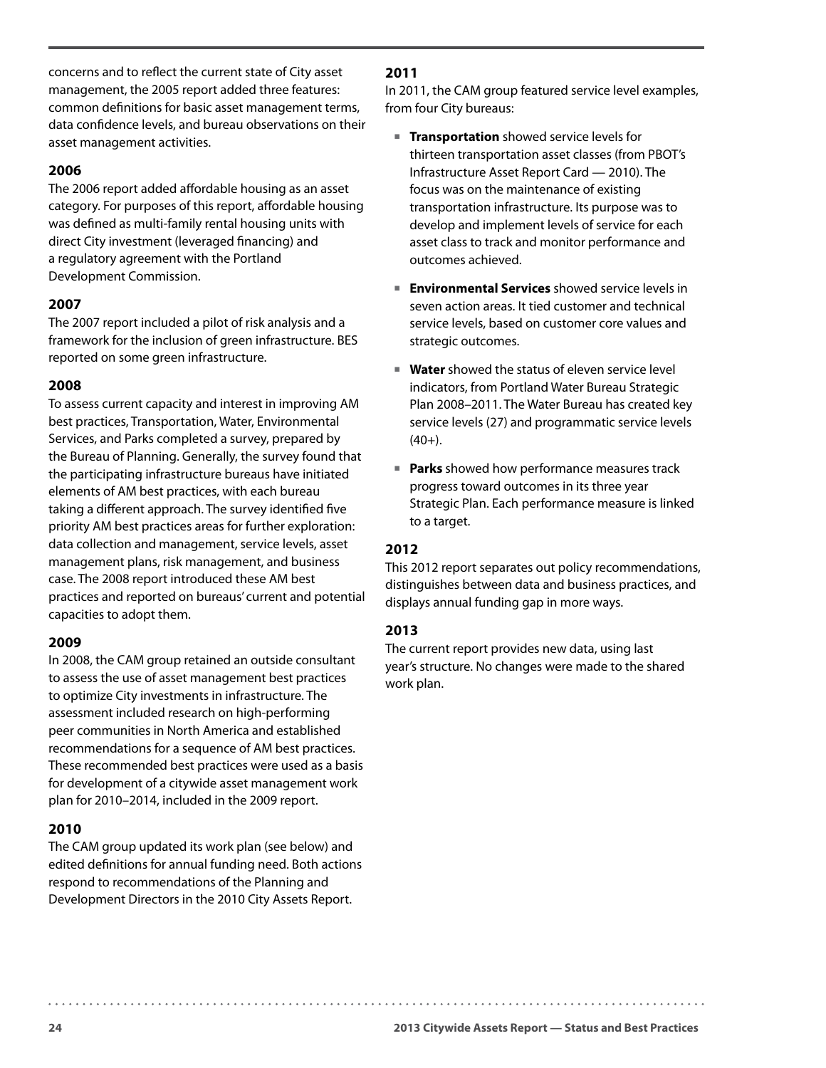concerns and to reflect the current state of City asset management, the 2005 report added three features: common definitions for basic asset management terms, data confidence levels, and bureau observations on their asset management activities.

### 2006

The 2006 report added affordable housing as an asset category. For purposes of this report, affordable housing was defined as multi-family rental housing units with direct City investment (leveraged financing) and a regulatory agreement with the Portland Development Commission.

### 2007

The 2007 report included a pilot of risk analysis and a framework for the inclusion of green infrastructure. BES reported on some green infrastructure.

### 2008

To assess current capacity and interest in improving AM best practices, Transportation, Water, Environmental Services, and Parks completed a survey, prepared by the Bureau of Planning. Generally, the survey found that the participating infrastructure bureaus have initiated elements of AM best practices, with each bureau taking a different approach. The survey identified five priority AM best practices areas for further exploration: data collection and management, service levels, asset management plans, risk management, and business case. The 2008 report introduced these AM best practices and reported on bureaus' current and potential capacities to adopt them.

### 2009

In 2008, the CAM group retained an outside consultant to assess the use of asset management best practices to optimize City investments in infrastructure. The assessment included research on high-performing peer communities in North America and established recommendations for a sequence of AM best practices. These recommended best practices were used as a basis for development of a citywide asset management work plan for 2010–2014, included in the 2009 report.

### 2010

The CAM group updated its work plan (see below) and edited definitions for annual funding need. Both actions respond to recommendations of the Planning and Development Directors in the 2010 City Assets Report.

### 2011

In 2011, the CAM group featured service level examples, from four City bureaus:

- **Transportation** showed service levels for thirteen transportation asset classes (from PBOT's Infrastructure Asset Report Card — 2010). The focus was on the maintenance of existing transportation infrastructure. Its purpose was to develop and implement levels of service for each asset class to track and monitor performance and outcomes achieved.
- **Environmental Services** showed service levels in seven action areas. It tied customer and technical service levels, based on customer core values and strategic outcomes.
- **Water** showed the status of eleven service level indicators, from Portland Water Bureau Strategic Plan 2008–2011. The Water Bureau has created key service levels (27) and programmatic service levels (40+).
- **Parks** showed how performance measures track progress toward outcomes in its three year Strategic Plan. Each performance measure is linked to a target.

### 2012

This 2012 report separates out policy recommendations, distinguishes between data and business practices, and displays annual funding gap in more ways.

### 2013

The current report provides new data, using last year's structure. No changes were made to the shared work plan.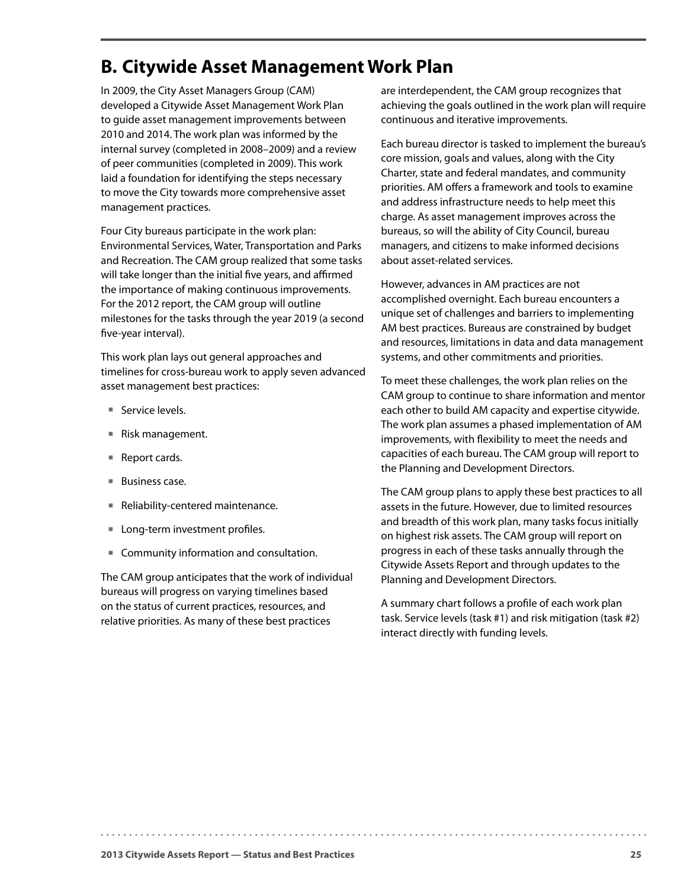## B. Citywide Asset Management Work Plan

In 2009, the City Asset Managers Group (CAM) developed a Citywide Asset Management Work Plan to guide asset management improvements between 2010 and 2014. The work plan was informed by the internal survey (completed in 2008–2009) and a review of peer communities (completed in 2009). This work laid a foundation for identifying the steps necessary to move the City towards more comprehensive asset management practices.

Four City bureaus participate in the work plan: Environmental Services, Water, Transportation and Parks and Recreation. The CAM group realized that some tasks will take longer than the initial five years, and affirmed the importance of making continuous improvements. For the 2012 report, the CAM group will outline milestones for the tasks through the year 2019 (a second five-year interval).

This work plan lays out general approaches and timelines for cross-bureau work to apply seven advanced asset management best practices:

- Service levels.
- Risk management.
- Report cards.
- Business case.
- Reliability-centered maintenance.
- Long-term investment profiles.
- Community information and consultation.

The CAM group anticipates that the work of individual bureaus will progress on varying timelines based on the status of current practices, resources, and relative priorities. As many of these best practices are interdependent, the CAM group recognizes that achieving the goals outlined in the work plan will require continuous and iterative improvements.

Each bureau director is tasked to implement the bureau's core mission, goals and values, along with the City Charter, state and federal mandates, and community priorities. AM offers a framework and tools to examine and address infrastructure needs to help meet this charge. As asset management improves across the bureaus, so will the ability of City Council, bureau managers, and citizens to make informed decisions about asset-related services.

However, advances in AM practices are not accomplished overnight. Each bureau encounters a unique set of challenges and barriers to implementing AM best practices. Bureaus are constrained by budget and resources, limitations in data and data management systems, and other commitments and priorities.

To meet these challenges, the work plan relies on the CAM group to continue to share information and mentor each other to build AM capacity and expertise citywide. The work plan assumes a phased implementation of AM improvements, with flexibility to meet the needs and capacities of each bureau. The CAM group will report to the Planning and Development Directors.

The CAM group plans to apply these best practices to all assets in the future. However, due to limited resources and breadth of this work plan, many tasks focus initially on highest risk assets. The CAM group will report on progress in each of these tasks annually through the Citywide Assets Report and through updates to the Planning and Development Directors.

A summary chart follows a profile of each work plan task. Service levels (task #1) and risk mitigation (task #2) interact directly with funding levels.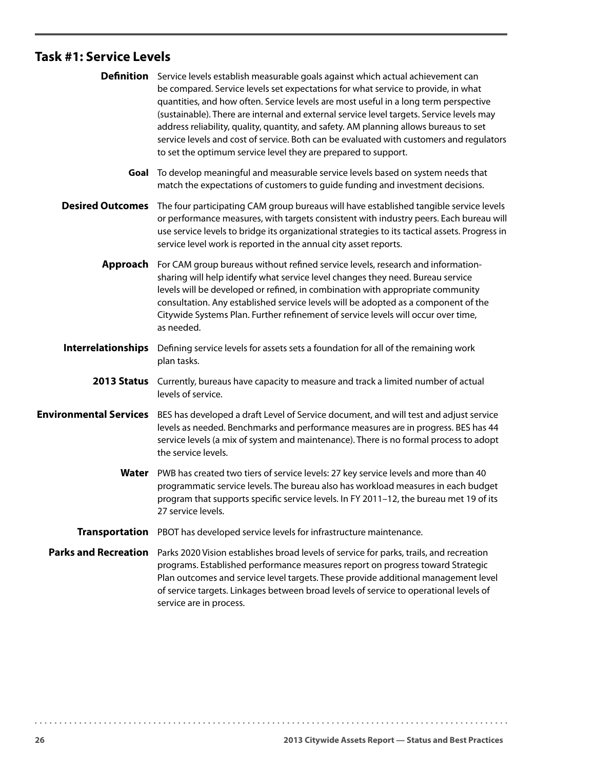## Task #1: Service Levels

**Definition** Service levels establish measurable goals against which actual achievement can be compared. Service levels set expectations for what service to provide, in what quantities, and how often. Service levels are most useful in a long term perspective (sustainable). There are internal and external service level targets. Service levels may address reliability, quality, quantity, and safety. AM planning allows bureaus to set service levels and cost of service. Both can be evaluated with customers and regulators to set the optimum service level they are prepared to support.

**Goal** To develop meaningful and measurable service levels based on system needs that match the expectations of customers to guide funding and investment decisions.

**Desired Outcomes** The four participating CAM group bureaus will have established tangible service levels or performance measures, with targets consistent with industry peers. Each bureau will use service levels to bridge its organizational strategies to its tactical assets. Progress in service level work is reported in the annual city asset reports.

**Approach** For CAM group bureaus without refined service levels, research and information-sharing will help identify what service level changes they need. Bureau service levels will be developed or refined, in combination with appropriate community consultation. Any established service levels will be adopted as a component of the Citywide Systems Plan. Further refinement of service levels will occur over time, as needed.

**Interrelationships** Defining service levels for assets sets a foundation for all of the remaining work plan tasks.

**2013 Status** Currently, bureaus have capacity to measure and track a limited number of actual levels of service.

**Environmental Services** BES has developed a draft Level of Service document, and will test and adjust service levels as needed. Benchmarks and performance measures are in progress. BES has 44 service levels (a mix of system and maintenance). There is no formal process to adopt the service levels.

**Water** PWB has created two tiers of service levels: 27 key service levels and more than 40 programmatic service levels. The bureau also has workload measures in each budget program that supports specific service levels. In FY 2011–12, the bureau met 19 of its 27 service levels.

**Transportation** PBOT has developed service levels for infrastructure maintenance.

**Parks and Recreation** Parks 2020 Vision establishes broad levels of service for parks, trails, and recreation programs. Established performance measures report on progress toward Strategic Plan outcomes and service level targets. These provide additional management level of service targets. Linkages between broad levels of service to operational levels of service are in process.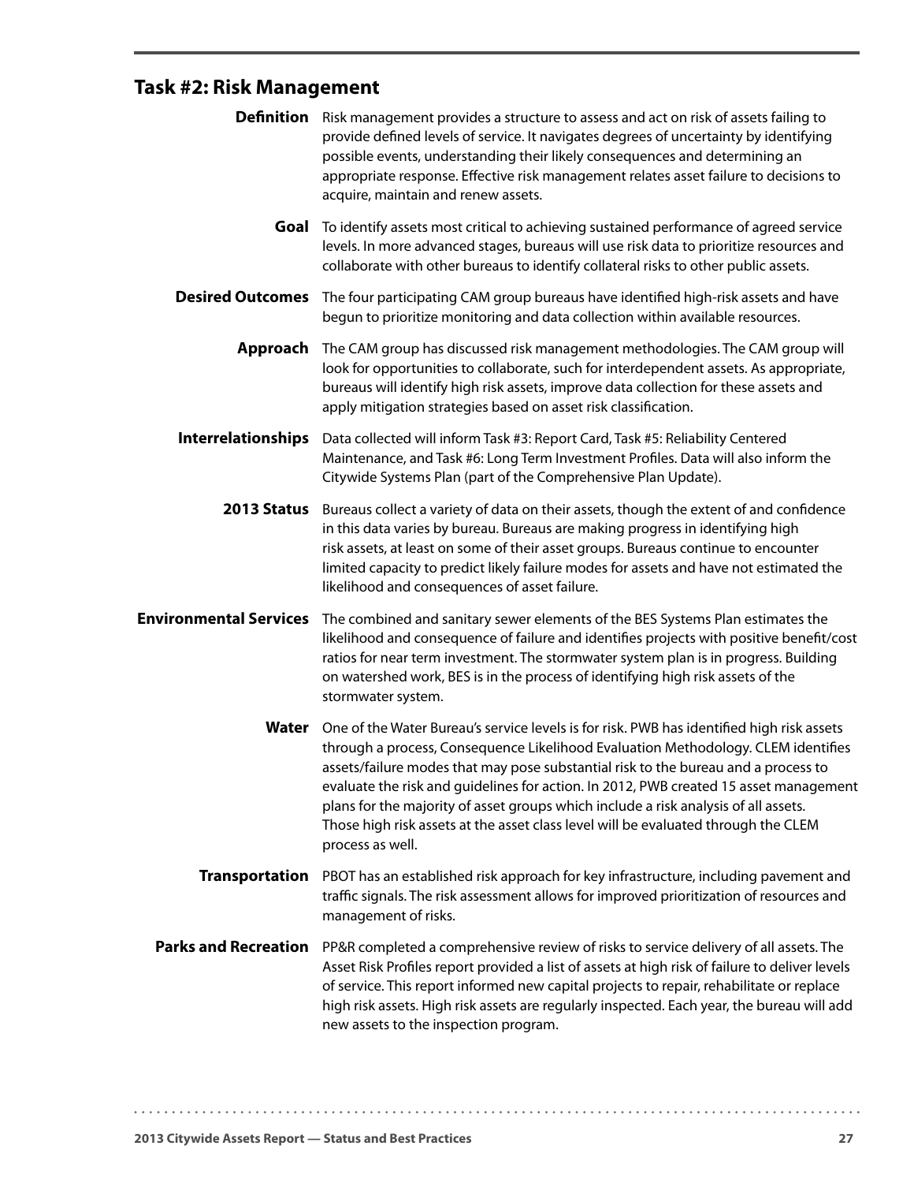## Task #2: Risk Management

**Definition** Risk management provides a structure to assess and act on risk of assets failing to provide defined levels of service. It navigates degrees of uncertainty by identifying possible events, understanding their likely consequences and determining an appropriate response. Effective risk management relates asset failure to decisions to acquire, maintain and renew assets.

**Goal** To identify assets most critical to achieving sustained performance of agreed service levels. In more advanced stages, bureaus will use risk data to prioritize resources and collaborate with other bureaus to identify collateral risks to other public assets.

**Desired Outcomes** The four participating CAM group bureaus have identified high-risk assets and have begun to prioritize monitoring and data collection within available resources.

**Approach** The CAM group has discussed risk management methodologies. The CAM group will look for opportunities to collaborate, such for interdependent assets. As appropriate, bureaus will identify high risk assets, improve data collection for these assets and apply mitigation strategies based on asset risk classification.

**Interrelationships** Data collected will inform Task #3: Report Card, Task #5: Reliability Centered Maintenance, and Task #6: Long Term Investment Profiles. Data will also inform the Citywide Systems Plan (part of the Comprehensive Plan Update).

**2013 Status** Bureaus collect a variety of data on their assets, though the extent of and confidence in this data varies by bureau. Bureaus are making progress in identifying high risk assets, at least on some of their asset groups. Bureaus continue to encounter limited capacity to predict likely failure modes for assets and have not estimated the likelihood and consequences of asset failure.

**Environmental Services** The combined and sanitary sewer elements of the BES Systems Plan estimates the likelihood and consequence of failure and identifies projects with positive benefit/cost ratios for near term investment. The stormwater system plan is in progress. Building on watershed work, BES is in the process of identifying high risk assets of the stormwater system.

**Water** One of the Water Bureau's service levels is for risk. PWB has identified high risk assets through a process, Consequence Likelihood Evaluation Methodology. CLEM identifies assets/failure modes that may pose substantial risk to the bureau and a process to evaluate the risk and guidelines for action. In 2012, PWB created 15 asset management plans for the majority of asset groups which include a risk analysis of all assets. Those high risk assets at the asset class level will be evaluated through the CLEM process as well.

**Transportation** PBOT has an established risk approach for key infrastructure, including pavement and traffic signals. The risk assessment allows for improved prioritization of resources and management of risks.

**Parks and Recreation** PP&R completed a comprehensive review of risks to service delivery of all assets. The Asset Risk Profiles report provided a list of assets at high risk of failure to deliver levels of service. This report informed new capital projects to repair, rehabilitate or replace high risk assets. High risk assets are regularly inspected. Each year, the bureau will add new assets to the inspection program.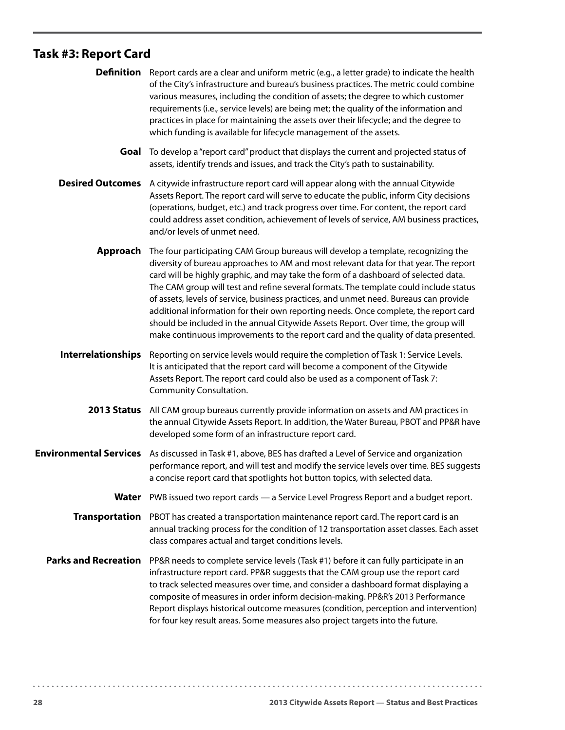## Task #3: Report Card

**Definition** Report cards are a clear and uniform metric (e.g., a letter grade) to indicate the health of the City's infrastructure and bureau's business practices. The metric could combine various measures, including the condition of assets; the degree to which customer requirements (i.e., service levels) are being met; the quality of the information and practices in place for maintaining the assets over their lifecycle; and the degree to which funding is available for lifecycle management of the assets.

**Goal** To develop a "report card" product that displays the current and projected status of assets, identify trends and issues, and track the City's path to sustainability.

**Desired Outcomes** A citywide infrastructure report card will appear along with the annual Citywide Assets Report. The report card will serve to educate the public, inform City decisions (operations, budget, etc.) and track progress over time. For content, the report card could address asset condition, achievement of levels of service, AM business practices, and/or levels of unmet need.

**Approach** The four participating CAM Group bureaus will develop a template, recognizing the diversity of bureau approaches to AM and most relevant data for that year. The report card will be highly graphic, and may take the form of a dashboard of selected data. The CAM group will test and refine several formats. The template could include status of assets, levels of service, business practices, and unmet need. Bureaus can provide additional information for their own reporting needs. Once complete, the report card should be included in the annual Citywide Assets Report. Over time, the group will make continuous improvements to the report card and the quality of data presented.

**Interrelationships** Reporting on service levels would require the completion of Task 1: Service Levels. It is anticipated that the report card will become a component of the Citywide Assets Report. The report card could also be used as a component of Task 7: Community Consultation.

**2013 Status** All CAM group bureaus currently provide information on assets and AM practices in the annual Citywide Assets Report. In addition, the Water Bureau, PBOT and PP&R have developed some form of an infrastructure report card.

**Environmental Services** As discussed in Task #1, above, BES has drafted a Level of Service and organization performance report, and will test and modify the service levels over time. BES suggests a concise report card that spotlights hot button topics, with selected data.

**Water** PWB issued two report cards — a Service Level Progress Report and a budget report.

**Transportation** PBOT has created a transportation maintenance report card. The report card is an annual tracking process for the condition of 12 transportation asset classes. Each asset class compares actual and target conditions levels.

**Parks and Recreation** PP&R needs to complete service levels (Task #1) before it can fully participate in an infrastructure report card. PP&R suggests that the CAM group use the report card to track selected measures over time, and consider a dashboard format displaying a composite of measures in order inform decision-making. PP&R's 2013 Performance Report displays historical outcome measures (condition, perception and intervention) for four key result areas. Some measures also project targets into the future.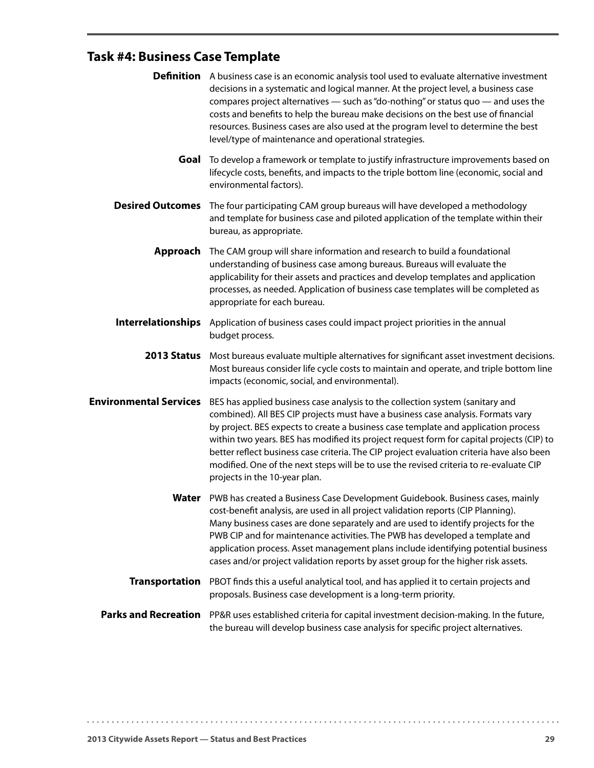## Task #4: Business Case Template

**Definition** A business case is an economic analysis tool used to evaluate alternative investment decisions in a systematic and logical manner. At the project level, a business case compares project alternatives — such as "do-nothing" or status quo — and uses the costs and benefits to help the bureau make decisions on the best use of financial resources. Business cases are also used at the program level to determine the best level/type of maintenance and operational strategies.

**Goal** To develop a framework or template to justify infrastructure improvements based on lifecycle costs, benefits, and impacts to the triple bottom line (economic, social and environmental factors).

**Desired Outcomes** The four participating CAM group bureaus will have developed a methodology and template for business case and piloted application of the template within their bureau, as appropriate.

**Approach** The CAM group will share information and research to build a foundational understanding of business case among bureaus. Bureaus will evaluate the applicability for their assets and practices and develop templates and application processes, as needed. Application of business case templates will be completed as appropriate for each bureau.

**Interrelationships** Application of business cases could impact project priorities in the annual budget process.

**2013 Status** Most bureaus evaluate multiple alternatives for significant asset investment decisions. Most bureaus consider life cycle costs to maintain and operate, and triple bottom line impacts (economic, social, and environmental).

**Environmental Services** BES has applied business case analysis to the collection system (sanitary and combined). All BES CIP projects must have a business case analysis. Formats vary by project. BES expects to create a business case template and application process within two years. BES has modified its project request form for capital projects (CIP) to better reflect business case criteria. The CIP project evaluation criteria have also been modified. One of the next steps will be to use the revised criteria to re-evaluate CIP projects in the 10-year plan.

**Water** PWB has created a Business Case Development Guidebook. Business cases, mainly cost-benefit analysis, are used in all project validation reports (CIP Planning). Many business cases are done separately and are used to identify projects for the PWB CIP and for maintenance activities. The PWB has developed a template and application process. Asset management plans include identifying potential business cases and/or project validation reports by asset group for the higher risk assets.

**Transportation** PBOT finds this a useful analytical tool, and has applied it to certain projects and proposals. Business case development is a long-term priority.

**Parks and Recreation** PP&R uses established criteria for capital investment decision-making. In the future, the bureau will develop business case analysis for specific project alternatives.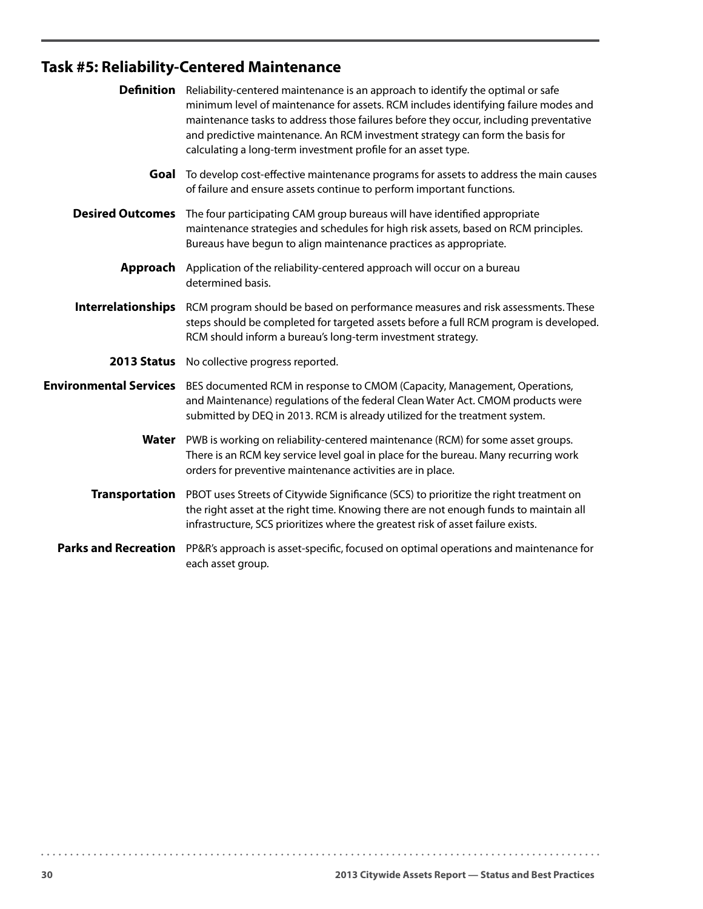## Task #5: Reliability-Centered Maintenance

**Definition** Reliability-centered maintenance is an approach to identify the optimal or safe minimum level of maintenance for assets. RCM includes identifying failure modes and maintenance tasks to address those failures before they occur, including preventative and predictive maintenance. An RCM investment strategy can form the basis for calculating a long-term investment profile for an asset type.

**Goal** To develop cost-effective maintenance programs for assets to address the main causes of failure and ensure assets continue to perform important functions.

**Desired Outcomes** The four participating CAM group bureaus will have identified appropriate maintenance strategies and schedules for high risk assets, based on RCM principles. Bureaus have begun to align maintenance practices as appropriate.

**Approach** Application of the reliability-centered approach will occur on a bureau determined basis.

**Interrelationships** RCM program should be based on performance measures and risk assessments. These steps should be completed for targeted assets before a full RCM program is developed. RCM should inform a bureau's long-term investment strategy.

**2013 Status** No collective progress reported.

**Environmental Services** BES documented RCM in response to CMOM (Capacity, Management, Operations, and Maintenance) regulations of the federal Clean Water Act. CMOM products were submitted by DEQ in 2013. RCM is already utilized for the treatment system.

**Water** PWB is working on reliability-centered maintenance (RCM) for some asset groups. There is an RCM key service level goal in place for the bureau. Many recurring work orders for preventive maintenance activities are in place.

**Transportation** PBOT uses Streets of Citywide Significance (SCS) to prioritize the right treatment on the right asset at the right time. Knowing there are not enough funds to maintain all infrastructure, SCS prioritizes where the greatest risk of asset failure exists.

**Parks and Recreation** PP&R's approach is asset-specific, focused on optimal operations and maintenance for each asset group.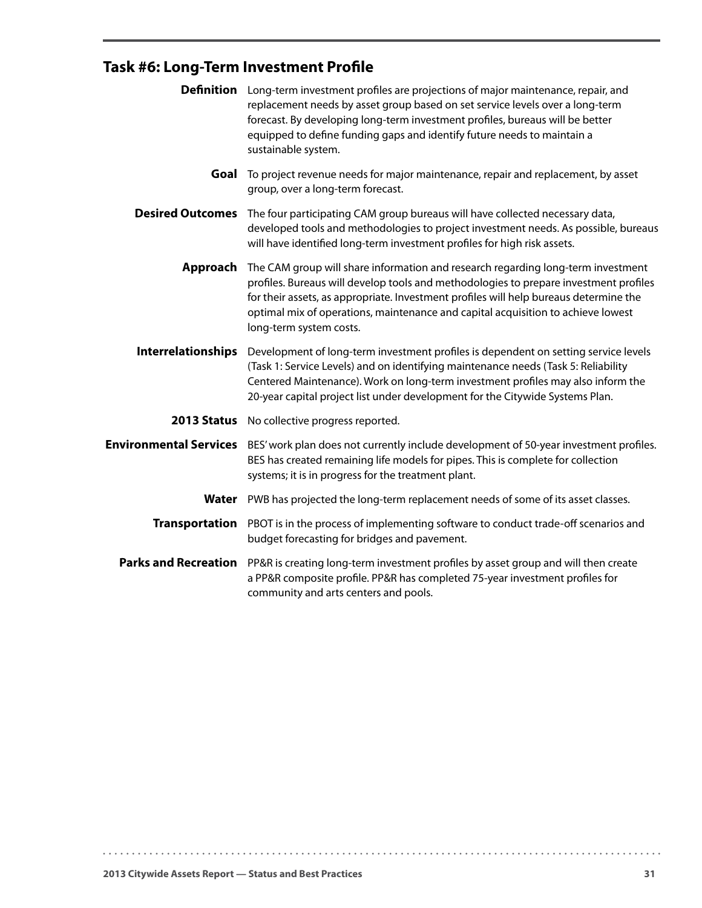## Task #6: Long-Term Investment Profile

**Definition** Long-term investment profiles are projections of major maintenance, repair, and replacement needs by asset group based on set service levels over a long-term forecast. By developing long-term investment profiles, bureaus will be better equipped to define funding gaps and identify future needs to maintain a sustainable system.

**Goal** To project revenue needs for major maintenance, repair and replacement, by asset group, over a long-term forecast.

**Desired Outcomes** The four participating CAM group bureaus will have collected necessary data, developed tools and methodologies to project investment needs. As possible, bureaus will have identified long-term investment profiles for high risk assets.

**Approach** The CAM group will share information and research regarding long-term investment profiles. Bureaus will develop tools and methodologies to prepare investment profiles for their assets, as appropriate. Investment profiles will help bureaus determine the optimal mix of operations, maintenance and capital acquisition to achieve lowest long-term system costs.

**Interrelationships** Development of long-term investment profiles is dependent on setting service levels (Task 1: Service Levels) and on identifying maintenance needs (Task 5: Reliability Centered Maintenance). Work on long-term investment profiles may also inform the 20-year capital project list under development for the Citywide Systems Plan.

**2013 Status** No collective progress reported.

**Environmental Services** BES' work plan does not currently include development of 50-year investment profiles. BES has created remaining life models for pipes. This is complete for collection systems; it is in progress for the treatment plant.

**Water** PWB has projected the long-term replacement needs of some of its asset classes.

**Transportation** PBOT is in the process of implementing software to conduct trade-off scenarios and budget forecasting for bridges and pavement.

**Parks and Recreation** PP&R is creating long-term investment profiles by asset group and will then create a PP&R composite profile. PP&R has completed 75-year investment profiles for community and arts centers and pools.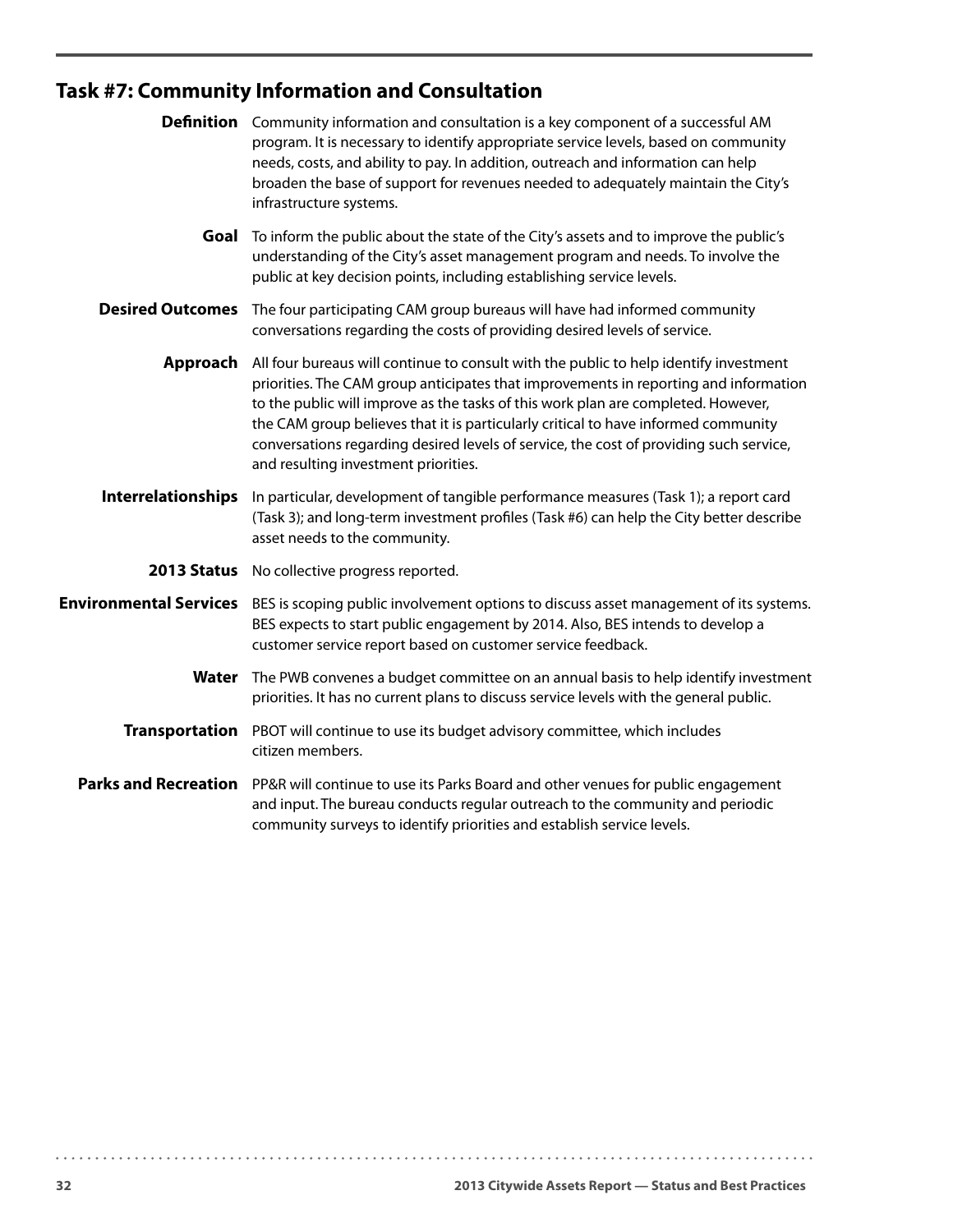## Task #7: Community Information and Consultation

**Definition** Community information and consultation is a key component of a successful AM program. It is necessary to identify appropriate service levels, based on community needs, costs, and ability to pay. In addition, outreach and information can help broaden the base of support for revenues needed to adequately maintain the City's infrastructure systems.

**Goal** To inform the public about the state of the City's assets and to improve the public's understanding of the City's asset management program and needs. To involve the public at key decision points, including establishing service levels.

**Desired Outcomes** The four participating CAM group bureaus will have had informed community conversations regarding the costs of providing desired levels of service.

**Approach** All four bureaus will continue to consult with the public to help identify investment priorities. The CAM group anticipates that improvements in reporting and information to the public will improve as the tasks of this work plan are completed. However, the CAM group believes that it is particularly critical to have informed community conversations regarding desired levels of service, the cost of providing such service, and resulting investment priorities.

**Interrelationships** In particular, development of tangible performance measures (Task 1); a report card (Task 3); and long-term investment profiles (Task #6) can help the City better describe asset needs to the community.

**2013 Status** No collective progress reported.

**Environmental Services** BES is scoping public involvement options to discuss asset management of its systems. BES expects to start public engagement by 2014. Also, BES intends to develop a customer service report based on customer service feedback.

**Water** The PWB convenes a budget committee on an annual basis to help identify investment priorities. It has no current plans to discuss service levels with the general public.

**Transportation** PBOT will continue to use its budget advisory committee, which includes citizen members.

**Parks and Recreation** PP&R will continue to use its Parks Board and other venues for public engagement and input. The bureau conducts regular outreach to the community and periodic community surveys to identify priorities and establish service levels.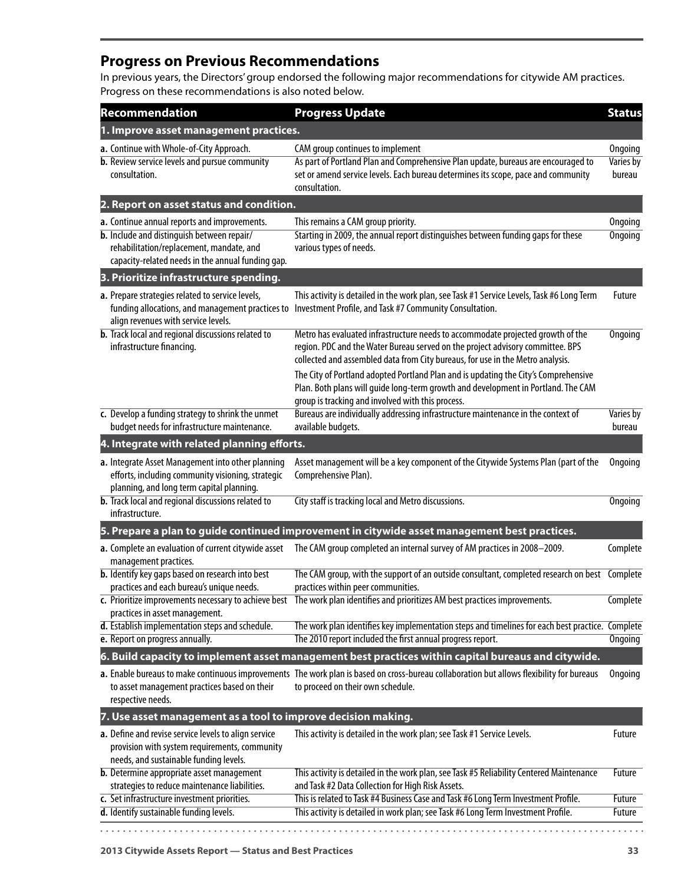## Progress on Previous Recommendations

In previous years, the Directors' group endorsed the following major recommendations for citywide AM practices. Progress on these recommendations is also noted below.

| Recommendation | Progress Update | Status |
|---|---|---|
| **1. Improve asset management practices.** | | |
| **a.** Continue with Whole-of-City Approach. | CAM group continues to implement | Ongoing |
| **b.** Review service levels and pursue community consultation. | As part of Portland Plan and Comprehensive Plan update, bureaus are encouraged to set or amend service levels. Each bureau determines its scope, pace and community consultation. | Varies by bureau |
| **2. Report on asset status and condition.** | | |
| **a.** Continue annual reports and improvements. | This remains a CAM group priority. | Ongoing |
| **b.** Include and distinguish between repair/ rehabilitation/replacement, mandate, and capacity-related needs in the annual funding gap. | Starting in 2009, the annual report distinguishes between funding gaps for these various types of needs. | Ongoing |
| **3. Prioritize infrastructure spending.** | | |
| **a.** Prepare strategies related to service levels, funding allocations, and management practices to align revenues with service levels. | This activity is detailed in the work plan, see Task #1 Service Levels, Task #6 Long Term Investment Profile, and Task #7 Community Consultation. | Future |
| **b.** Track local and regional discussions related to infrastructure financing. | Metro has evaluated infrastructure needs to accommodate projected growth of the region. PDC and the Water Bureau served on the project advisory committee. BPS collected and assembled data from City bureaus, for use in the Metro analysis. The City of Portland adopted Portland Plan and is updating the City's Comprehensive Plan. Both plans will guide long-term growth and development in Portland. The CAM group is tracking and involved with this process. | Ongoing |
| **c.** Develop a funding strategy to shrink the unmet budget needs for infrastructure maintenance. | Bureaus are individually addressing infrastructure maintenance in the context of available budgets. | Varies by bureau |
| **4. Integrate with related planning efforts.** | | |
| **a.** Integrate Asset Management into other planning efforts, including community visioning, strategic planning, and long term capital planning. | Asset management will be a key component of the Citywide Systems Plan (part of the Comprehensive Plan). | Ongoing |
| **b.** Track local and regional discussions related to infrastructure. | City staff is tracking local and Metro discussions. | Ongoing |
| **5. Prepare a plan to guide continued improvement in citywide asset management best practices.** | | |
| **a.** Complete an evaluation of current citywide asset management practices. | The CAM group completed an internal survey of AM practices in 2008–2009. | Complete |
| **b.** Identify key gaps based on research into best practices and each bureau's unique needs. | The CAM group, with the support of an outside consultant, completed research on best practices within peer communities. | Complete |
| **c.** Prioritize improvements necessary to achieve best practices in asset management. | The work plan identifies and prioritizes AM best practices improvements. | Complete |
| **d.** Establish implementation steps and schedule. | The work plan identifies key implementation steps and timelines for each best practice. | Complete |
| **e.** Report on progress annually. | The 2010 report included the first annual progress report. | Ongoing |
| **6. Build capacity to implement asset management best practices within capital bureaus and citywide.** | | |
| **a.** Enable bureaus to make continuous improvements to asset management practices based on their respective needs. | The work plan is based on cross-bureau collaboration but allows flexibility for bureaus to proceed on their own schedule. | Ongoing |
| **7. Use asset management as a tool to improve decision making.** | | |
| **a.** Define and revise service levels to align service provision with system requirements, community needs, and sustainable funding levels. | This activity is detailed in the work plan; see Task #1 Service Levels. | Future |
| **b.** Determine appropriate asset management strategies to reduce maintenance liabilities. | This activity is detailed in the work plan, see Task #5 Reliability Centered Maintenance and Task #2 Data Collection for High Risk Assets. | Future |
| **c.** Set infrastructure investment priorities. | This is related to Task #4 Business Case and Task #6 Long Term Investment Profile. | Future |
| **d.** Identify sustainable funding levels. | This activity is detailed in work plan; see Task #6 Long Term Investment Profile. | Future |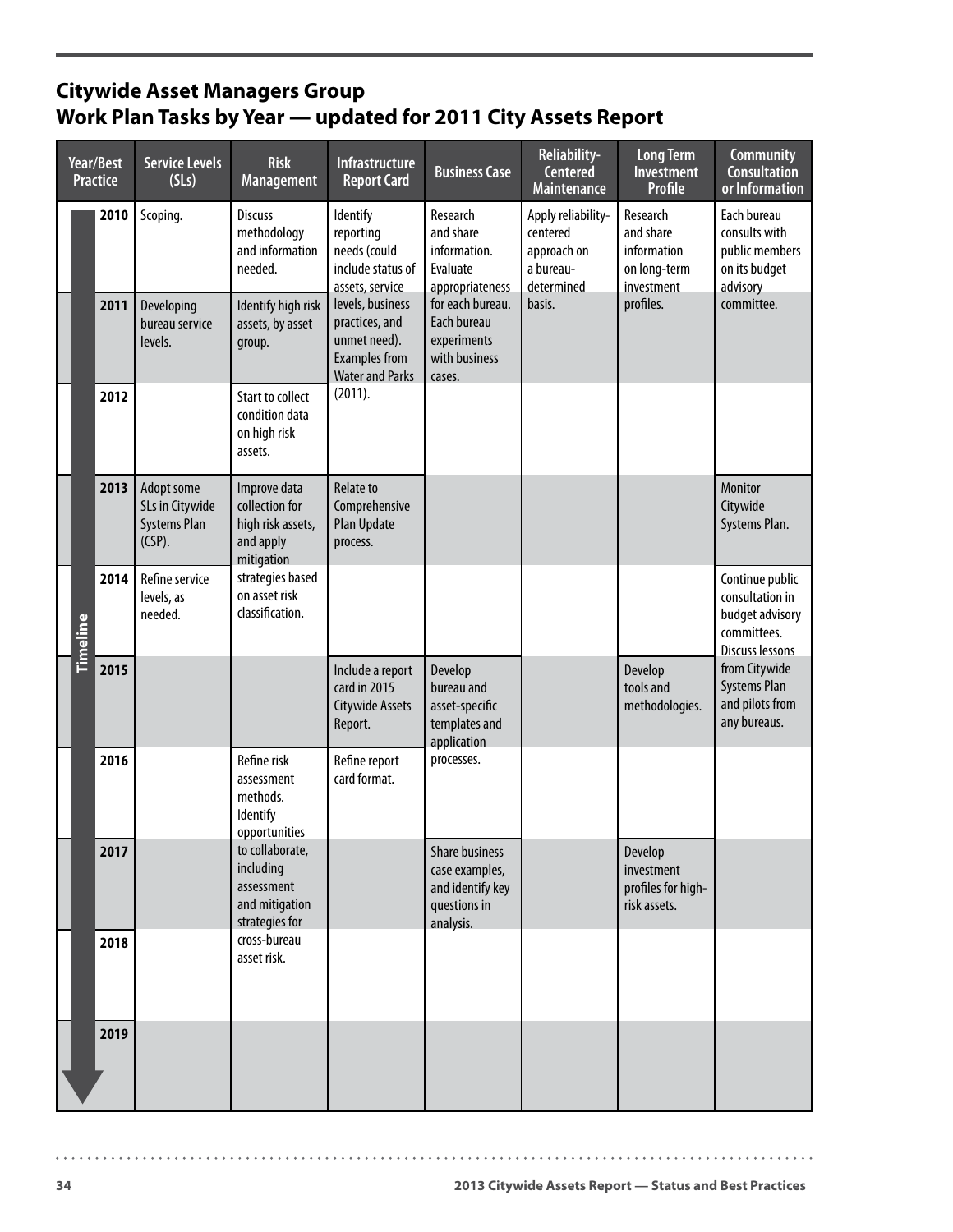## Citywide Asset Managers Group
## Work Plan Tasks by Year — updated for 2011 City Assets Report

| Year/Best Practice | Service Levels (SLs) | Risk Management | Infrastructure Report Card | Business Case | Reliability-Centered Maintenance | Long Term Investment Profile | Community Consultation or Information |
|---|---|---|---|---|---|---|---|
| 2010 | Scoping. | Discuss methodology and information needed. | Identify reporting needs (could include status of assets, service levels, business practices, and unmet need). Examples from Water and Parks (2011). | Research and share information. Evaluate appropriateness for each bureau. Each bureau experiments with business cases. | Apply reliability-centered approach on a bureau-determined basis. | Research and share information on long-term investment profiles. | Each bureau consults with public members on its budget advisory committee. |
| 2011 | Developing bureau service levels. | Identify high risk assets, by asset group. | | | | | |
| 2012 | | Start to collect condition data on high risk assets. | | | | | |
| 2013 | Adopt some SLs in Citywide Systems Plan (CSP). | Improve data collection for high risk assets, and apply mitigation strategies based on asset risk classification. | Relate to Comprehensive Plan Update process. | | | | Monitor Citywide Systems Plan. |
| 2014 | Refine service levels, as needed. | | | | | | Continue public consultation in budget advisory committees. Discuss lessons from Citywide Systems Plan and pilots from any bureaus. |
| 2015 | | | Include a report card in 2015 Citywide Assets Report. | Develop bureau and asset-specific templates and application processes. | | Develop tools and methodologies. | |
| 2016 | | Refine risk assessment methods. Identify opportunities to collaborate, including assessment and mitigation strategies for cross-bureau asset risk. | Refine report card format. | | | | |
| 2017 | | | | Share business case examples, and identify key questions in analysis. | | Develop investment profiles for high-risk assets. | |
| 2018 | | | | | | | |
| 2019 | | | | | | | |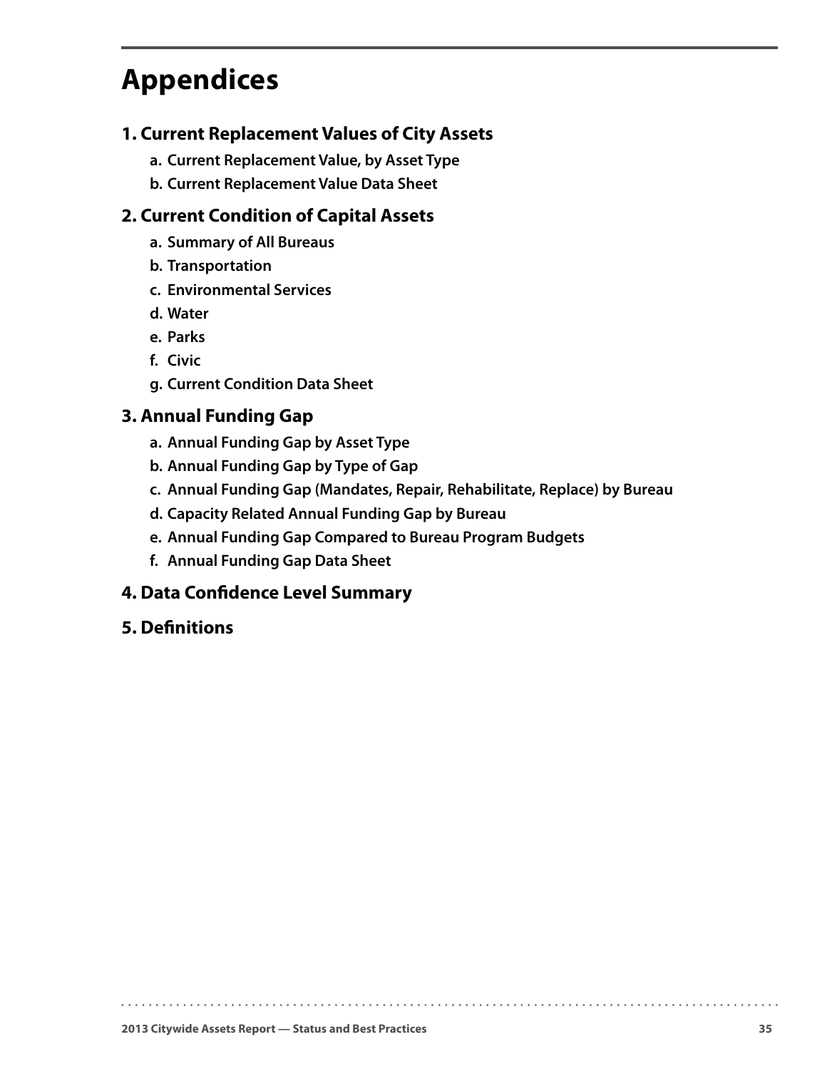# Appendices

## 1. Current Replacement Values of City Assets

a. Current Replacement Value, by Asset Type

b. Current Replacement Value Data Sheet

## 2. Current Condition of Capital Assets

a. Summary of All Bureaus

b. Transportation

c. Environmental Services

d. Water

e. Parks

f. Civic

g. Current Condition Data Sheet

## 3. Annual Funding Gap

a. Annual Funding Gap by Asset Type

b. Annual Funding Gap by Type of Gap

c. Annual Funding Gap (Mandates, Repair, Rehabilitate, Replace) by Bureau

d. Capacity Related Annual Funding Gap by Bureau

e. Annual Funding Gap Compared to Bureau Program Budgets

f. Annual Funding Gap Data Sheet

## 4. Data Confidence Level Summary

## 5. Definitions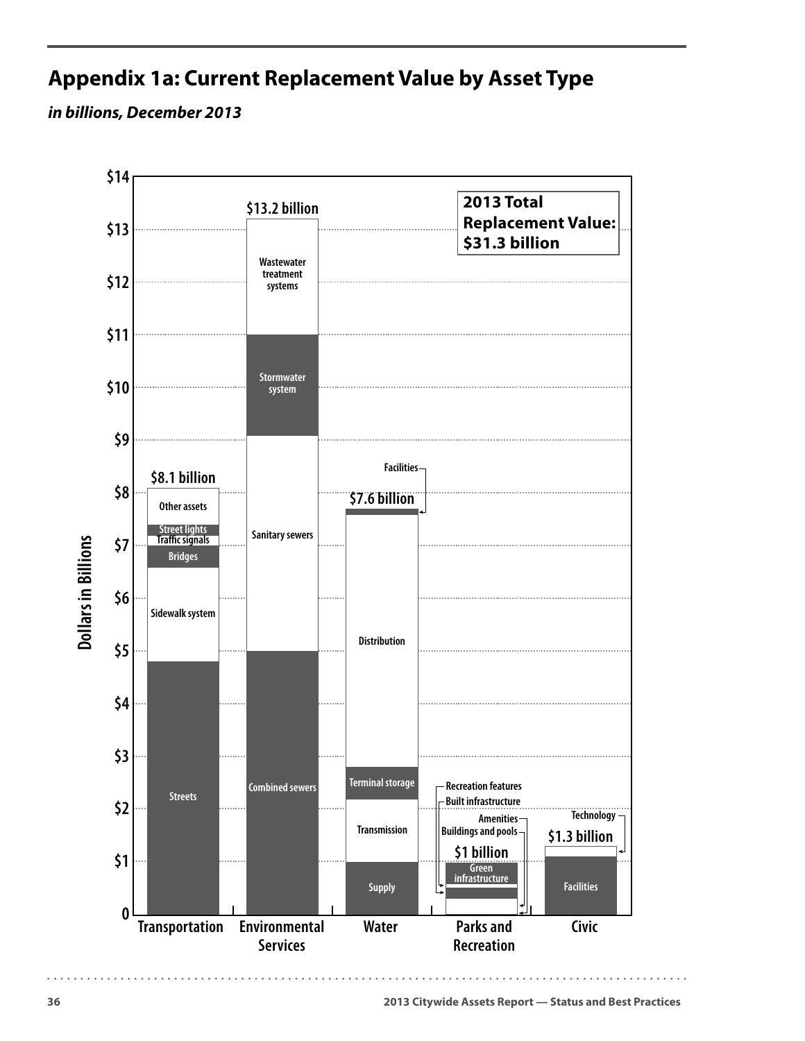## Appendix 1a: Current Replacement Value by Asset Type

***in billions, December 2013***

**2013 Total Replacement Value: $31.3 billion**

Dollars in Billions

$14
$13
$12
$11
$10
$9
$8
$7
$6
$5
$4
$3
$2
$1
0

**Transportation** — $8.1 billion
- Other assets
- Street lights
- Traffic signals
- Bridges
- Sidewalk system
- Streets

**Environmental Services** — $13.2 billion
- Wastewater treatment systems
- Stormwater system
- Sanitary sewers
- Combined sewers

**Water** — $7.6 billion
- Facilities
- Distribution
- Terminal storage
- Transmission
- Supply

**Parks and Recreation** — $1 billion
- Recreation features
- Built infrastructure
- Amenities
- Buildings and pools
- Green infrastructure

**Civic** — $1.3 billion
- Technology
- Facilities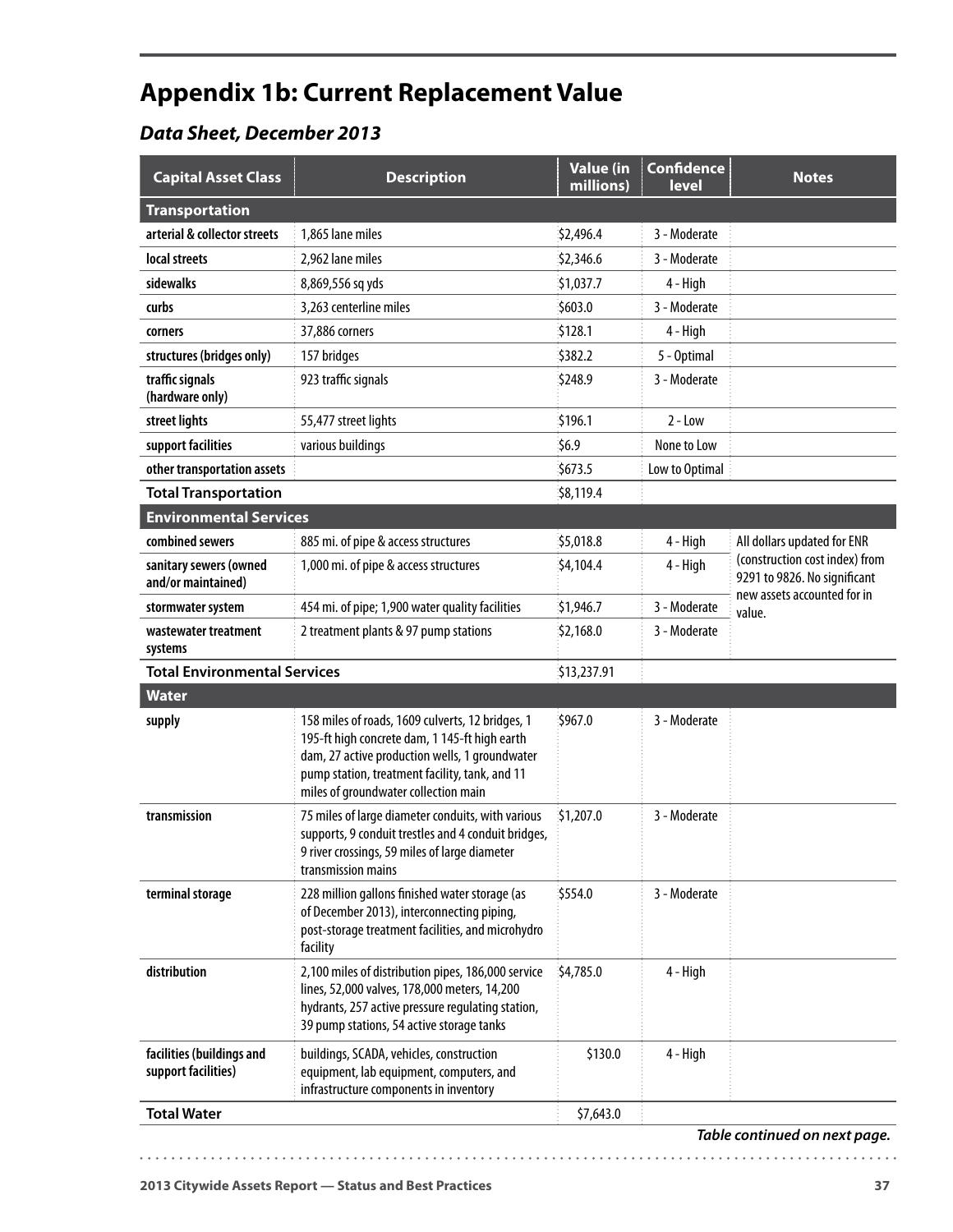# Appendix 1b: Current Replacement Value

## *Data Sheet, December 2013*

| Capital Asset Class | Description | Value (in millions) | Confidence level | Notes |
|---|---|---|---|---|
| **Transportation** | | | | |
| **arterial & collector streets** | 1,865 lane miles | $2,496.4 | 3 - Moderate | |
| **local streets** | 2,962 lane miles | $2,346.6 | 3 - Moderate | |
| **sidewalks** | 8,869,556 sq yds | $1,037.7 | 4 - High | |
| **curbs** | 3,263 centerline miles | $603.0 | 3 - Moderate | |
| **corners** | 37,886 corners | $128.1 | 4 - High | |
| **structures (bridges only)** | 157 bridges | $382.2 | 5 - Optimal | |
| **traffic signals (hardware only)** | 923 traffic signals | $248.9 | 3 - Moderate | |
| **street lights** | 55,477 street lights | $196.1 | 2 - Low | |
| **support facilities** | various buildings | $6.9 | None to Low | |
| **other transportation assets** | | $673.5 | Low to Optimal | |
| **Total Transportation** | | $8,119.4 | | |
| **Environmental Services** | | | | |
| **combined sewers** | 885 mi. of pipe & access structures | $5,018.8 | 4 - High | All dollars updated for ENR (construction cost index) from 9291 to 9826. No significant new assets accounted for in value. |
| **sanitary sewers (owned and/or maintained)** | 1,000 mi. of pipe & access structures | $4,104.4 | 4 - High | |
| **stormwater system** | 454 mi. of pipe; 1,900 water quality facilities | $1,946.7 | 3 - Moderate | |
| **wastewater treatment systems** | 2 treatment plants & 97 pump stations | $2,168.0 | 3 - Moderate | |
| **Total Environmental Services** | | $13,237.91 | | |
| **Water** | | | | |
| **supply** | 158 miles of roads, 1609 culverts, 12 bridges, 1 195-ft high concrete dam, 1 145-ft high earth dam, 27 active production wells, 1 groundwater pump station, treatment facility, tank, and 11 miles of groundwater collection main | $967.0 | 3 - Moderate | |
| **transmission** | 75 miles of large diameter conduits, with various supports, 9 conduit trestles and 4 conduit bridges, 9 river crossings, 59 miles of large diameter transmission mains | $1,207.0 | 3 - Moderate | |
| **terminal storage** | 228 million gallons finished water storage (as of December 2013), interconnecting piping, post-storage treatment facilities, and microhydro facility | $554.0 | 3 - Moderate | |
| **distribution** | 2,100 miles of distribution pipes, 186,000 service lines, 52,000 valves, 178,000 meters, 14,200 hydrants, 257 active pressure regulating station, 39 pump stations, 54 active storage tanks | $4,785.0 | 4 - High | |
| **facilities (buildings and support facilities)** | buildings, SCADA, vehicles, construction equipment, lab equipment, computers, and infrastructure components in inventory | $130.0 | 4 - High | |
| **Total Water** | | $7,643.0 | | |

***Table continued on next page.***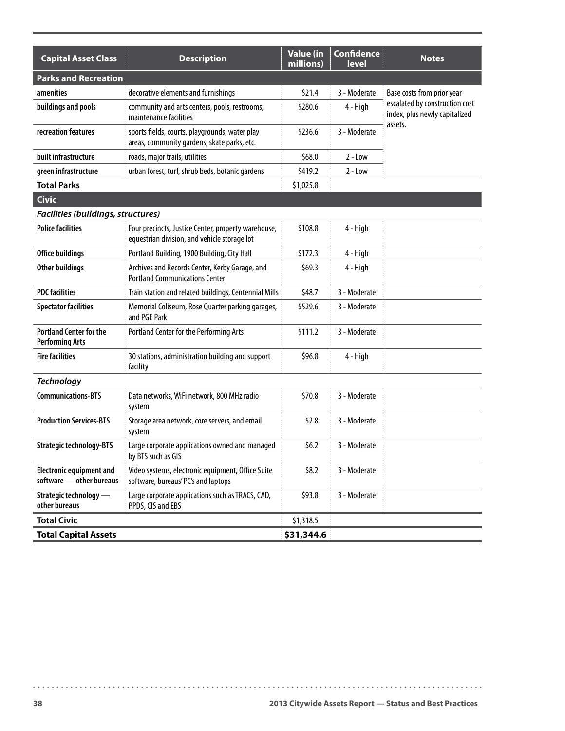| Capital Asset Class | Description | Value (in millions) | Confidence level | Notes |
|---|---|---|---|---|
| **Parks and Recreation** | | | | |
| **amenities** | decorative elements and furnishings | $21.4 | 3 - Moderate | Base costs from prior year escalated by construction cost index, plus newly capitalized assets. |
| **buildings and pools** | community and arts centers, pools, restrooms, maintenance facilities | $280.6 | 4 - High | |
| **recreation features** | sports fields, courts, playgrounds, water play areas, community gardens, skate parks, etc. | $236.6 | 3 - Moderate | |
| **built infrastructure** | roads, major trails, utilities | $68.0 | 2 - Low | |
| **green infrastructure** | urban forest, turf, shrub beds, botanic gardens | $419.2 | 2 - Low | |
| **Total Parks** | | $1,025.8 | | |
| **Civic** | | | | |
| ***Facilities (buildings, structures)*** | | | | |
| **Police facilities** | Four precincts, Justice Center, property warehouse, equestrian division, and vehicle storage lot | $108.8 | 4 - High | |
| **Office buildings** | Portland Building, 1900 Building, City Hall | $172.3 | 4 - High | |
| **Other buildings** | Archives and Records Center, Kerby Garage, and Portland Communications Center | $69.3 | 4 - High | |
| **PDC facilities** | Train station and related buildings, Centennial Mills | $48.7 | 3 - Moderate | |
| **Spectator facilities** | Memorial Coliseum, Rose Quarter parking garages, and PGE Park | $529.6 | 3 - Moderate | |
| **Portland Center for the Performing Arts** | Portland Center for the Performing Arts | $111.2 | 3 - Moderate | |
| **Fire facilities** | 30 stations, administration building and support facility | $96.8 | 4 - High | |
| ***Technology*** | | | | |
| **Communications-BTS** | Data networks, WiFi network, 800 MHz radio system | $70.8 | 3 - Moderate | |
| **Production Services-BTS** | Storage area network, core servers, and email system | $2.8 | 3 - Moderate | |
| **Strategic technology-BTS** | Large corporate applications owned and managed by BTS such as GIS | $6.2 | 3 - Moderate | |
| **Electronic equipment and software — other bureaus** | Video systems, electronic equipment, Office Suite software, bureaus' PC's and laptops | $8.2 | 3 - Moderate | |
| **Strategic technology — other bureaus** | Large corporate applications such as TRACS, CAD, PPDS, CIS and EBS | $93.8 | 3 - Moderate | |
| **Total Civic** | | $1,318.5 | | |
| **Total Capital Assets** | | **$31,344.6** | | |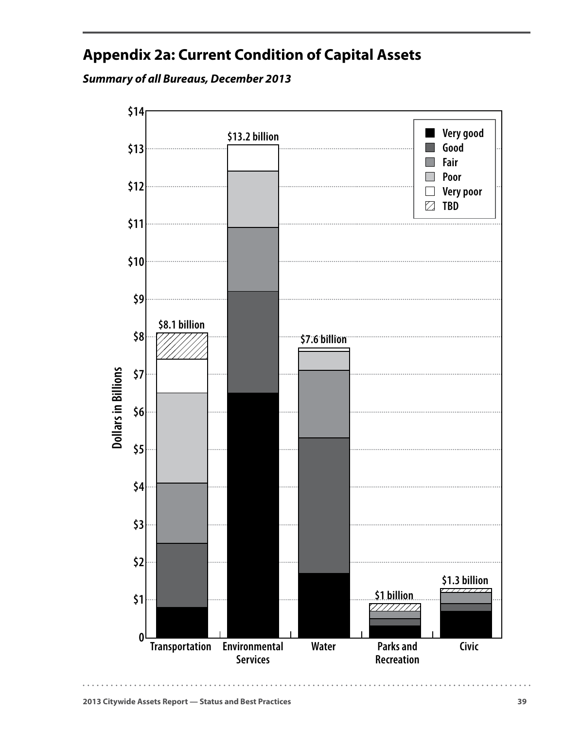## Appendix 2a: Current Condition of Capital Assets

***Summary of all Bureaus, December 2013***

Dollars in Billions

| | Transportation | Environmental Services | Water | Parks and Recreation | Civic |
|---|---|---|---|---|---|
| Total | $8.1 billion | $13.2 billion | $7.6 billion | $1 billion | $1.3 billion |

Legend: Very good, Good, Fair, Poor, Very poor, TBD

Y-axis: 0, $1, $2, $3, $4, $5, $6, $7, $8, $9, $10, $11, $12, $13, $14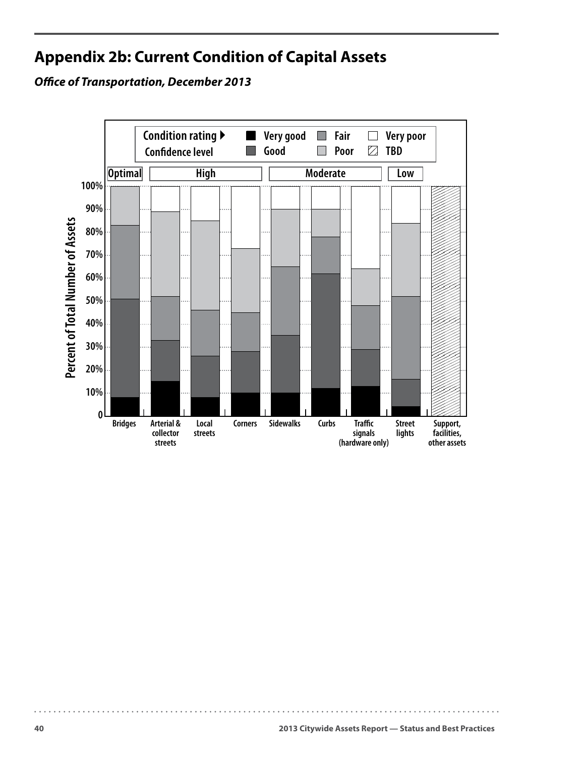# Appendix 2b: Current Condition of Capital Assets

***Office of Transportation, December 2013***

Condition rating ▶ Very good, Good, Fair, Poor, Very poor, TBD

Confidence level: Optimal, High, Moderate, Low

Percent of Total Number of Assets

100%
90%
80%
70%
60%
50%
40%
30%
20%
10%
0

Bridges | Arterial & collector streets | Local streets | Corners | Sidewalks | Curbs | Traffic signals (hardware only) | Street lights | Support, facilities, other assets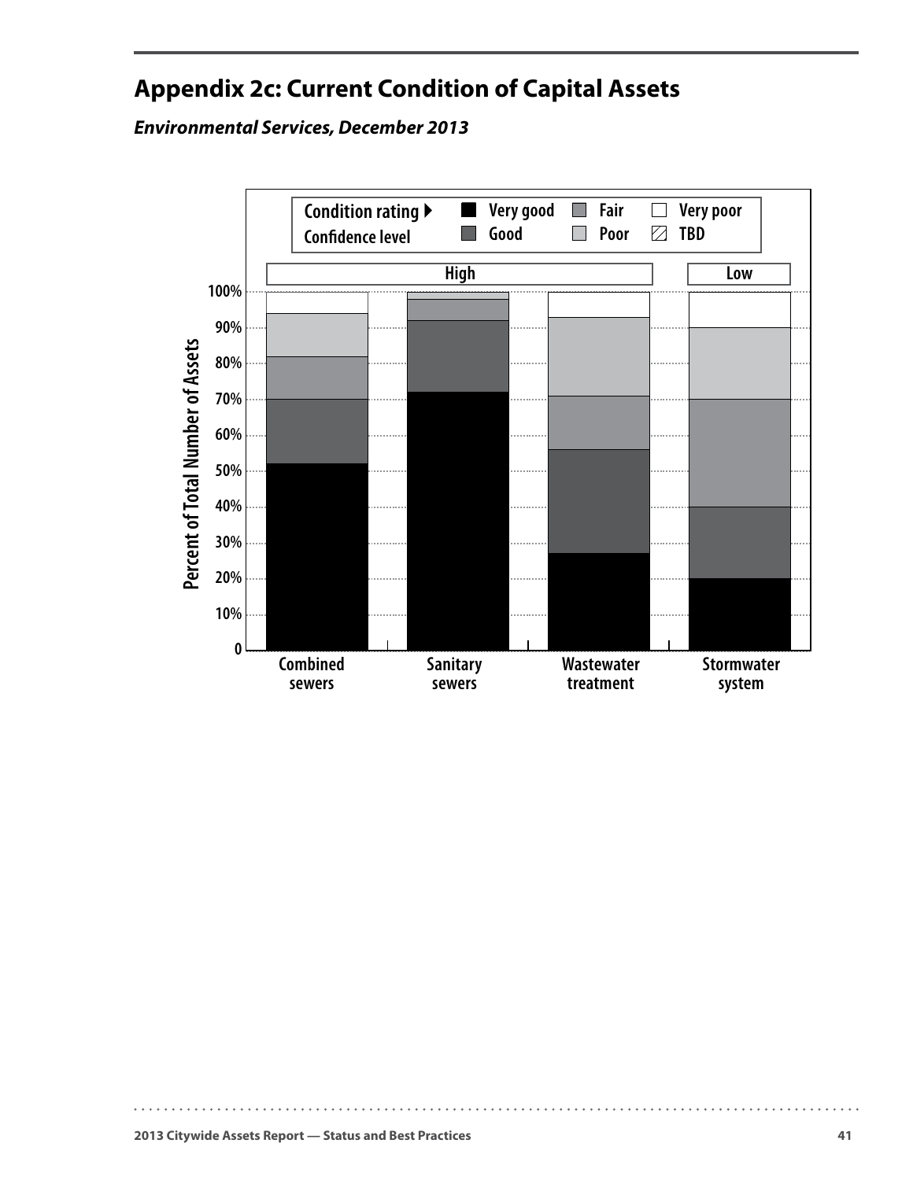# Appendix 2c: Current Condition of Capital Assets

***Environmental Services, December 2013***

Condition rating ▶ Very good | Good | Fair | Poor | Very poor | TBD

Confidence level: High (Combined sewers, Sanitary sewers, Wastewater treatment); Low (Stormwater system)

Percent of Total Number of Assets

| | Combined sewers | Sanitary sewers | Wastewater treatment | Stormwater system |
|---|---|---|---|---|
| Confidence level | High | High | High | Low |
| Very good | 52% | 72% | 27% | 20% |
| Good | 18% | 20% | 29% | 20% |
| Fair | 12% | 6% | 15% | 30% |
| Poor | 12% | 2% | 22% | 20% |
| Very poor | 6% | 0% | 7% | 10% |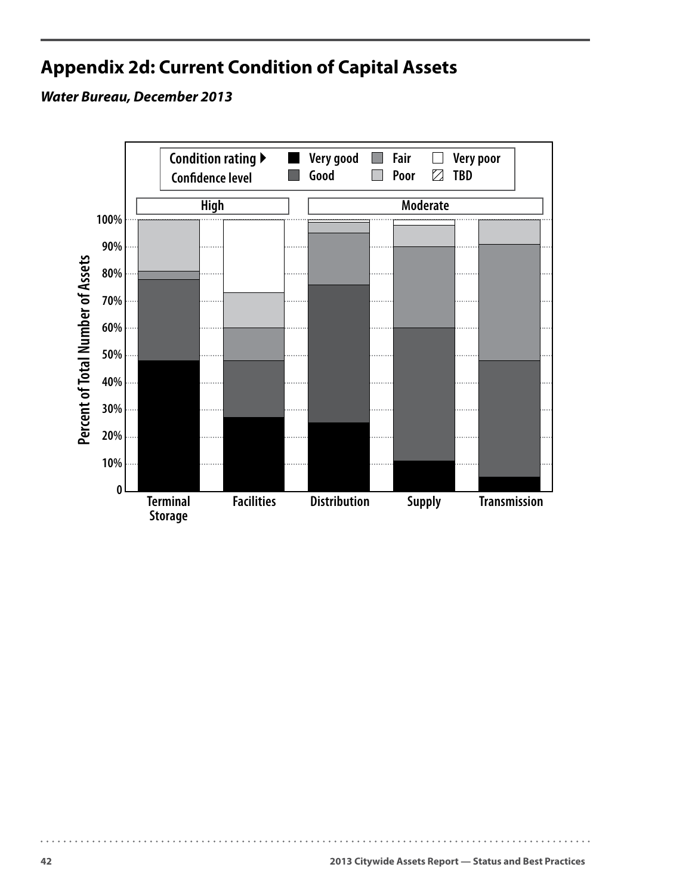## Appendix 2d: Current Condition of Capital Assets

***Water Bureau, December 2013***

Condition rating ▶ Very good, Good, Fair, Poor, Very poor, TBD

Confidence level

| Confidence level | High | | Moderate | | |
|---|---|---|---|---|---|
| | Terminal Storage | Facilities | Distribution | Supply | Transmission |

Percent of Total Number of Assets

0, 10%, 20%, 30%, 40%, 50%, 60%, 70%, 80%, 90%, 100%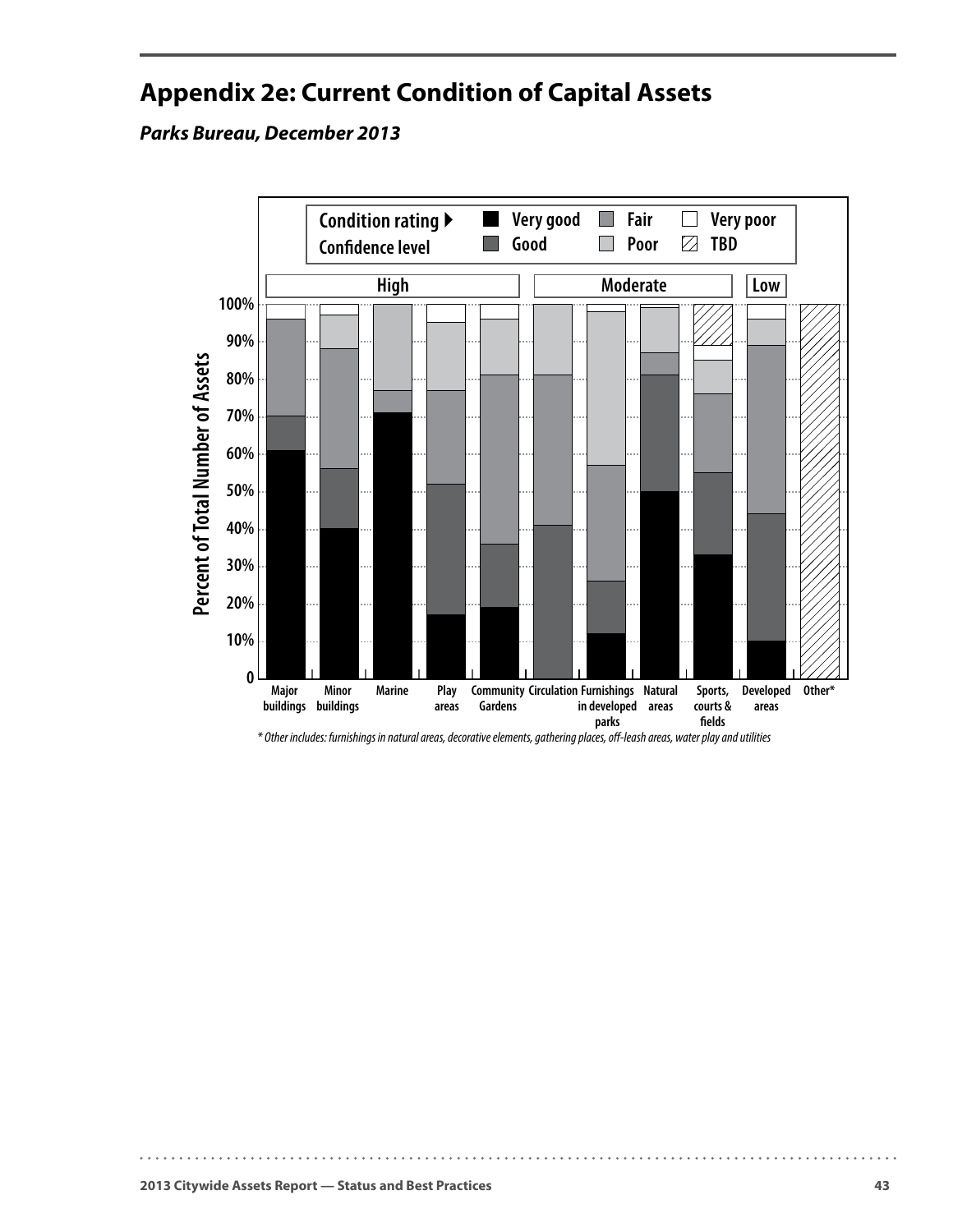## Appendix 2e: Current Condition of Capital Assets

***Parks Bureau, December 2013***

Condition rating ▶ Very good, Good, Fair, Poor, Very poor, TBD

Confidence level: High, Moderate, Low

Percent of Total Number of Assets

0, 10%, 20%, 30%, 40%, 50%, 60%, 70%, 80%, 90%, 100%

Major buildings, Minor buildings, Marine, Play areas, Community Gardens, Circulation, Furnishings in developed parks, Natural areas, Sports, courts & fields, Developed areas, Other*

*\* Other includes: furnishings in natural areas, decorative elements, gathering places, off-leash areas, water play and utilities*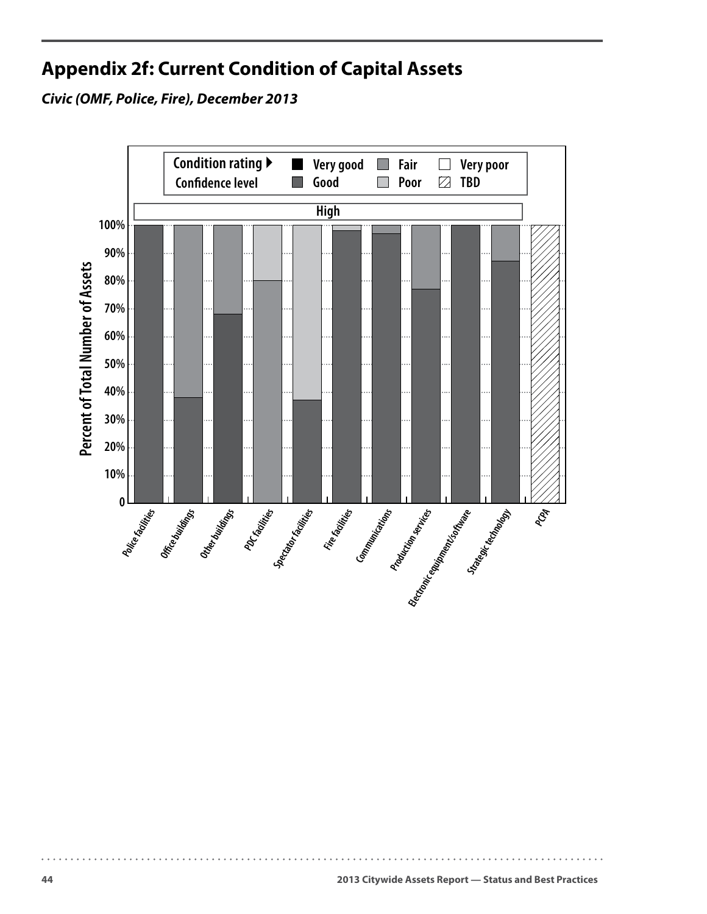## Appendix 2f: Current Condition of Capital Assets

***Civic (OMF, Police, Fire), December 2013***

Condition rating ▶ Very good, Good, Fair, Poor, Very poor, TBD

Confidence level: High

Percent of Total Number of Assets

Police facilities, Office buildings, Other buildings, PDC facilities, Spectator facilities, Fire facilities, Communications, Production services, Electronic equipment/software, Strategic technology, PCPA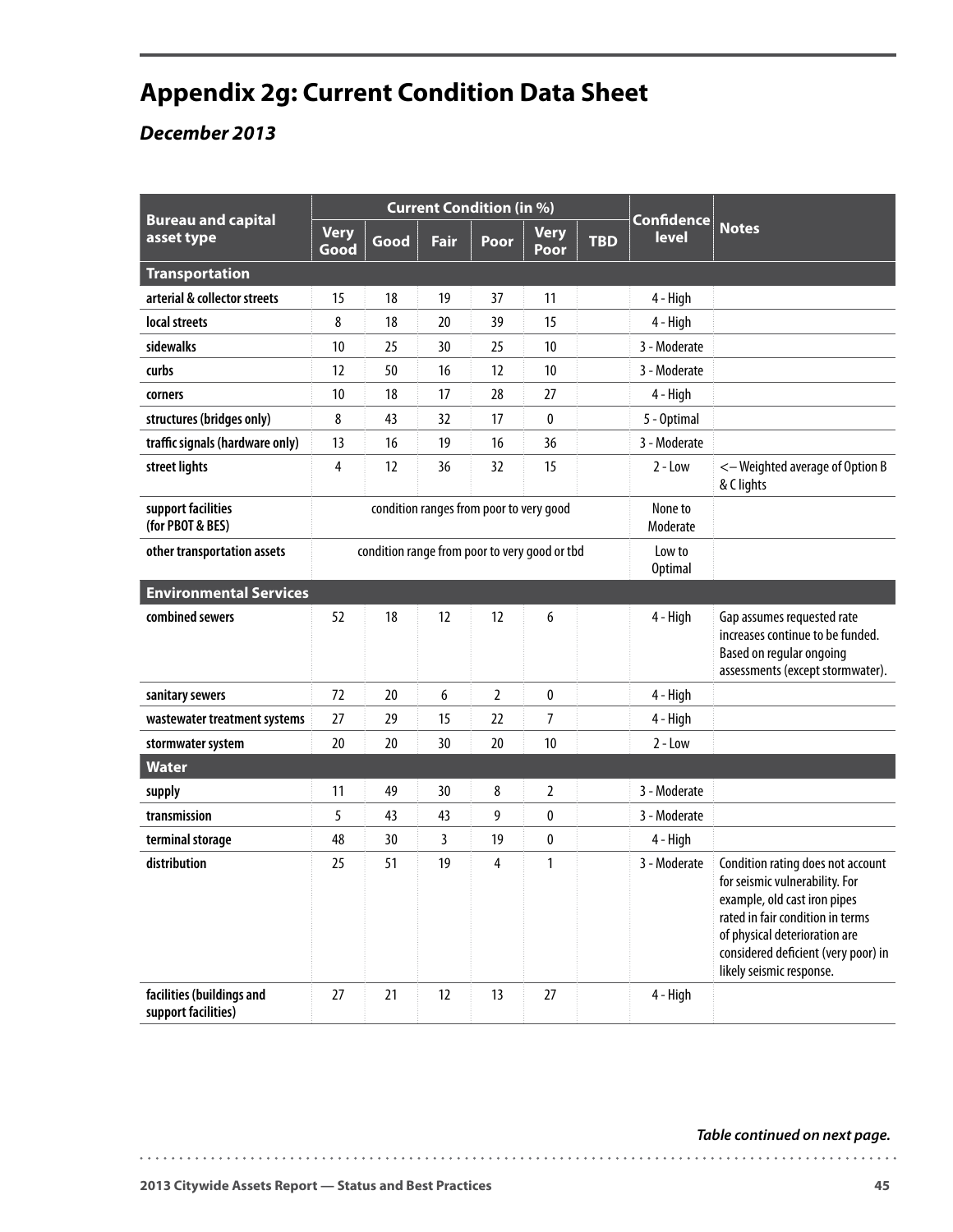# Appendix 2g: Current Condition Data Sheet

## *December 2013*

| Bureau and capital asset type | Current Condition (in %) | | | | | | Confidence level | Notes |
|---|---|---|---|---|---|---|---|---|
| | Very Good | Good | Fair | Poor | Very Poor | TBD | | |
| **Transportation** | | | | | | | | |
| arterial & collector streets | 15 | 18 | 19 | 37 | 11 | | 4 - High | |
| local streets | 8 | 18 | 20 | 39 | 15 | | 4 - High | |
| sidewalks | 10 | 25 | 30 | 25 | 10 | | 3 - Moderate | |
| curbs | 12 | 50 | 16 | 12 | 10 | | 3 - Moderate | |
| corners | 10 | 18 | 17 | 28 | 27 | | 4 - High | |
| structures (bridges only) | 8 | 43 | 32 | 17 | 0 | | 5 - Optimal | |
| traffic signals (hardware only) | 13 | 16 | 19 | 16 | 36 | | 3 - Moderate | |
| street lights | 4 | 12 | 36 | 32 | 15 | | 2 - Low | <– Weighted average of Option B & C lights |
| support facilities (for PBOT & BES) | condition ranges from poor to very good | | | | | | None to Moderate | |
| other transportation assets | condition range from poor to very good or tbd | | | | | | Low to Optimal | |
| **Environmental Services** | | | | | | | | |
| combined sewers | 52 | 18 | 12 | 12 | 6 | | 4 - High | Gap assumes requested rate increases continue to be funded. Based on regular ongoing assessments (except stormwater). |
| sanitary sewers | 72 | 20 | 6 | 2 | 0 | | 4 - High | |
| wastewater treatment systems | 27 | 29 | 15 | 22 | 7 | | 4 - High | |
| stormwater system | 20 | 20 | 30 | 20 | 10 | | 2 - Low | |
| **Water** | | | | | | | | |
| supply | 11 | 49 | 30 | 8 | 2 | | 3 - Moderate | |
| transmission | 5 | 43 | 43 | 9 | 0 | | 3 - Moderate | |
| terminal storage | 48 | 30 | 3 | 19 | 0 | | 4 - High | |
| distribution | 25 | 51 | 19 | 4 | 1 | | 3 - Moderate | Condition rating does not account for seismic vulnerability. For example, old cast iron pipes rated in fair condition in terms of physical deterioration are considered deficient (very poor) in likely seismic response. |
| facilities (buildings and support facilities) | 27 | 21 | 12 | 13 | 27 | | 4 - High | |

***Table continued on next page.***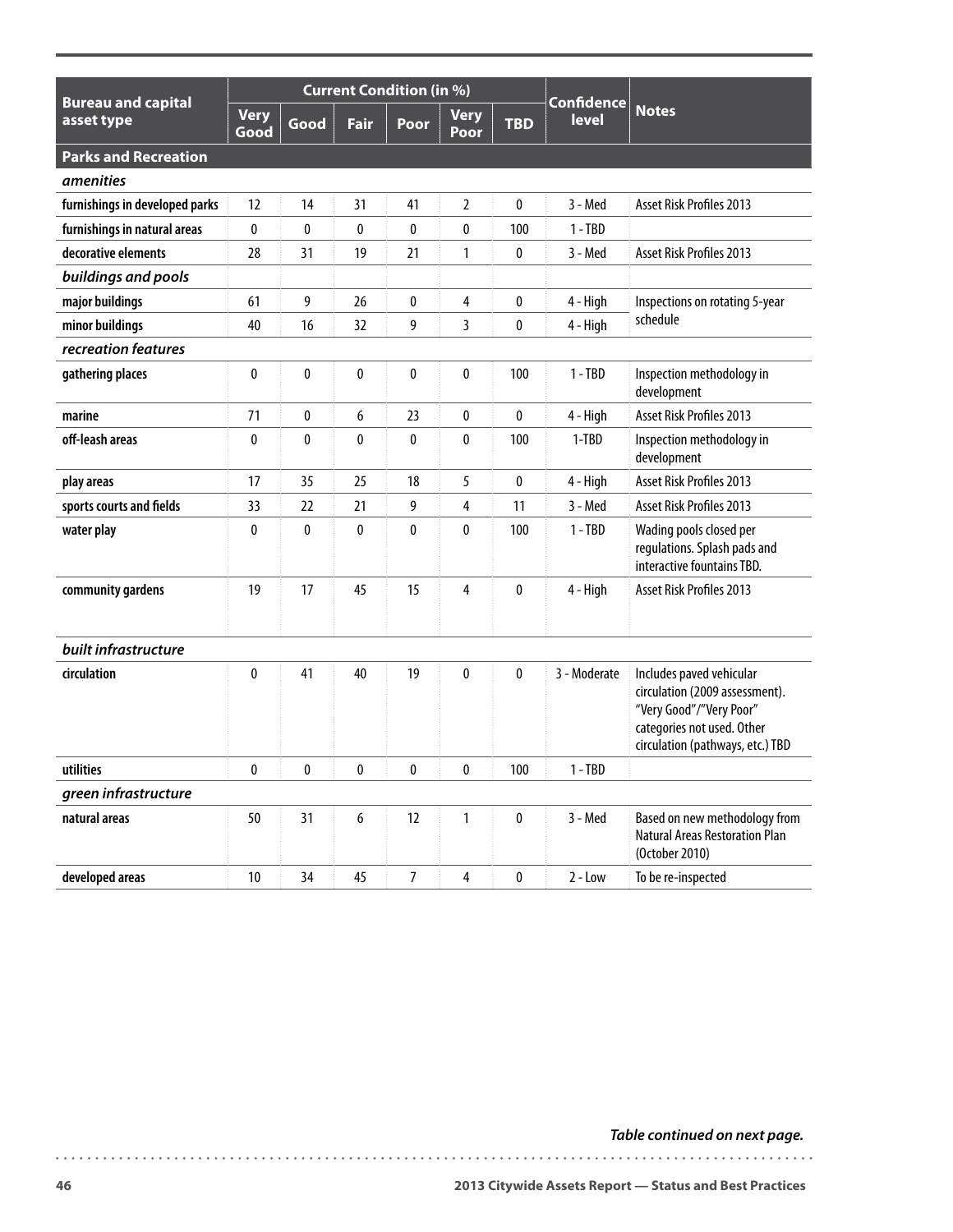| Bureau and capital asset type | Current Condition (in %) | | | | | | Confidence level | Notes |
|---|---|---|---|---|---|---|---|---|
| | Very Good | Good | Fair | Poor | Very Poor | TBD | | |
| **Parks and Recreation** | | | | | | | | |
| ***amenities*** | | | | | | | | |
| **furnishings in developed parks** | 12 | 14 | 31 | 41 | 2 | 0 | 3 - Med | Asset Risk Profiles 2013 |
| **furnishings in natural areas** | 0 | 0 | 0 | 0 | 0 | 100 | 1 - TBD | |
| **decorative elements** | 28 | 31 | 19 | 21 | 1 | 0 | 3 - Med | Asset Risk Profiles 2013 |
| ***buildings and pools*** | | | | | | | | |
| **major buildings** | 61 | 9 | 26 | 0 | 4 | 0 | 4 - High | Inspections on rotating 5-year schedule |
| **minor buildings** | 40 | 16 | 32 | 9 | 3 | 0 | 4 - High | |
| ***recreation features*** | | | | | | | | |
| **gathering places** | 0 | 0 | 0 | 0 | 0 | 100 | 1 - TBD | Inspection methodology in development |
| **marine** | 71 | 0 | 6 | 23 | 0 | 0 | 4 - High | Asset Risk Profiles 2013 |
| **off-leash areas** | 0 | 0 | 0 | 0 | 0 | 100 | 1-TBD | Inspection methodology in development |
| **play areas** | 17 | 35 | 25 | 18 | 5 | 0 | 4 - High | Asset Risk Profiles 2013 |
| **sports courts and fields** | 33 | 22 | 21 | 9 | 4 | 11 | 3 - Med | Asset Risk Profiles 2013 |
| **water play** | 0 | 0 | 0 | 0 | 0 | 100 | 1 - TBD | Wading pools closed per regulations. Splash pads and interactive fountains TBD. |
| **community gardens** | 19 | 17 | 45 | 15 | 4 | 0 | 4 - High | Asset Risk Profiles 2013 |
| ***built infrastructure*** | | | | | | | | |
| **circulation** | 0 | 41 | 40 | 19 | 0 | 0 | 3 - Moderate | Includes paved vehicular circulation (2009 assessment). "Very Good"/"Very Poor" categories not used. Other circulation (pathways, etc.) TBD |
| **utilities** | 0 | 0 | 0 | 0 | 0 | 100 | 1 - TBD | |
| ***green infrastructure*** | | | | | | | | |
| **natural areas** | 50 | 31 | 6 | 12 | 1 | 0 | 3 - Med | Based on new methodology from Natural Areas Restoration Plan (October 2010) |
| **developed areas** | 10 | 34 | 45 | 7 | 4 | 0 | 2 - Low | To be re-inspected |

***Table continued on next page.***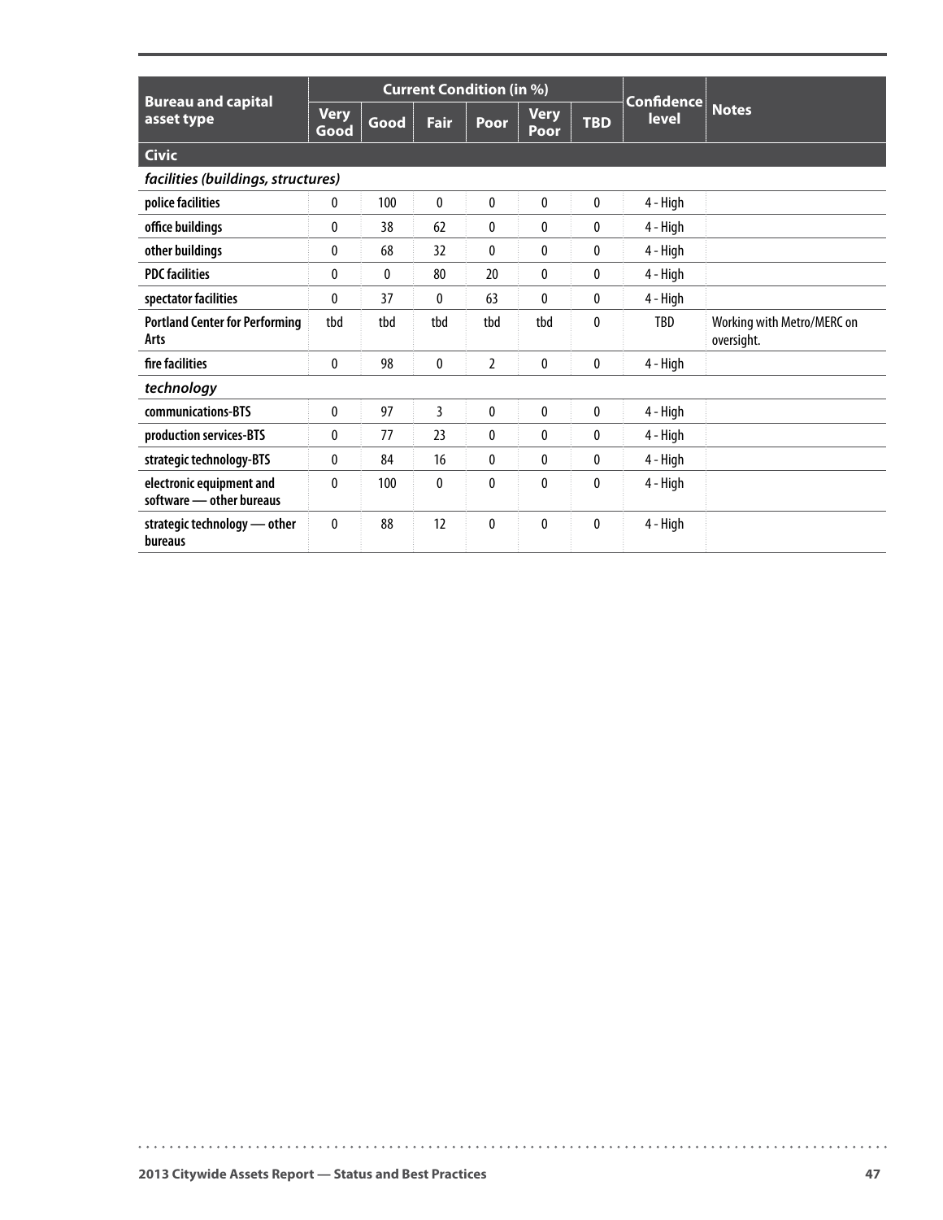| Bureau and capital asset type | Current Condition (in %) | | | | | | Confidence level | Notes |
|---|---|---|---|---|---|---|---|---|
| | Very Good | Good | Fair | Poor | Very Poor | TBD | | |
| **Civic** | | | | | | | | |
| *facilities (buildings, structures)* | | | | | | | | |
| **police facilities** | 0 | 100 | 0 | 0 | 0 | 0 | 4 - High | |
| **office buildings** | 0 | 38 | 62 | 0 | 0 | 0 | 4 - High | |
| **other buildings** | 0 | 68 | 32 | 0 | 0 | 0 | 4 - High | |
| **PDC facilities** | 0 | 0 | 80 | 20 | 0 | 0 | 4 - High | |
| **spectator facilities** | 0 | 37 | 0 | 63 | 0 | 0 | 4 - High | |
| **Portland Center for Performing Arts** | tbd | tbd | tbd | tbd | tbd | 0 | TBD | Working with Metro/MERC on oversight. |
| **fire facilities** | 0 | 98 | 0 | 2 | 0 | 0 | 4 - High | |
| *technology* | | | | | | | | |
| **communications-BTS** | 0 | 97 | 3 | 0 | 0 | 0 | 4 - High | |
| **production services-BTS** | 0 | 77 | 23 | 0 | 0 | 0 | 4 - High | |
| **strategic technology-BTS** | 0 | 84 | 16 | 0 | 0 | 0 | 4 - High | |
| **electronic equipment and software — other bureaus** | 0 | 100 | 0 | 0 | 0 | 0 | 4 - High | |
| **strategic technology — other bureaus** | 0 | 88 | 12 | 0 | 0 | 0 | 4 - High | |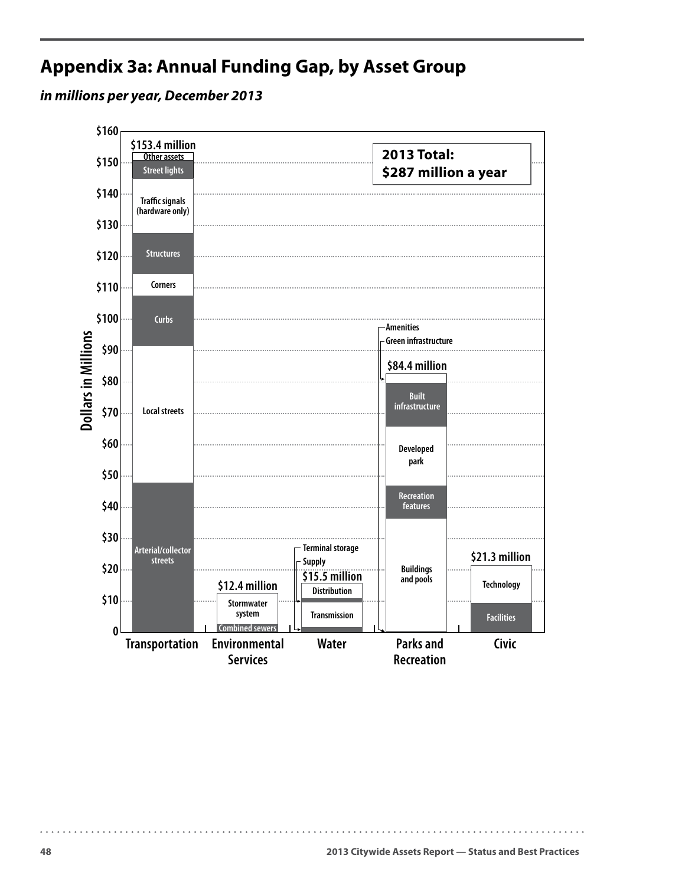# Appendix 3a: Annual Funding Gap, by Asset Group

***in millions per year, December 2013***

**2013 Total: $287 million a year**

Dollars in Millions

| Asset Group | Total | Components |
|---|---|---|
| Transportation | $153.4 million | Arterial/collector streets; Local streets; Curbs; Corners; Structures; Traffic signals (hardware only); Street lights; Other assets |
| Environmental Services | $12.4 million | Combined sewers; Stormwater system |
| Water | $15.5 million | Transmission; Supply; Terminal storage; Distribution |
| Parks and Recreation | $84.4 million | Buildings and pools; Recreation features; Developed park; Built infrastructure; Green infrastructure; Amenities |
| Civic | $21.3 million | Facilities; Technology |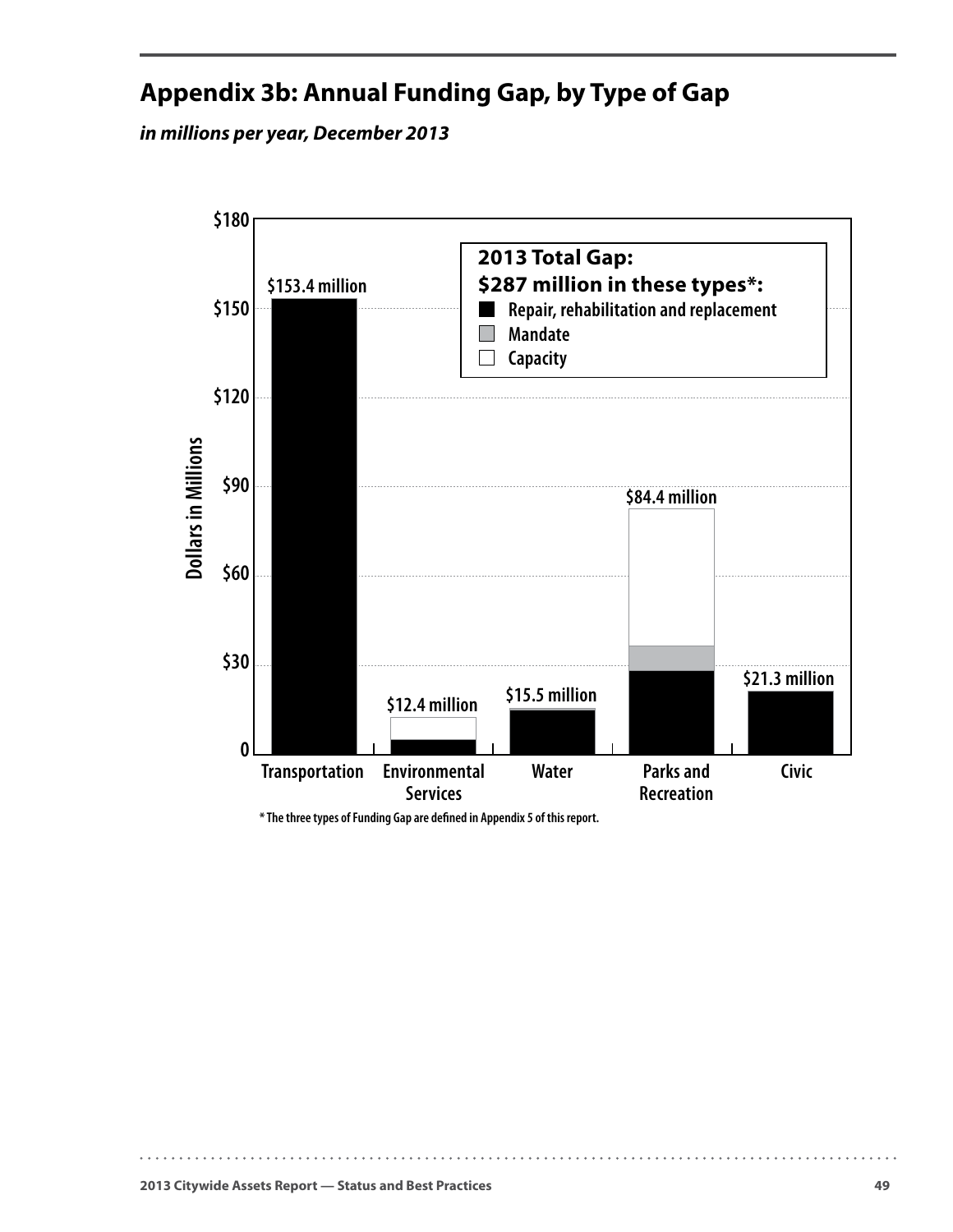## Appendix 3b: Annual Funding Gap, by Type of Gap

***in millions per year, December 2013***

**2013 Total Gap:**
**$287 million in these types*:**
- Repair, rehabilitation and replacement
- Mandate
- Capacity

| Category | Total Gap |
|---|---|
| Transportation | $153.4 million |
| Environmental Services | $12.4 million |
| Water | $15.5 million |
| Parks and Recreation | $84.4 million |
| Civic | $21.3 million |

Dollars in Millions

\* The three types of Funding Gap are defined in Appendix 5 of this report.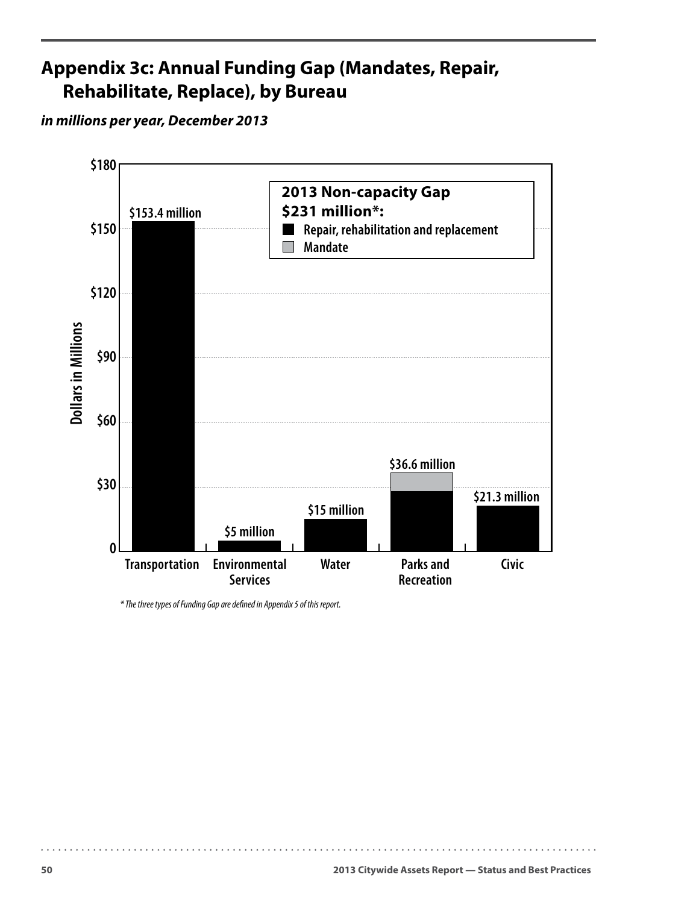# Appendix 3c: Annual Funding Gap (Mandates, Repair, Rehabilitate, Replace), by Bureau

*in millions per year, December 2013*

**2013 Non-capacity Gap $231 million*:**

- Repair, rehabilitation and replacement
- Mandate

| Bureau | Annual Funding Gap |
|---|---|
| Transportation | $153.4 million |
| Environmental Services | $5 million |
| Water | $15 million |
| Parks and Recreation | $36.6 million |
| Civic | $21.3 million |

*\* The three types of Funding Gap are defined in Appendix 5 of this report.*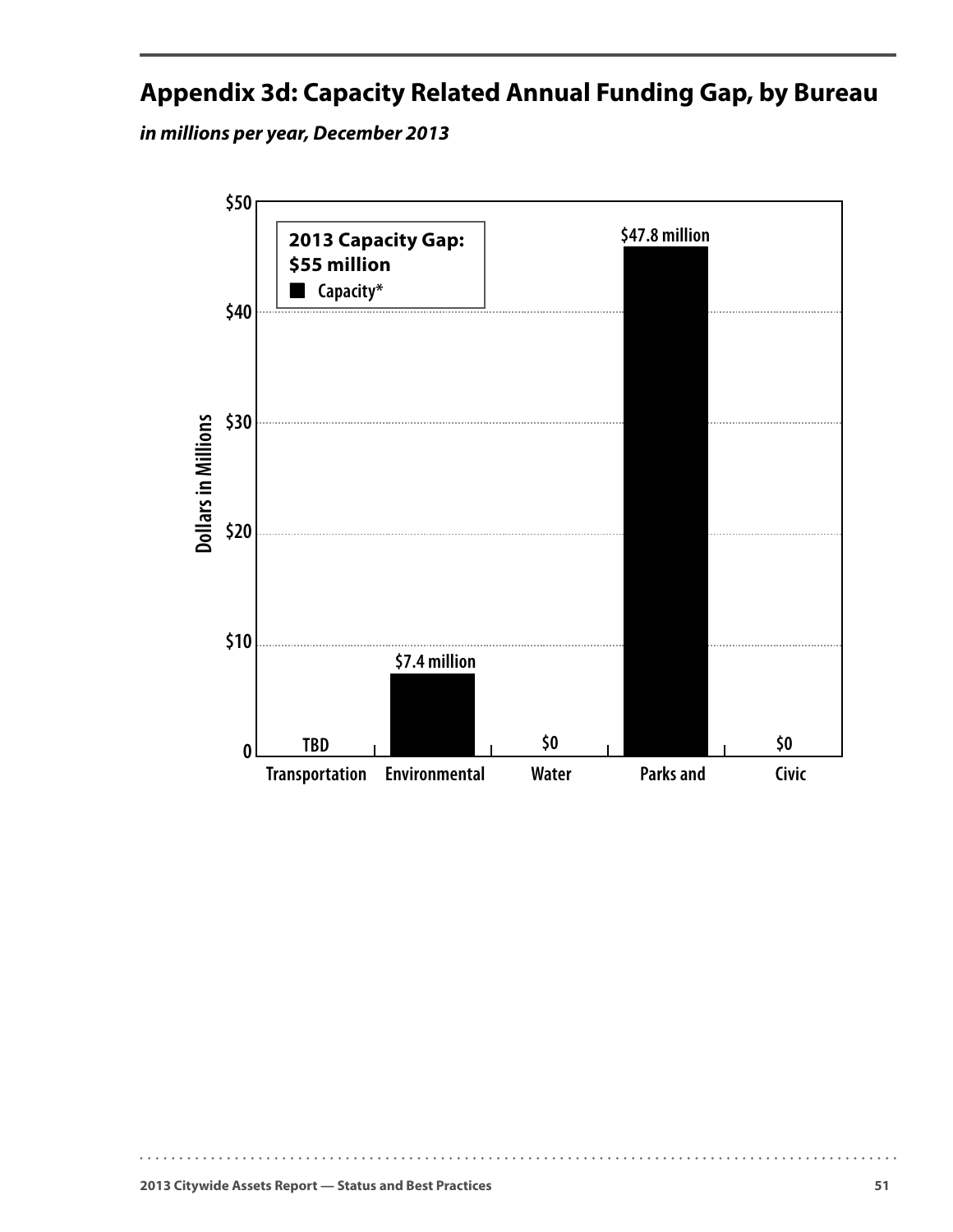# Appendix 3d: Capacity Related Annual Funding Gap, by Bureau

***in millions per year, December 2013***

**2013 Capacity Gap: $55 million**

■ Capacity*

| Bureau | Capacity Gap (Dollars in Millions) |
|---|---|
| Transportation | TBD |
| Environmental | $7.4 million |
| Water | $0 |
| Parks and | $47.8 million |
| Civic | $0 |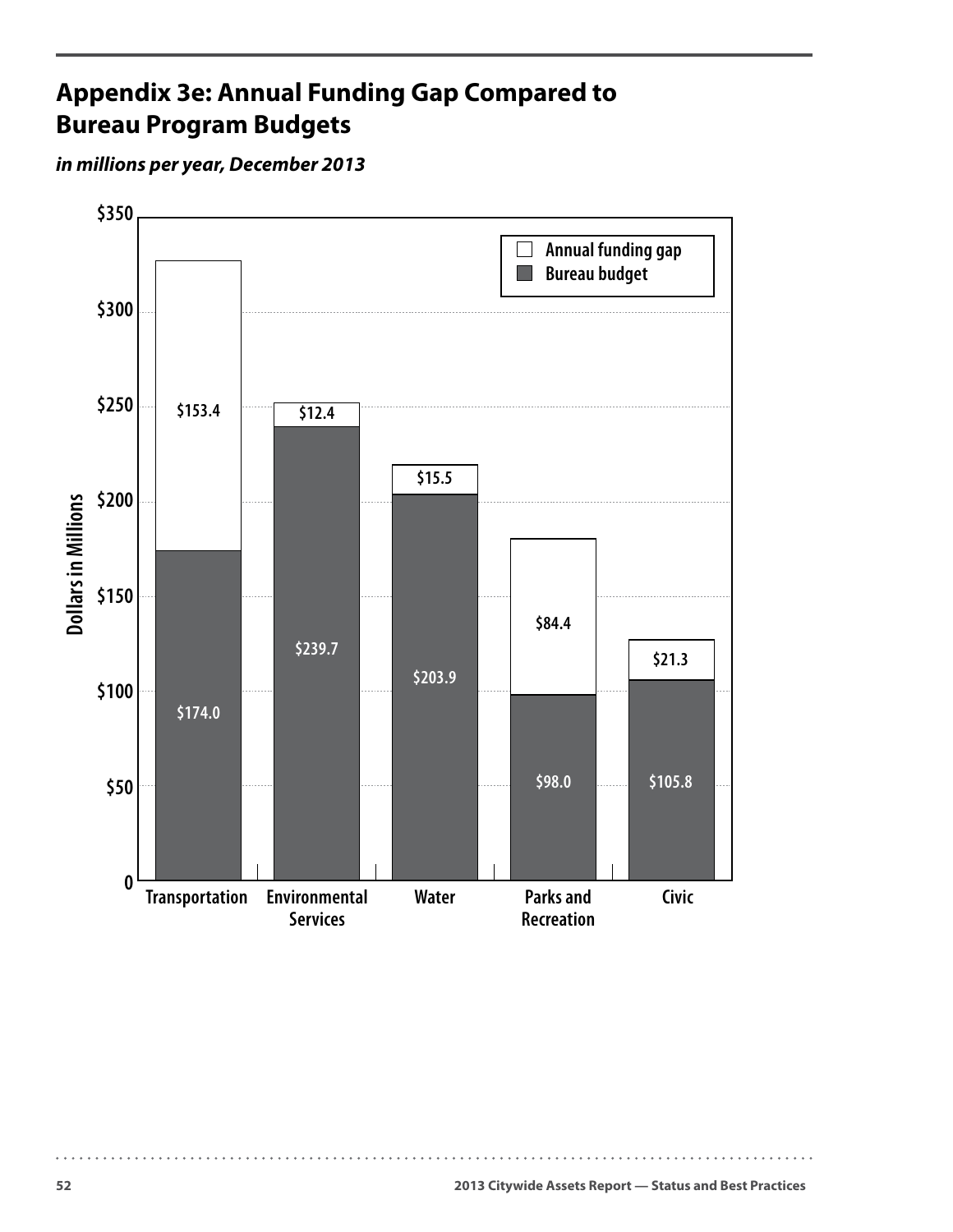## Appendix 3e: Annual Funding Gap Compared to Bureau Program Budgets

*in millions per year, December 2013*

| Bureau | Bureau budget | Annual funding gap |
|---|---|---|
| Transportation | $174.0 | $153.4 |
| Environmental Services | $239.7 | $12.4 |
| Water | $203.9 | $15.5 |
| Parks and Recreation | $98.0 | $84.4 |
| Civic | $105.8 | $21.3 |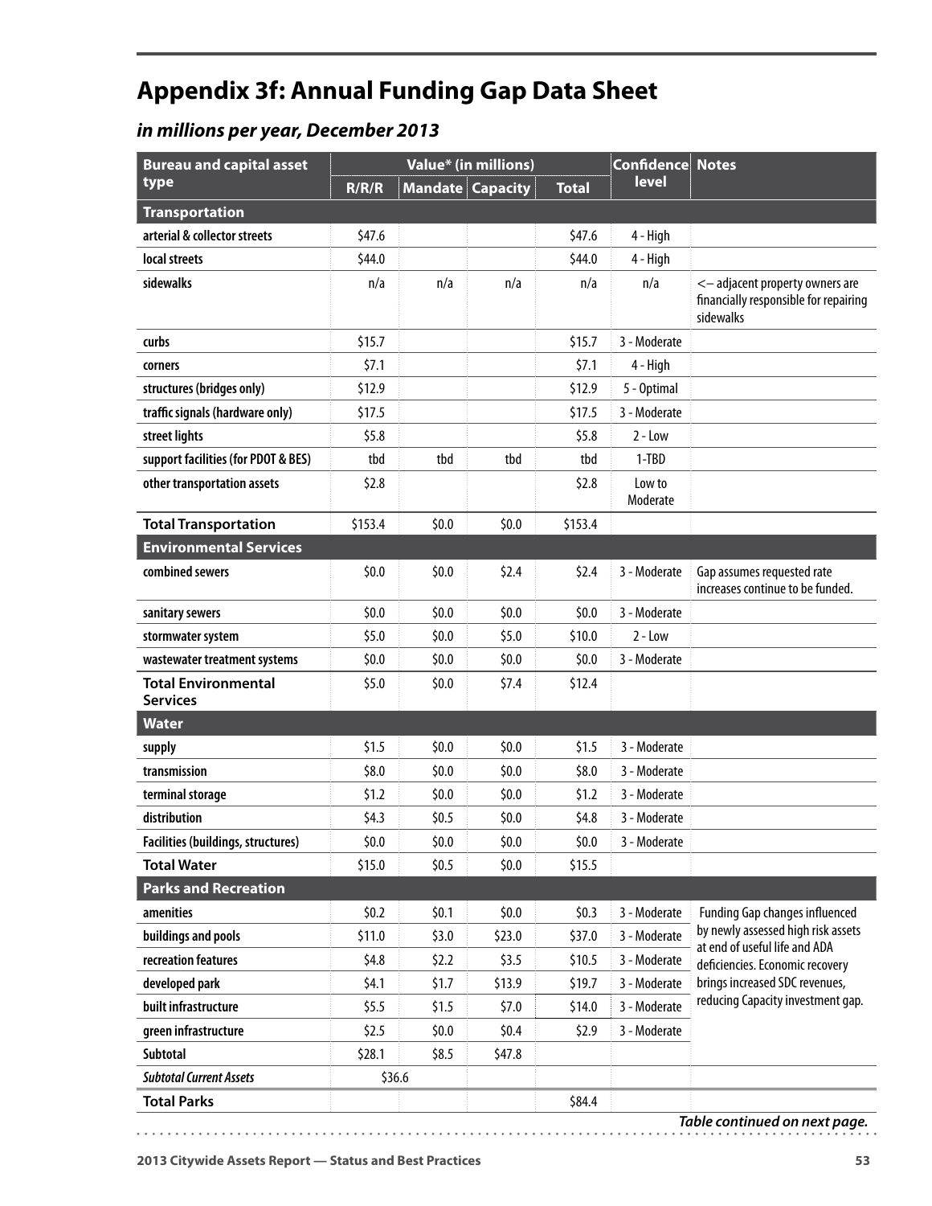# Appendix 3f: Annual Funding Gap Data Sheet

## *in millions per year, December 2013*

| Bureau and capital asset type | Value* (in millions) | | | | Confidence level | Notes |
|---|---|---|---|---|---|---|
| | R/R/R | Mandate | Capacity | Total | | |
| **Transportation** | | | | | | |
| arterial & collector streets | \$47.6 | | | \$47.6 | 4 - High | |
| local streets | \$44.0 | | | \$44.0 | 4 - High | |
| sidewalks | n/a | n/a | n/a | n/a | n/a | <– adjacent property owners are financially responsible for repairing sidewalks |
| curbs | \$15.7 | | | \$15.7 | 3 - Moderate | |
| corners | \$7.1 | | | \$7.1 | 4 - High | |
| structures (bridges only) | \$12.9 | | | \$12.9 | 5 - Optimal | |
| traffic signals (hardware only) | \$17.5 | | | \$17.5 | 3 - Moderate | |
| street lights | \$5.8 | | | \$5.8 | 2 - Low | |
| support facilities (for PDOT & BES) | tbd | tbd | tbd | tbd | 1-TBD | |
| other transportation assets | \$2.8 | | | \$2.8 | Low to Moderate | |
| **Total Transportation** | \$153.4 | \$0.0 | \$0.0 | \$153.4 | | |
| **Environmental Services** | | | | | | |
| combined sewers | \$0.0 | \$0.0 | \$2.4 | \$2.4 | 3 - Moderate | Gap assumes requested rate increases continue to be funded. |
| sanitary sewers | \$0.0 | \$0.0 | \$0.0 | \$0.0 | 3 - Moderate | |
| stormwater system | \$5.0 | \$0.0 | \$5.0 | \$10.0 | 2 - Low | |
| wastewater treatment systems | \$0.0 | \$0.0 | \$0.0 | \$0.0 | 3 - Moderate | |
| **Total Environmental Services** | \$5.0 | \$0.0 | \$7.4 | \$12.4 | | |
| **Water** | | | | | | |
| supply | \$1.5 | \$0.0 | \$0.0 | \$1.5 | 3 - Moderate | |
| transmission | \$8.0 | \$0.0 | \$0.0 | \$8.0 | 3 - Moderate | |
| terminal storage | \$1.2 | \$0.0 | \$0.0 | \$1.2 | 3 - Moderate | |
| distribution | \$4.3 | \$0.5 | \$0.0 | \$4.8 | 3 - Moderate | |
| Facilities (buildings, structures) | \$0.0 | \$0.0 | \$0.0 | \$0.0 | 3 - Moderate | |
| **Total Water** | \$15.0 | \$0.5 | \$0.0 | \$15.5 | | |
| **Parks and Recreation** | | | | | | |
| amenities | \$0.2 | \$0.1 | \$0.0 | \$0.3 | 3 - Moderate | Funding Gap changes influenced by newly assessed high risk assets at end of useful life and ADA deficiencies. Economic recovery brings increased SDC revenues, reducing Capacity investment gap. |
| buildings and pools | \$11.0 | \$3.0 | \$23.0 | \$37.0 | 3 - Moderate | |
| recreation features | \$4.8 | \$2.2 | \$3.5 | \$10.5 | 3 - Moderate | |
| developed park | \$4.1 | \$1.7 | \$13.9 | \$19.7 | 3 - Moderate | |
| built infrastructure | \$5.5 | \$1.5 | \$7.0 | \$14.0 | 3 - Moderate | |
| green infrastructure | \$2.5 | \$0.0 | \$0.4 | \$2.9 | 3 - Moderate | |
| Subtotal | \$28.1 | \$8.5 | \$47.8 | | | |
| *Subtotal Current Assets* | \$36.6 | | | | | |
| **Total Parks** | | | | \$84.4 | | |

***Table continued on next page.***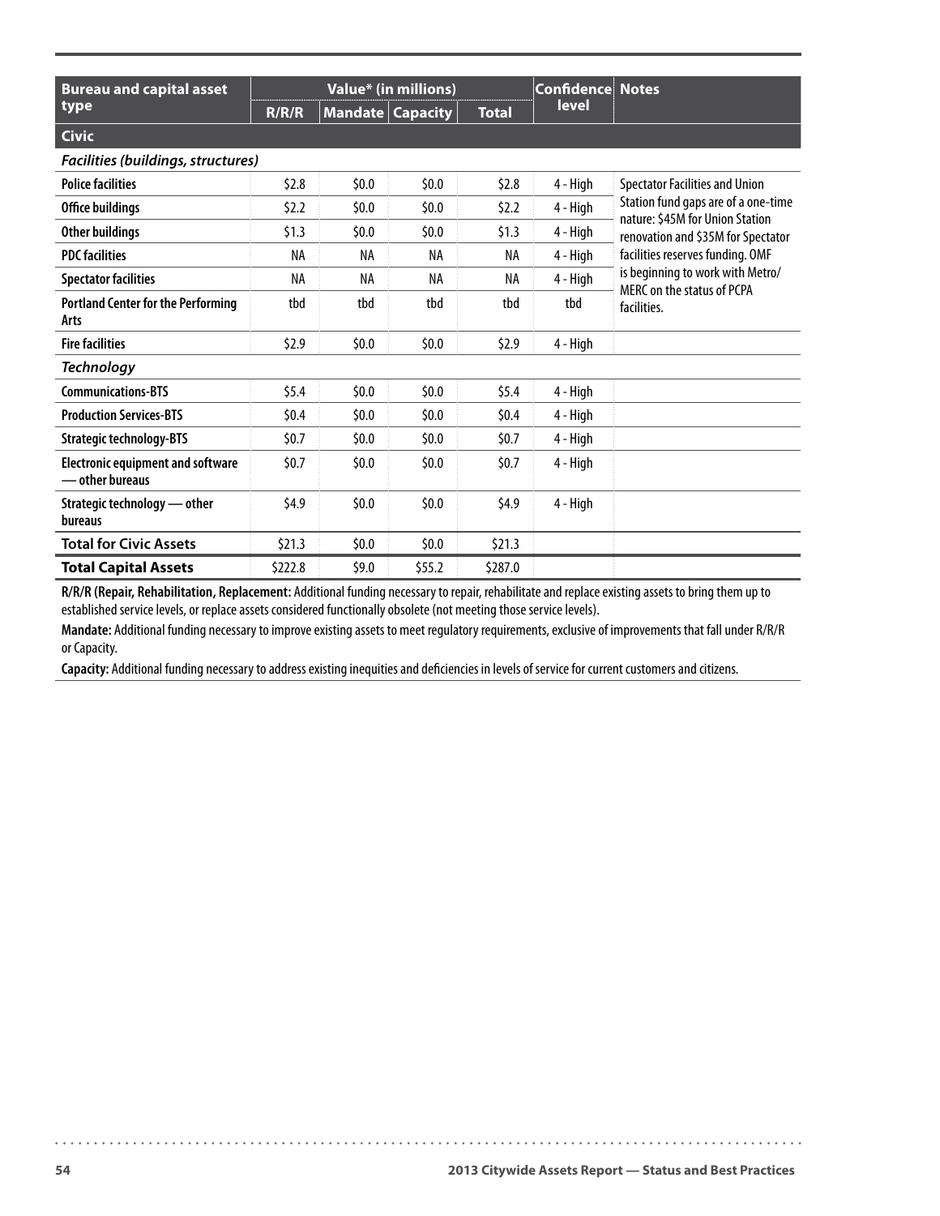| Bureau and capital asset type | Value* (in millions) | | | | Confidence level | Notes |
|---|---|---|---|---|---|---|
| | R/R/R | Mandate | Capacity | Total | | |
| **Civic** | | | | | | |
| ***Facilities (buildings, structures)*** | | | | | | |
| **Police facilities** | $2.8 | $0.0 | $0.0 | $2.8 | 4 - High | Spectator Facilities and Union Station fund gaps are of a one-time nature: $45M for Union Station renovation and $35M for Spectator facilities reserves funding. OMF is beginning to work with Metro/ MERC on the status of PCPA facilities. |
| **Office buildings** | $2.2 | $0.0 | $0.0 | $2.2 | 4 - High | |
| **Other buildings** | $1.3 | $0.0 | $0.0 | $1.3 | 4 - High | |
| **PDC facilities** | NA | NA | NA | NA | 4 - High | |
| **Spectator facilities** | NA | NA | NA | NA | 4 - High | |
| **Portland Center for the Performing Arts** | tbd | tbd | tbd | tbd | tbd | |
| **Fire facilities** | $2.9 | $0.0 | $0.0 | $2.9 | 4 - High | |
| ***Technology*** | | | | | | |
| **Communications-BTS** | $5.4 | $0.0 | $0.0 | $5.4 | 4 - High | |
| **Production Services-BTS** | $0.4 | $0.0 | $0.0 | $0.4 | 4 - High | |
| **Strategic technology-BTS** | $0.7 | $0.0 | $0.0 | $0.7 | 4 - High | |
| **Electronic equipment and software — other bureaus** | $0.7 | $0.0 | $0.0 | $0.7 | 4 - High | |
| **Strategic technology — other bureaus** | $4.9 | $0.0 | $0.0 | $4.9 | 4 - High | |
| **Total for Civic Assets** | $21.3 | $0.0 | $0.0 | $21.3 | | |
| **Total Capital Assets** | $222.8 | $9.0 | $55.2 | $287.0 | | |

**R/R/R (Repair, Rehabilitation, Replacement:** Additional funding necessary to repair, rehabilitate and replace existing assets to bring them up to established service levels, or replace assets considered functionally obsolete (not meeting those service levels).

**Mandate:** Additional funding necessary to improve existing assets to meet regulatory requirements, exclusive of improvements that fall under R/R/R or Capacity.

**Capacity:** Additional funding necessary to address existing inequities and deficiencies in levels of service for current customers and citizens.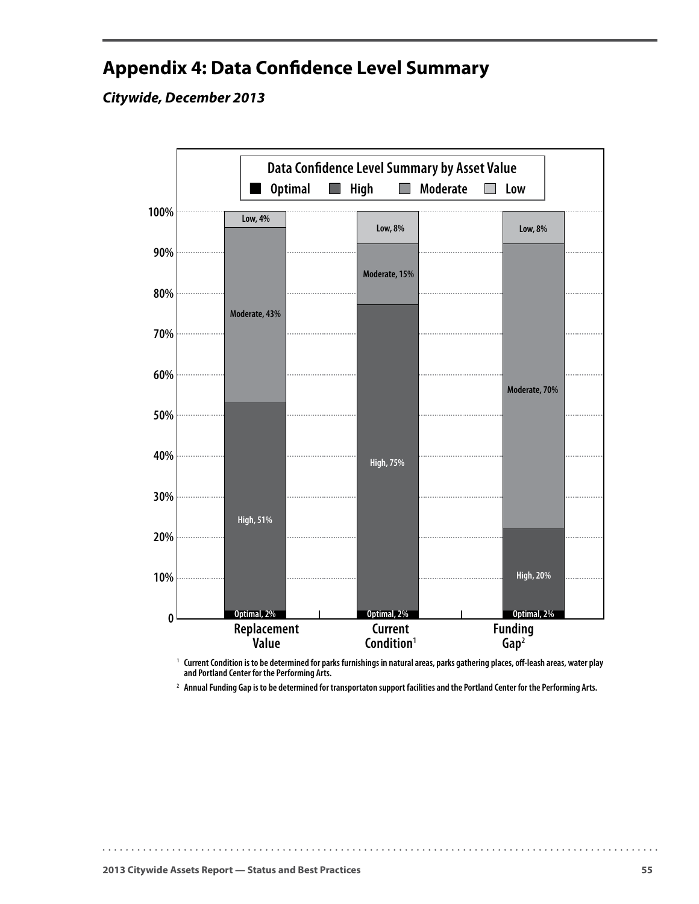# Appendix 4: Data Confidence Level Summary

***Citywide, December 2013***

**Data Confidence Level Summary by Asset Value**

| | Optimal | High | Moderate | Low |
|---|---|---|---|---|
| Replacement Value | 2% | 51% | 43% | 4% |
| Current Condition[1] | 2% | 75% | 15% | 8% |
| Funding Gap[2] | 2% | 20% | 70% | 8% |

[1] Current Condition is to be determined for parks furnishings in natural areas, parks gathering places, off-leash areas, water play and Portland Center for the Performing Arts.

[2] Annual Funding Gap is to be determined for transportaton support facilities and the Portland Center for the Performing Arts.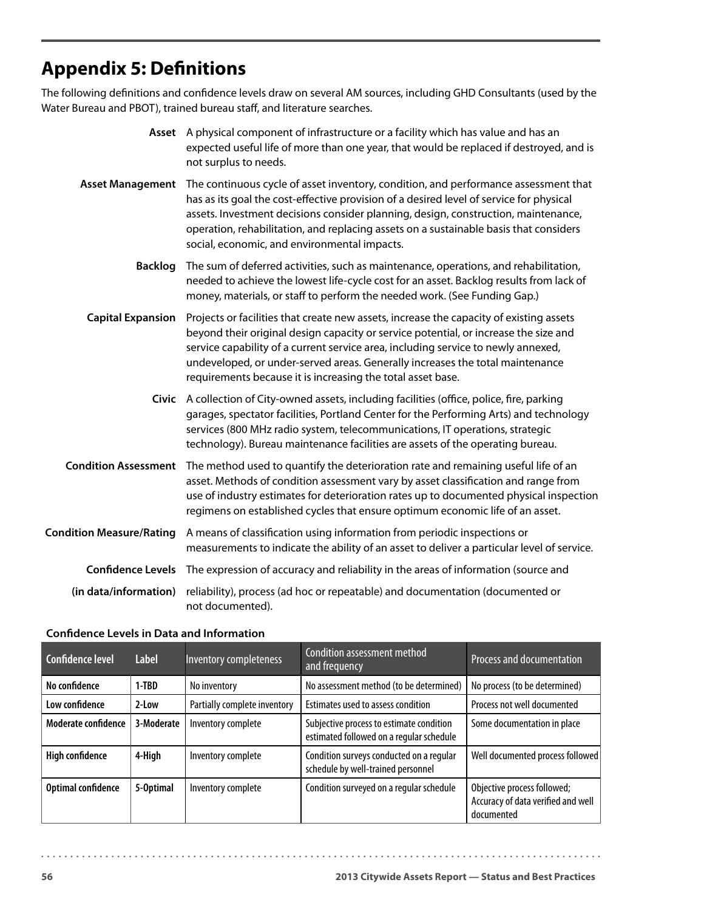# Appendix 5: Definitions

The following definitions and confidence levels draw on several AM sources, including GHD Consultants (used by the Water Bureau and PBOT), trained bureau staff, and literature searches.

**Asset** A physical component of infrastructure or a facility which has value and has an expected useful life of more than one year, that would be replaced if destroyed, and is not surplus to needs.

**Asset Management** The continuous cycle of asset inventory, condition, and performance assessment that has as its goal the cost-effective provision of a desired level of service for physical assets. Investment decisions consider planning, design, construction, maintenance, operation, rehabilitation, and replacing assets on a sustainable basis that considers social, economic, and environmental impacts.

**Backlog** The sum of deferred activities, such as maintenance, operations, and rehabilitation, needed to achieve the lowest life-cycle cost for an asset. Backlog results from lack of money, materials, or staff to perform the needed work. (See Funding Gap.)

**Capital Expansion** Projects or facilities that create new assets, increase the capacity of existing assets beyond their original design capacity or service potential, or increase the size and service capability of a current service area, including service to newly annexed, undeveloped, or under-served areas. Generally increases the total maintenance requirements because it is increasing the total asset base.

**Civic** A collection of City-owned assets, including facilities (office, police, fire, parking garages, spectator facilities, Portland Center for the Performing Arts) and technology services (800 MHz radio system, telecommunications, IT operations, strategic technology). Bureau maintenance facilities are assets of the operating bureau.

**Condition Assessment** The method used to quantify the deterioration rate and remaining useful life of an asset. Methods of condition assessment vary by asset classification and range from use of industry estimates for deterioration rates up to documented physical inspection regimens on established cycles that ensure optimum economic life of an asset.

**Condition Measure/Rating** A means of classification using information from periodic inspections or measurements to indicate the ability of an asset to deliver a particular level of service.

**Confidence Levels (in data/information)** The expression of accuracy and reliability in the areas of information (source and reliability), process (ad hoc or repeatable) and documentation (documented or not documented).

**Confidence Levels in Data and Information**

| Confidence level | Label | Inventory completeness | Condition assessment method and frequency | Process and documentation |
|---|---|---|---|---|
| **No confidence** | **1-TBD** | No inventory | No assessment method (to be determined) | No process (to be determined) |
| **Low confidence** | **2-Low** | Partially complete inventory | Estimates used to assess condition | Process not well documented |
| **Moderate confidence** | **3-Moderate** | Inventory complete | Subjective process to estimate condition estimated followed on a regular schedule | Some documentation in place |
| **High confidence** | **4-High** | Inventory complete | Condition surveys conducted on a regular schedule by well-trained personnel | Well documented process followed |
| **Optimal confidence** | **5-Optimal** | Inventory complete | Condition surveyed on a regular schedule | Objective process followed; Accuracy of data verified and well documented |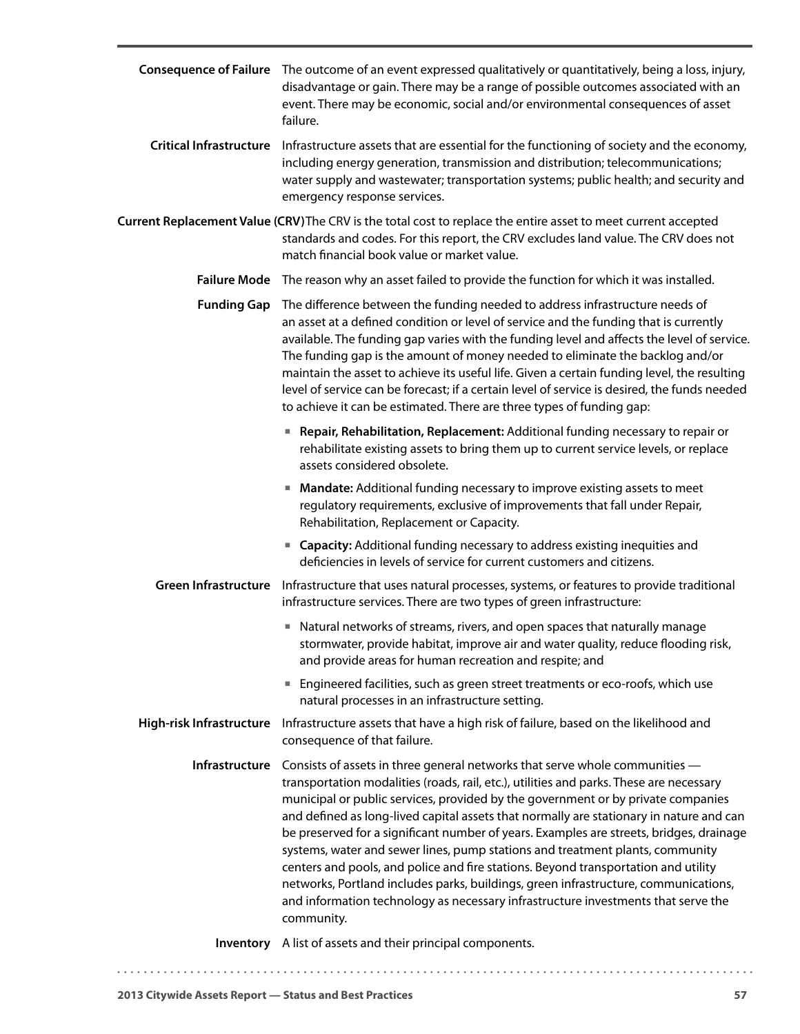**Consequence of Failure** The outcome of an event expressed qualitatively or quantitatively, being a loss, injury, disadvantage or gain. There may be a range of possible outcomes associated with an event. There may be economic, social and/or environmental consequences of asset failure.

**Critical Infrastructure** Infrastructure assets that are essential for the functioning of society and the economy, including energy generation, transmission and distribution; telecommunications; water supply and wastewater; transportation systems; public health; and security and emergency response services.

**Current Replacement Value (CRV)** The CRV is the total cost to replace the entire asset to meet current accepted standards and codes. For this report, the CRV excludes land value. The CRV does not match financial book value or market value.

**Failure Mode** The reason why an asset failed to provide the function for which it was installed.

**Funding Gap** The difference between the funding needed to address infrastructure needs of an asset at a defined condition or level of service and the funding that is currently available. The funding gap varies with the funding level and affects the level of service. The funding gap is the amount of money needed to eliminate the backlog and/or maintain the asset to achieve its useful life. Given a certain funding level, the resulting level of service can be forecast; if a certain level of service is desired, the funds needed to achieve it can be estimated. There are three types of funding gap:

- **Repair, Rehabilitation, Replacement:** Additional funding necessary to repair or rehabilitate existing assets to bring them up to current service levels, or replace assets considered obsolete.
- **Mandate:** Additional funding necessary to improve existing assets to meet regulatory requirements, exclusive of improvements that fall under Repair, Rehabilitation, Replacement or Capacity.
- **Capacity:** Additional funding necessary to address existing inequities and deficiencies in levels of service for current customers and citizens.

**Green Infrastructure** Infrastructure that uses natural processes, systems, or features to provide traditional infrastructure services. There are two types of green infrastructure:

- Natural networks of streams, rivers, and open spaces that naturally manage stormwater, provide habitat, improve air and water quality, reduce flooding risk, and provide areas for human recreation and respite; and
- Engineered facilities, such as green street treatments or eco-roofs, which use natural processes in an infrastructure setting.

**High-risk Infrastructure** Infrastructure assets that have a high risk of failure, based on the likelihood and consequence of that failure.

**Infrastructure** Consists of assets in three general networks that serve whole communities — transportation modalities (roads, rail, etc.), utilities and parks. These are necessary municipal or public services, provided by the government or by private companies and defined as long-lived capital assets that normally are stationary in nature and can be preserved for a significant number of years. Examples are streets, bridges, drainage systems, water and sewer lines, pump stations and treatment plants, community centers and pools, and police and fire stations. Beyond transportation and utility networks, Portland includes parks, buildings, green infrastructure, communications, and information technology as necessary infrastructure investments that serve the community.

**Inventory** A list of assets and their principal components.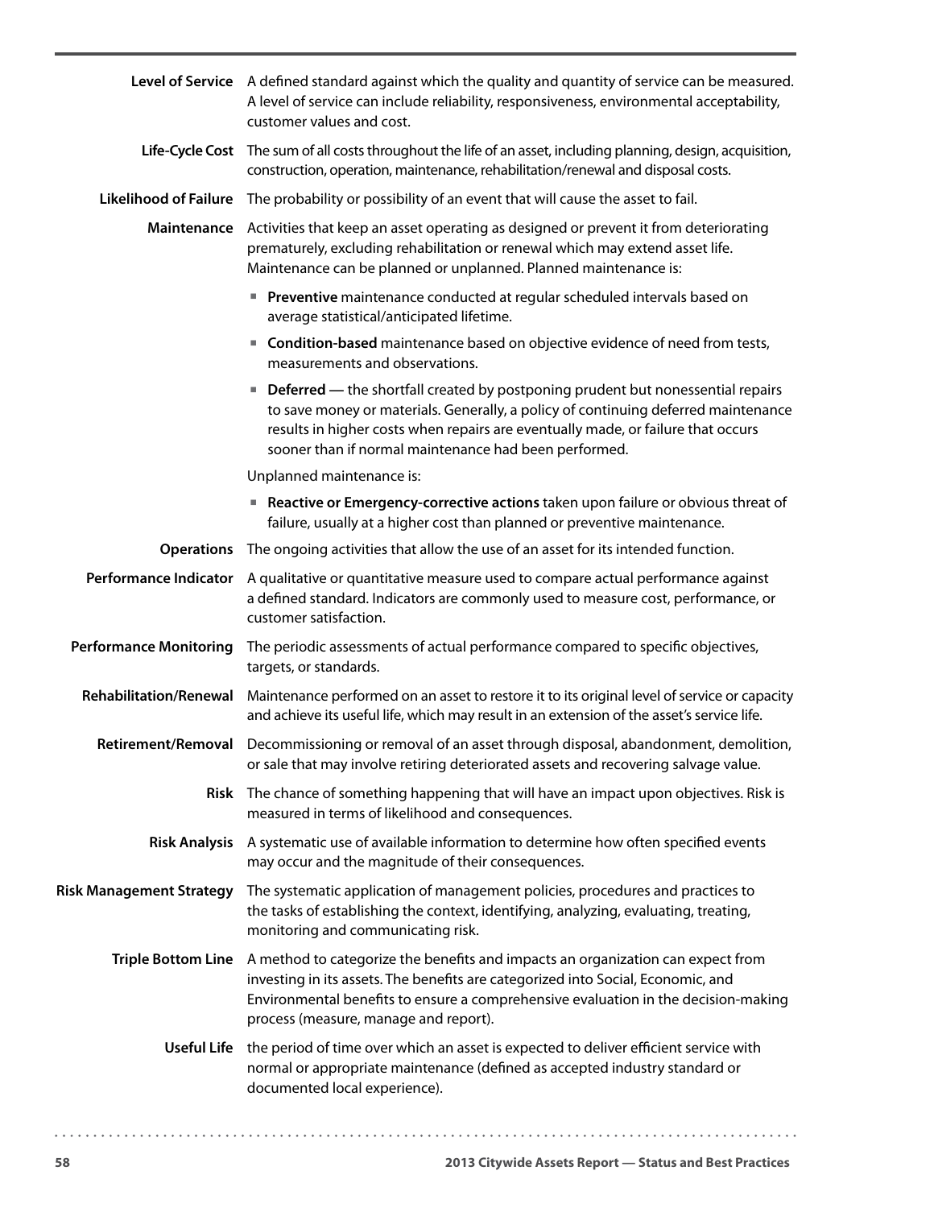**Level of Service** A defined standard against which the quality and quantity of service can be measured. A level of service can include reliability, responsiveness, environmental acceptability, customer values and cost.

**Life-Cycle Cost** The sum of all costs throughout the life of an asset, including planning, design, acquisition, construction, operation, maintenance, rehabilitation/renewal and disposal costs.

**Likelihood of Failure** The probability or possibility of an event that will cause the asset to fail.

**Maintenance** Activities that keep an asset operating as designed or prevent it from deteriorating prematurely, excluding rehabilitation or renewal which may extend asset life. Maintenance can be planned or unplanned. Planned maintenance is:

- **Preventive** maintenance conducted at regular scheduled intervals based on average statistical/anticipated lifetime.
- **Condition-based** maintenance based on objective evidence of need from tests, measurements and observations.
- **Deferred** — the shortfall created by postponing prudent but nonessential repairs to save money or materials. Generally, a policy of continuing deferred maintenance results in higher costs when repairs are eventually made, or failure that occurs sooner than if normal maintenance had been performed.

Unplanned maintenance is:

- **Reactive or Emergency-corrective actions** taken upon failure or obvious threat of failure, usually at a higher cost than planned or preventive maintenance.

**Operations** The ongoing activities that allow the use of an asset for its intended function.

**Performance Indicator** A qualitative or quantitative measure used to compare actual performance against a defined standard. Indicators are commonly used to measure cost, performance, or customer satisfaction.

**Performance Monitoring** The periodic assessments of actual performance compared to specific objectives, targets, or standards.

**Rehabilitation/Renewal** Maintenance performed on an asset to restore it to its original level of service or capacity and achieve its useful life, which may result in an extension of the asset's service life.

**Retirement/Removal** Decommissioning or removal of an asset through disposal, abandonment, demolition, or sale that may involve retiring deteriorated assets and recovering salvage value.

**Risk** The chance of something happening that will have an impact upon objectives. Risk is measured in terms of likelihood and consequences.

**Risk Analysis** A systematic use of available information to determine how often specified events may occur and the magnitude of their consequences.

**Risk Management Strategy** The systematic application of management policies, procedures and practices to the tasks of establishing the context, identifying, analyzing, evaluating, treating, monitoring and communicating risk.

**Triple Bottom Line** A method to categorize the benefits and impacts an organization can expect from investing in its assets. The benefits are categorized into Social, Economic, and Environmental benefits to ensure a comprehensive evaluation in the decision-making process (measure, manage and report).

**Useful Life** the period of time over which an asset is expected to deliver efficient service with normal or appropriate maintenance (defined as accepted industry standard or documented local experience).